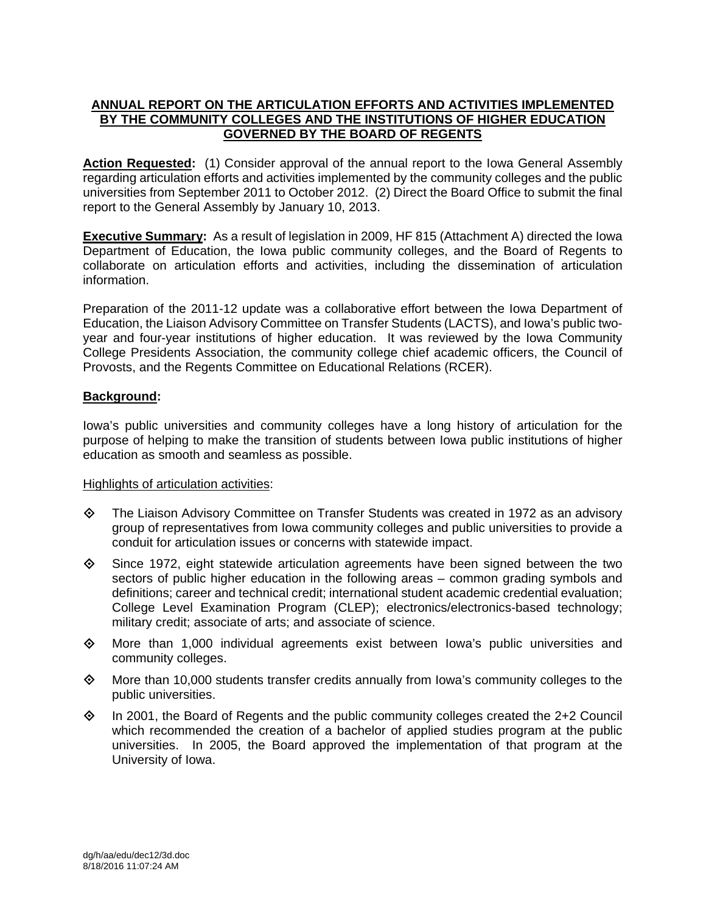**ANNUAL REPORT ON THE ARTICULATION EFFORTS AND ACTIVITIES IMPLEMENTED BY THE COMMUNITY COLLEGES AND THE INSTITUTIONS OF HIGHER EDUCATION GOVERNED BY THE BOARD OF REGENTS**

**Action Requested:** (1) Consider approval of the annual report to the Iowa General Assembly regarding articulation efforts and activities implemented by the community colleges and the public universities from September 2011 to October 2012. (2) Direct the Board Office to submit the final report to the General Assembly by January 10, 2013.

**Executive Summary:** As a result of legislation in 2009, HF 815 (Attachment A) directed the Iowa Department of Education, the Iowa public community colleges, and the Board of Regents to collaborate on articulation efforts and activities, including the dissemination of articulation information.

Preparation of the 2011-12 update was a collaborative effort between the Iowa Department of Education, the Liaison Advisory Committee on Transfer Students (LACTS), and Iowa's public two-year and four-year institutions of higher education. It was reviewed by the Iowa Community College Presidents Association, the community college chief academic officers, the Council of Provosts, and the Regents Committee on Educational Relations (RCER).

**Background:**

Iowa's public universities and community colleges have a long history of articulation for the purpose of helping to make the transition of students between Iowa public institutions of higher education as smooth and seamless as possible.

Highlights of articulation activities:

- The Liaison Advisory Committee on Transfer Students was created in 1972 as an advisory group of representatives from Iowa community colleges and public universities to provide a conduit for articulation issues or concerns with statewide impact.
- Since 1972, eight statewide articulation agreements have been signed between the two sectors of public higher education in the following areas – common grading symbols and definitions; career and technical credit; international student academic credential evaluation; College Level Examination Program (CLEP); electronics/electronics-based technology; military credit; associate of arts; and associate of science.
- More than 1,000 individual agreements exist between Iowa's public universities and community colleges.
- More than 10,000 students transfer credits annually from Iowa's community colleges to the public universities.
- In 2001, the Board of Regents and the public community colleges created the 2+2 Council which recommended the creation of a bachelor of applied studies program at the public universities. In 2005, the Board approved the implementation of that program at the University of Iowa.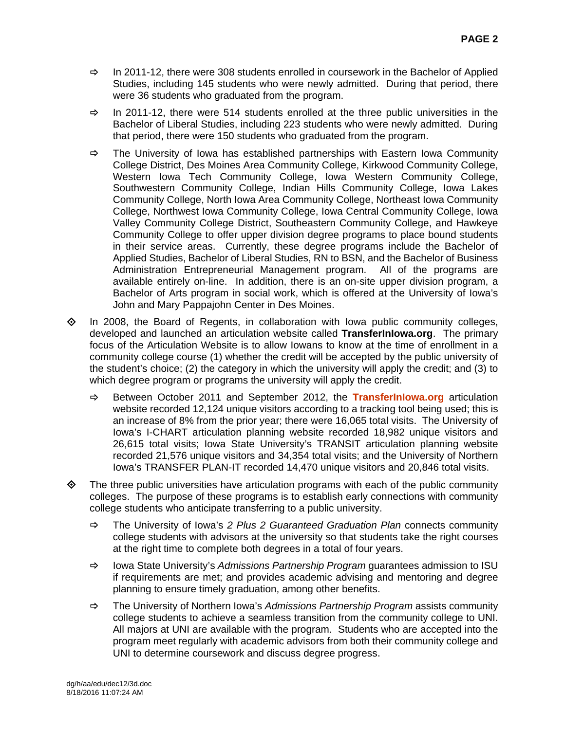- In 2011-12, there were 308 students enrolled in coursework in the Bachelor of Applied Studies, including 145 students who were newly admitted. During that period, there were 36 students who graduated from the program.
- In 2011-12, there were 514 students enrolled at the three public universities in the Bachelor of Liberal Studies, including 223 students who were newly admitted. During that period, there were 150 students who graduated from the program.
- The University of Iowa has established partnerships with Eastern Iowa Community College District, Des Moines Area Community College, Kirkwood Community College, Western Iowa Tech Community College, Iowa Western Community College, Southwestern Community College, Indian Hills Community College, Iowa Lakes Community College, North Iowa Area Community College, Northeast Iowa Community College, Northwest Iowa Community College, Iowa Central Community College, Iowa Valley Community College District, Southeastern Community College, and Hawkeye Community College to offer upper division degree programs to place bound students in their service areas. Currently, these degree programs include the Bachelor of Applied Studies, Bachelor of Liberal Studies, RN to BSN, and the Bachelor of Business Administration Entrepreneurial Management program. All of the programs are available entirely on-line. In addition, there is an on-site upper division program, a Bachelor of Arts program in social work, which is offered at the University of Iowa's John and Mary Pappajohn Center in Des Moines.

- In 2008, the Board of Regents, in collaboration with Iowa public community colleges, developed and launched an articulation website called **TransferInIowa.org**. The primary focus of the Articulation Website is to allow Iowans to know at the time of enrollment in a community college course (1) whether the credit will be accepted by the public university of the student's choice; (2) the category in which the university will apply the credit; and (3) to which degree program or programs the university will apply the credit.
  - Between October 2011 and September 2012, the **TransferInIowa.org** articulation website recorded 12,124 unique visitors according to a tracking tool being used; this is an increase of 8% from the prior year; there were 16,065 total visits. The University of Iowa's I-CHART articulation planning website recorded 18,982 unique visitors and 26,615 total visits; Iowa State University's TRANSIT articulation planning website recorded 21,576 unique visitors and 34,354 total visits; and the University of Northern Iowa's TRANSFER PLAN-IT recorded 14,470 unique visitors and 20,846 total visits.

- The three public universities have articulation programs with each of the public community colleges. The purpose of these programs is to establish early connections with community college students who anticipate transferring to a public university.
  - The University of Iowa's *2 Plus 2 Guaranteed Graduation Plan* connects community college students with advisors at the university so that students take the right courses at the right time to complete both degrees in a total of four years.
  - Iowa State University's *Admissions Partnership Program* guarantees admission to ISU if requirements are met; and provides academic advising and mentoring and degree planning to ensure timely graduation, among other benefits.
  - The University of Northern Iowa's *Admissions Partnership Program* assists community college students to achieve a seamless transition from the community college to UNI. All majors at UNI are available with the program. Students who are accepted into the program meet regularly with academic advisors from both their community college and UNI to determine coursework and discuss degree progress.

dg/h/aa/edu/dec12/3d.doc
8/18/2016 11:07:24 AM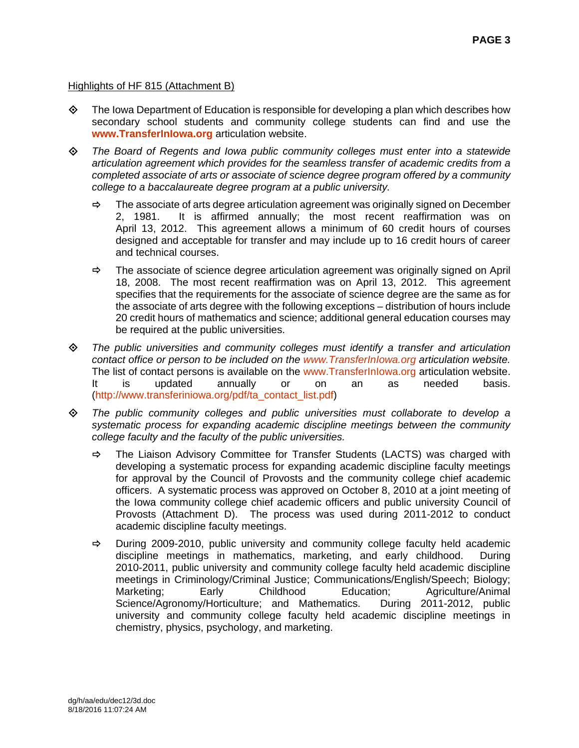Highlights of HF 815 (Attachment B)

- The Iowa Department of Education is responsible for developing a plan which describes how secondary school students and community college students can find and use the **www.TransferInIowa.org** articulation website.

- *The Board of Regents and Iowa public community colleges must enter into a statewide articulation agreement which provides for the seamless transfer of academic credits from a completed associate of arts or associate of science degree program offered by a community college to a baccalaureate degree program at a public university.*

  - The associate of arts degree articulation agreement was originally signed on December 2, 1981. It is affirmed annually; the most recent reaffirmation was on April 13, 2012. This agreement allows a minimum of 60 credit hours of courses designed and acceptable for transfer and may include up to 16 credit hours of career and technical courses.

  - The associate of science degree articulation agreement was originally signed on April 18, 2008. The most recent reaffirmation was on April 13, 2012. This agreement specifies that the requirements for the associate of science degree are the same as for the associate of arts degree with the following exceptions – distribution of hours include 20 credit hours of mathematics and science; additional general education courses may be required at the public universities.

- *The public universities and community colleges must identify a transfer and articulation contact office or person to be included on the www.TransferInIowa.org articulation website.* The list of contact persons is available on the www.TransferInIowa.org articulation website. It is updated annually or on an as needed basis. (http://www.transferiniowa.org/pdf/ta_contact_list.pdf)

- *The public community colleges and public universities must collaborate to develop a systematic process for expanding academic discipline meetings between the community college faculty and the faculty of the public universities.*

  - The Liaison Advisory Committee for Transfer Students (LACTS) was charged with developing a systematic process for expanding academic discipline faculty meetings for approval by the Council of Provosts and the community college chief academic officers. A systematic process was approved on October 8, 2010 at a joint meeting of the Iowa community college chief academic officers and public university Council of Provosts (Attachment D). The process was used during 2011-2012 to conduct academic discipline faculty meetings.

  - During 2009-2010, public university and community college faculty held academic discipline meetings in mathematics, marketing, and early childhood. During 2010-2011, public university and community college faculty held academic discipline meetings in Criminology/Criminal Justice; Communications/English/Speech; Biology; Marketing; Early Childhood Education; Agriculture/Animal Science/Agronomy/Horticulture; and Mathematics. During 2011-2012, public university and community college faculty held academic discipline meetings in chemistry, physics, psychology, and marketing.

dg/h/aa/edu/dec12/3d.doc
8/18/2016 11:07:24 AM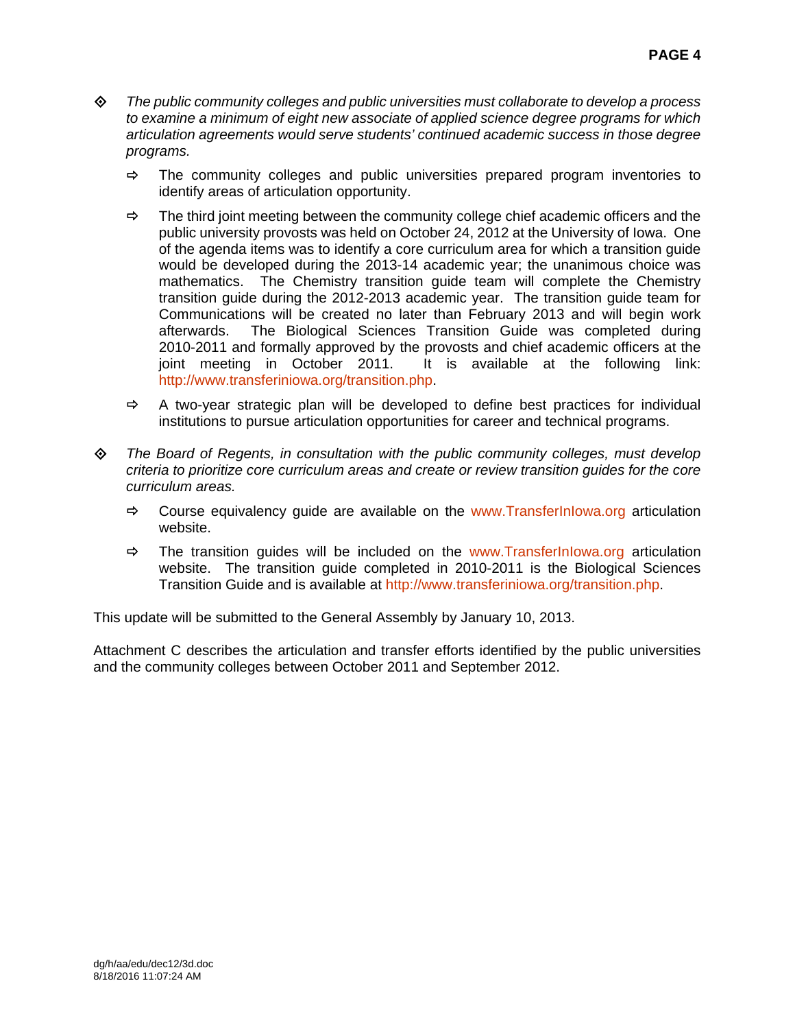- *The public community colleges and public universities must collaborate to develop a process to examine a minimum of eight new associate of applied science degree programs for which articulation agreements would serve students' continued academic success in those degree programs.*

  - The community colleges and public universities prepared program inventories to identify areas of articulation opportunity.

  - The third joint meeting between the community college chief academic officers and the public university provosts was held on October 24, 2012 at the University of Iowa. One of the agenda items was to identify a core curriculum area for which a transition guide would be developed during the 2013-14 academic year; the unanimous choice was mathematics. The Chemistry transition guide team will complete the Chemistry transition guide during the 2012-2013 academic year. The transition guide team for Communications will be created no later than February 2013 and will begin work afterwards. The Biological Sciences Transition Guide was completed during 2010-2011 and formally approved by the provosts and chief academic officers at the joint meeting in October 2011. It is available at the following link: http://www.transferiniowa.org/transition.php.

  - A two-year strategic plan will be developed to define best practices for individual institutions to pursue articulation opportunities for career and technical programs.

- *The Board of Regents, in consultation with the public community colleges, must develop criteria to prioritize core curriculum areas and create or review transition guides for the core curriculum areas.*

  - Course equivalency guide are available on the www.TransferInIowa.org articulation website.

  - The transition guides will be included on the www.TransferInIowa.org articulation website. The transition guide completed in 2010-2011 is the Biological Sciences Transition Guide and is available at http://www.transferiniowa.org/transition.php.

This update will be submitted to the General Assembly by January 10, 2013.

Attachment C describes the articulation and transfer efforts identified by the public universities and the community colleges between October 2011 and September 2012.

dg/h/aa/edu/dec12/3d.doc
8/18/2016 11:07:24 AM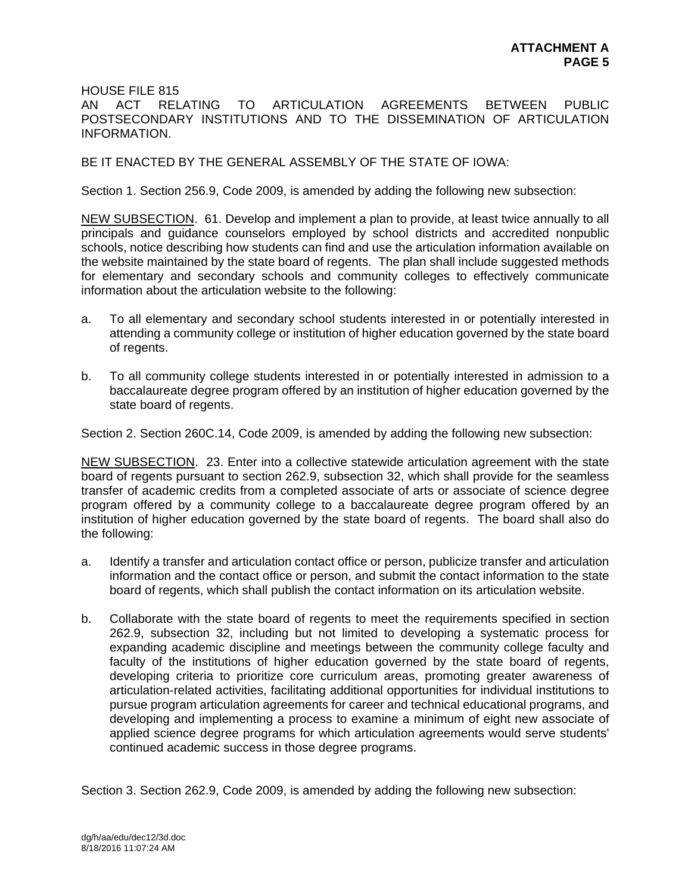HOUSE FILE 815
AN ACT RELATING TO ARTICULATION AGREEMENTS BETWEEN PUBLIC POSTSECONDARY INSTITUTIONS AND TO THE DISSEMINATION OF ARTICULATION INFORMATION.

BE IT ENACTED BY THE GENERAL ASSEMBLY OF THE STATE OF IOWA:

Section 1. Section 256.9, Code 2009, is amended by adding the following new subsection:

NEW SUBSECTION. 61. Develop and implement a plan to provide, at least twice annually to all principals and guidance counselors employed by school districts and accredited nonpublic schools, notice describing how students can find and use the articulation information available on the website maintained by the state board of regents. The plan shall include suggested methods for elementary and secondary schools and community colleges to effectively communicate information about the articulation website to the following:

a. To all elementary and secondary school students interested in or potentially interested in attending a community college or institution of higher education governed by the state board of regents.

b. To all community college students interested in or potentially interested in admission to a baccalaureate degree program offered by an institution of higher education governed by the state board of regents.

Section 2. Section 260C.14, Code 2009, is amended by adding the following new subsection:

NEW SUBSECTION. 23. Enter into a collective statewide articulation agreement with the state board of regents pursuant to section 262.9, subsection 32, which shall provide for the seamless transfer of academic credits from a completed associate of arts or associate of science degree program offered by a community college to a baccalaureate degree program offered by an institution of higher education governed by the state board of regents. The board shall also do the following:

a. Identify a transfer and articulation contact office or person, publicize transfer and articulation information and the contact office or person, and submit the contact information to the state board of regents, which shall publish the contact information on its articulation website.

b. Collaborate with the state board of regents to meet the requirements specified in section 262.9, subsection 32, including but not limited to developing a systematic process for expanding academic discipline and meetings between the community college faculty and faculty of the institutions of higher education governed by the state board of regents, developing criteria to prioritize core curriculum areas, promoting greater awareness of articulation-related activities, facilitating additional opportunities for individual institutions to pursue program articulation agreements for career and technical educational programs, and developing and implementing a process to examine a minimum of eight new associate of applied science degree programs for which articulation agreements would serve students' continued academic success in those degree programs.

Section 3. Section 262.9, Code 2009, is amended by adding the following new subsection: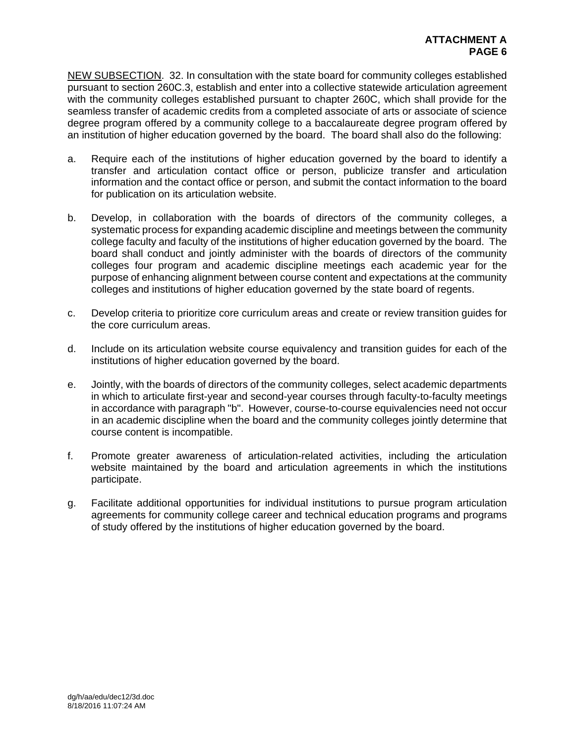**ATTACHMENT A**
**PAGE 6**

NEW SUBSECTION. 32. In consultation with the state board for community colleges established pursuant to section 260C.3, establish and enter into a collective statewide articulation agreement with the community colleges established pursuant to chapter 260C, which shall provide for the seamless transfer of academic credits from a completed associate of arts or associate of science degree program offered by a community college to a baccalaureate degree program offered by an institution of higher education governed by the board. The board shall also do the following:

a. Require each of the institutions of higher education governed by the board to identify a transfer and articulation contact office or person, publicize transfer and articulation information and the contact office or person, and submit the contact information to the board for publication on its articulation website.

b. Develop, in collaboration with the boards of directors of the community colleges, a systematic process for expanding academic discipline and meetings between the community college faculty and faculty of the institutions of higher education governed by the board. The board shall conduct and jointly administer with the boards of directors of the community colleges four program and academic discipline meetings each academic year for the purpose of enhancing alignment between course content and expectations at the community colleges and institutions of higher education governed by the state board of regents.

c. Develop criteria to prioritize core curriculum areas and create or review transition guides for the core curriculum areas.

d. Include on its articulation website course equivalency and transition guides for each of the institutions of higher education governed by the board.

e. Jointly, with the boards of directors of the community colleges, select academic departments in which to articulate first-year and second-year courses through faculty-to-faculty meetings in accordance with paragraph "b". However, course-to-course equivalencies need not occur in an academic discipline when the board and the community colleges jointly determine that course content is incompatible.

f. Promote greater awareness of articulation-related activities, including the articulation website maintained by the board and articulation agreements in which the institutions participate.

g. Facilitate additional opportunities for individual institutions to pursue program articulation agreements for community college career and technical education programs and programs of study offered by the institutions of higher education governed by the board.

dg/h/aa/edu/dec12/3d.doc
8/18/2016 11:07:24 AM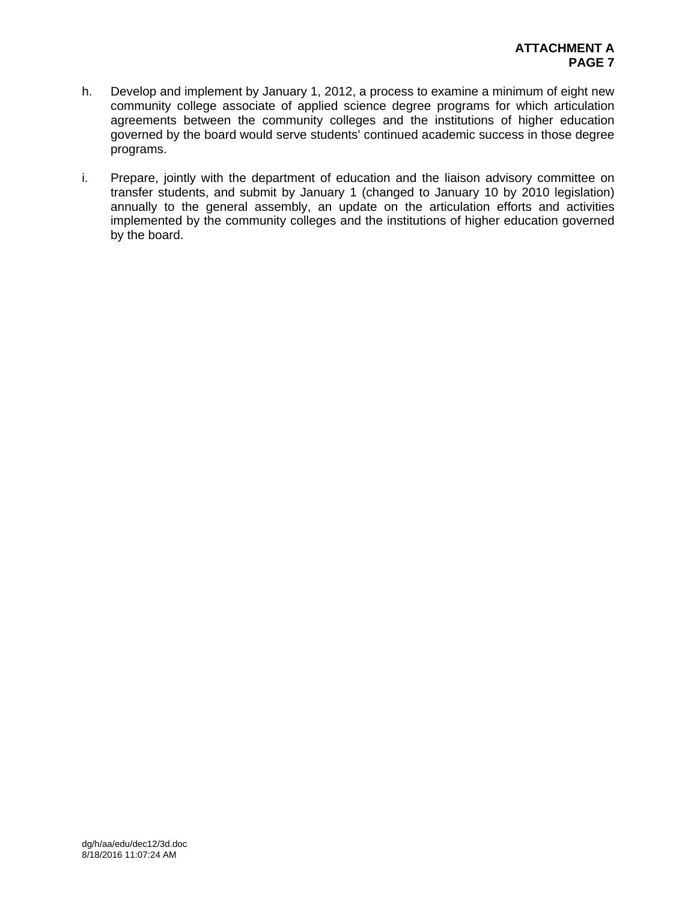h. Develop and implement by January 1, 2012, a process to examine a minimum of eight new community college associate of applied science degree programs for which articulation agreements between the community colleges and the institutions of higher education governed by the board would serve students' continued academic success in those degree programs.

i. Prepare, jointly with the department of education and the liaison advisory committee on transfer students, and submit by January 1 (changed to January 10 by 2010 legislation) annually to the general assembly, an update on the articulation efforts and activities implemented by the community colleges and the institutions of higher education governed by the board.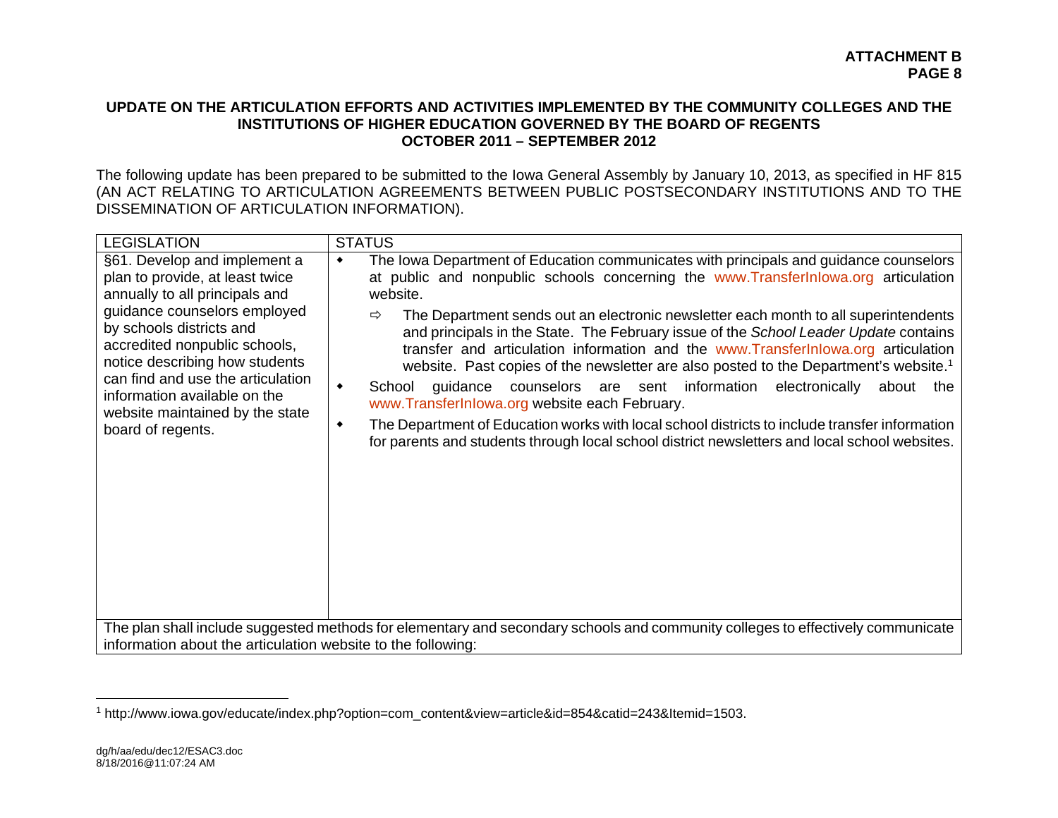**ATTACHMENT B**
**PAGE 8**

**UPDATE ON THE ARTICULATION EFFORTS AND ACTIVITIES IMPLEMENTED BY THE COMMUNITY COLLEGES AND THE INSTITUTIONS OF HIGHER EDUCATION GOVERNED BY THE BOARD OF REGENTS**
**OCTOBER 2011 – SEPTEMBER 2012**

The following update has been prepared to be submitted to the Iowa General Assembly by January 10, 2013, as specified in HF 815 (AN ACT RELATING TO ARTICULATION AGREEMENTS BETWEEN PUBLIC POSTSECONDARY INSTITUTIONS AND TO THE DISSEMINATION OF ARTICULATION INFORMATION).

| LEGISLATION | STATUS |
|---|---|
| §61. Develop and implement a plan to provide, at least twice annually to all principals and guidance counselors employed by schools districts and accredited nonpublic schools, notice describing how students can find and use the articulation information available on the website maintained by the state board of regents. | • The Iowa Department of Education communicates with principals and guidance counselors at public and nonpublic schools concerning the www.TransferInIowa.org articulation website.<br>⇨ The Department sends out an electronic newsletter each month to all superintendents and principals in the State. The February issue of the *School Leader Update* contains transfer and articulation information and the www.TransferInIowa.org articulation website. Past copies of the newsletter are also posted to the Department's website.[1]<br>• School guidance counselors are sent information electronically about the www.TransferInIowa.org website each February.<br>• The Department of Education works with local school districts to include transfer information for parents and students through local school district newsletters and local school websites. |
| The plan shall include suggested methods for elementary and secondary schools and community colleges to effectively communicate information about the articulation website to the following: | |

[1] http://www.iowa.gov/educate/index.php?option=com_content&view=article&id=854&catid=243&Itemid=1503.

dg/h/aa/edu/dec12/ESAC3.doc
8/18/2016@11:07:24 AM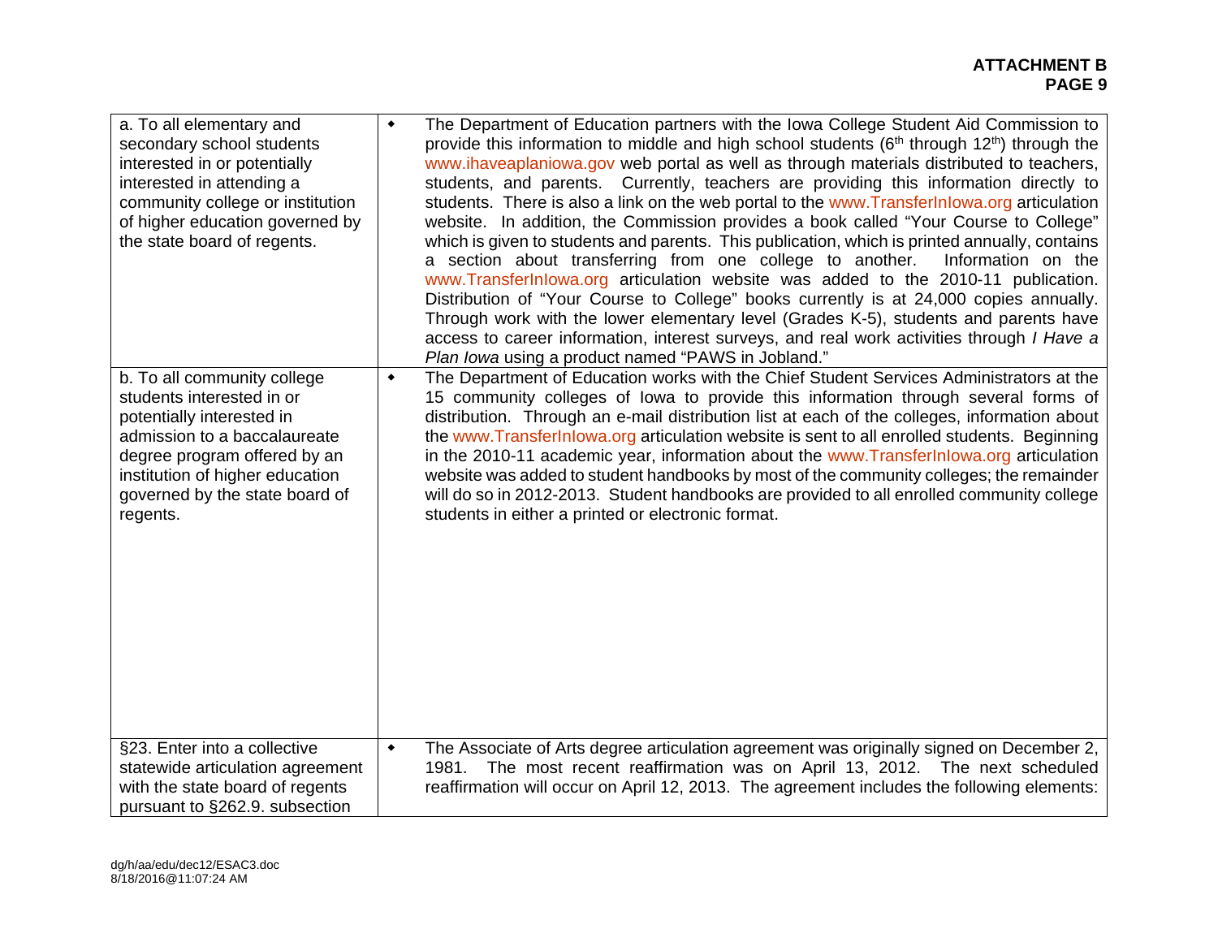| | |
|---|---|
| a. To all elementary and secondary school students interested in or potentially interested in attending a community college or institution of higher education governed by the state board of regents. | ◆ The Department of Education partners with the Iowa College Student Aid Commission to provide this information to middle and high school students (6th through 12th) through the www.ihaveaplaniowa.gov web portal as well as through materials distributed to teachers, students, and parents. Currently, teachers are providing this information directly to students. There is also a link on the web portal to the www.TransferInIowa.org articulation website. In addition, the Commission provides a book called "Your Course to College" which is given to students and parents. This publication, which is printed annually, contains a section about transferring from one college to another. Information on the www.TransferInIowa.org articulation website was added to the 2010-11 publication. Distribution of "Your Course to College" books currently is at 24,000 copies annually. Through work with the lower elementary level (Grades K-5), students and parents have access to career information, interest surveys, and real work activities through *I Have a Plan Iowa* using a product named "PAWS in Jobland." |
| b. To all community college students interested in or potentially interested in admission to a baccalaureate degree program offered by an institution of higher education governed by the state board of regents. | ◆ The Department of Education works with the Chief Student Services Administrators at the 15 community colleges of Iowa to provide this information through several forms of distribution. Through an e-mail distribution list at each of the colleges, information about the www.TransferInIowa.org articulation website is sent to all enrolled students. Beginning in the 2010-11 academic year, information about the www.TransferInIowa.org articulation website was added to student handbooks by most of the community colleges; the remainder will do so in 2012-2013. Student handbooks are provided to all enrolled community college students in either a printed or electronic format. |
| §23. Enter into a collective statewide articulation agreement with the state board of regents pursuant to §262.9. subsection | ◆ The Associate of Arts degree articulation agreement was originally signed on December 2, 1981. The most recent reaffirmation was on April 13, 2012. The next scheduled reaffirmation will occur on April 12, 2013. The agreement includes the following elements: |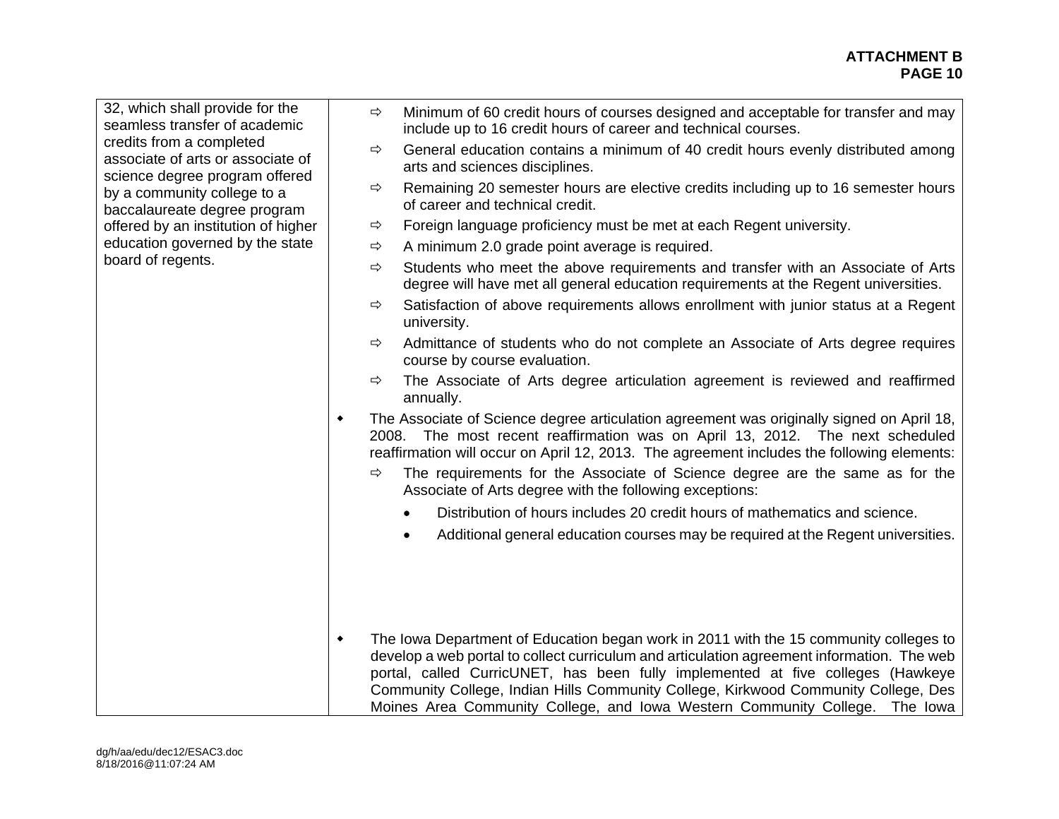| | |
|---|---|
| 32, which shall provide for the seamless transfer of academic credits from a completed associate of arts or associate of science degree program offered by a community college to a baccalaureate degree program offered by an institution of higher education governed by the state board of regents. | ⇨ Minimum of 60 credit hours of courses designed and acceptable for transfer and may include up to 16 credit hours of career and technical courses.<br>⇨ General education contains a minimum of 40 credit hours evenly distributed among arts and sciences disciplines.<br>⇨ Remaining 20 semester hours are elective credits including up to 16 semester hours of career and technical credit.<br>⇨ Foreign language proficiency must be met at each Regent university.<br>⇨ A minimum 2.0 grade point average is required.<br>⇨ Students who meet the above requirements and transfer with an Associate of Arts degree will have met all general education requirements at the Regent universities.<br>⇨ Satisfaction of above requirements allows enrollment with junior status at a Regent university.<br>⇨ Admittance of students who do not complete an Associate of Arts degree requires course by course evaluation.<br>⇨ The Associate of Arts degree articulation agreement is reviewed and reaffirmed annually.<br>◆ The Associate of Science degree articulation agreement was originally signed on April 18, 2008. The most recent reaffirmation was on April 13, 2012. The next scheduled reaffirmation will occur on April 12, 2013. The agreement includes the following elements:<br>⇨ The requirements for the Associate of Science degree are the same as for the Associate of Arts degree with the following exceptions:<br>• Distribution of hours includes 20 credit hours of mathematics and science.<br>• Additional general education courses may be required at the Regent universities.<br>◆ The Iowa Department of Education began work in 2011 with the 15 community colleges to develop a web portal to collect curriculum and articulation agreement information. The web portal, called CurricUNET, has been fully implemented at five colleges (Hawkeye Community College, Indian Hills Community College, Kirkwood Community College, Des Moines Area Community College, and Iowa Western Community College. The Iowa |

dg/h/aa/edu/dec12/ESAC3.doc
8/18/2016@11:07:24 AM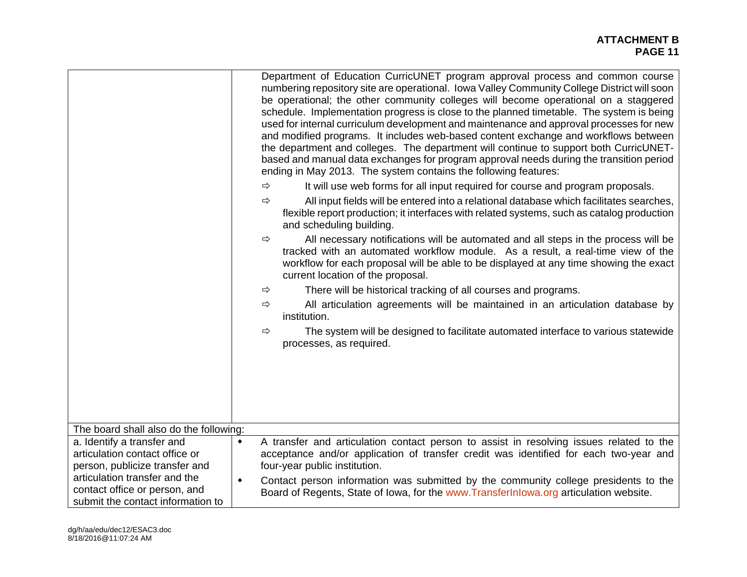| | |
|---|---|
| | Department of Education CurricUNET program approval process and common course numbering repository site are operational. Iowa Valley Community College District will soon be operational; the other community colleges will become operational on a staggered schedule. Implementation progress is close to the planned timetable. The system is being used for internal curriculum development and maintenance and approval processes for new and modified programs. It includes web-based content exchange and workflows between the department and colleges. The department will continue to support both CurricUNET-based and manual data exchanges for program approval needs during the transition period ending in May 2013. The system contains the following features:<br>⇨ It will use web forms for all input required for course and program proposals.<br>⇨ All input fields will be entered into a relational database which facilitates searches, flexible report production; it interfaces with related systems, such as catalog production and scheduling building.<br>⇨ All necessary notifications will be automated and all steps in the process will be tracked with an automated workflow module. As a result, a real-time view of the workflow for each proposal will be able to be displayed at any time showing the exact current location of the proposal.<br>⇨ There will be historical tracking of all courses and programs.<br>⇨ All articulation agreements will be maintained in an articulation database by institution.<br>⇨ The system will be designed to facilitate automated interface to various statewide processes, as required. |
| The board shall also do the following: | |
| a. Identify a transfer and articulation contact office or person, publicize transfer and articulation transfer and the contact office or person, and submit the contact information to | • A transfer and articulation contact person to assist in resolving issues related to the acceptance and/or application of transfer credit was identified for each two-year and four-year public institution.<br>• Contact person information was submitted by the community college presidents to the Board of Regents, State of Iowa, for the www.TransferInIowa.org articulation website. |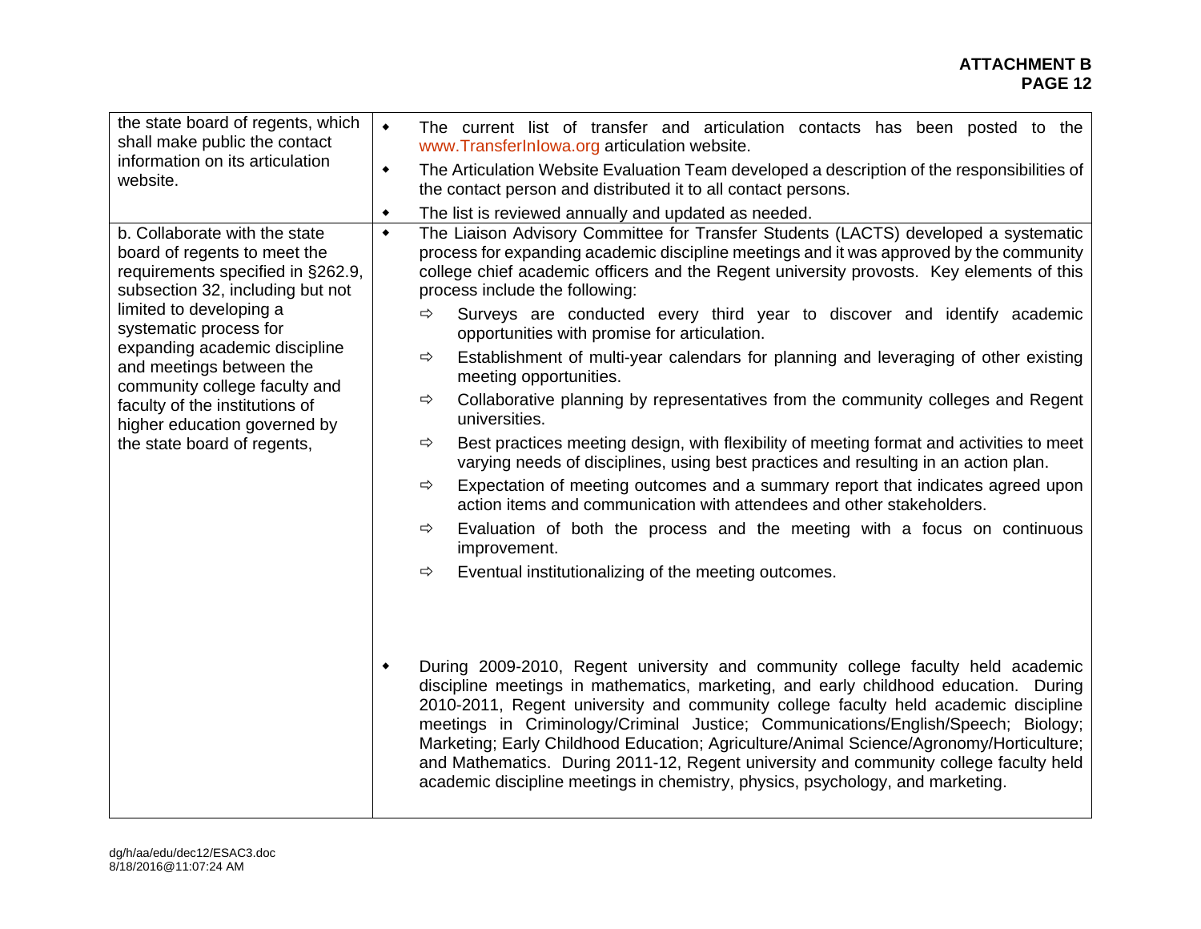| | |
|---|---|
| the state board of regents, which shall make public the contact information on its articulation website. | ◆ The current list of transfer and articulation contacts has been posted to the www.TransferInIowa.org articulation website.<br>◆ The Articulation Website Evaluation Team developed a description of the responsibilities of the contact person and distributed it to all contact persons.<br>◆ The list is reviewed annually and updated as needed. |
| b. Collaborate with the state board of regents to meet the requirements specified in §262.9, subsection 32, including but not limited to developing a systematic process for expanding academic discipline and meetings between the community college faculty and faculty of the institutions of higher education governed by the state board of regents, | ◆ The Liaison Advisory Committee for Transfer Students (LACTS) developed a systematic process for expanding academic discipline meetings and it was approved by the community college chief academic officers and the Regent university provosts. Key elements of this process include the following:<br>⇨ Surveys are conducted every third year to discover and identify academic opportunities with promise for articulation.<br>⇨ Establishment of multi-year calendars for planning and leveraging of other existing meeting opportunities.<br>⇨ Collaborative planning by representatives from the community colleges and Regent universities.<br>⇨ Best practices meeting design, with flexibility of meeting format and activities to meet varying needs of disciplines, using best practices and resulting in an action plan.<br>⇨ Expectation of meeting outcomes and a summary report that indicates agreed upon action items and communication with attendees and other stakeholders.<br>⇨ Evaluation of both the process and the meeting with a focus on continuous improvement.<br>⇨ Eventual institutionalizing of the meeting outcomes.<br><br>◆ During 2009-2010, Regent university and community college faculty held academic discipline meetings in mathematics, marketing, and early childhood education. During 2010-2011, Regent university and community college faculty held academic discipline meetings in Criminology/Criminal Justice; Communications/English/Speech; Biology; Marketing; Early Childhood Education; Agriculture/Animal Science/Agronomy/Horticulture; and Mathematics. During 2011-12, Regent university and community college faculty held academic discipline meetings in chemistry, physics, psychology, and marketing. |

dg/h/aa/edu/dec12/ESAC3.doc
8/18/2016@11:07:24 AM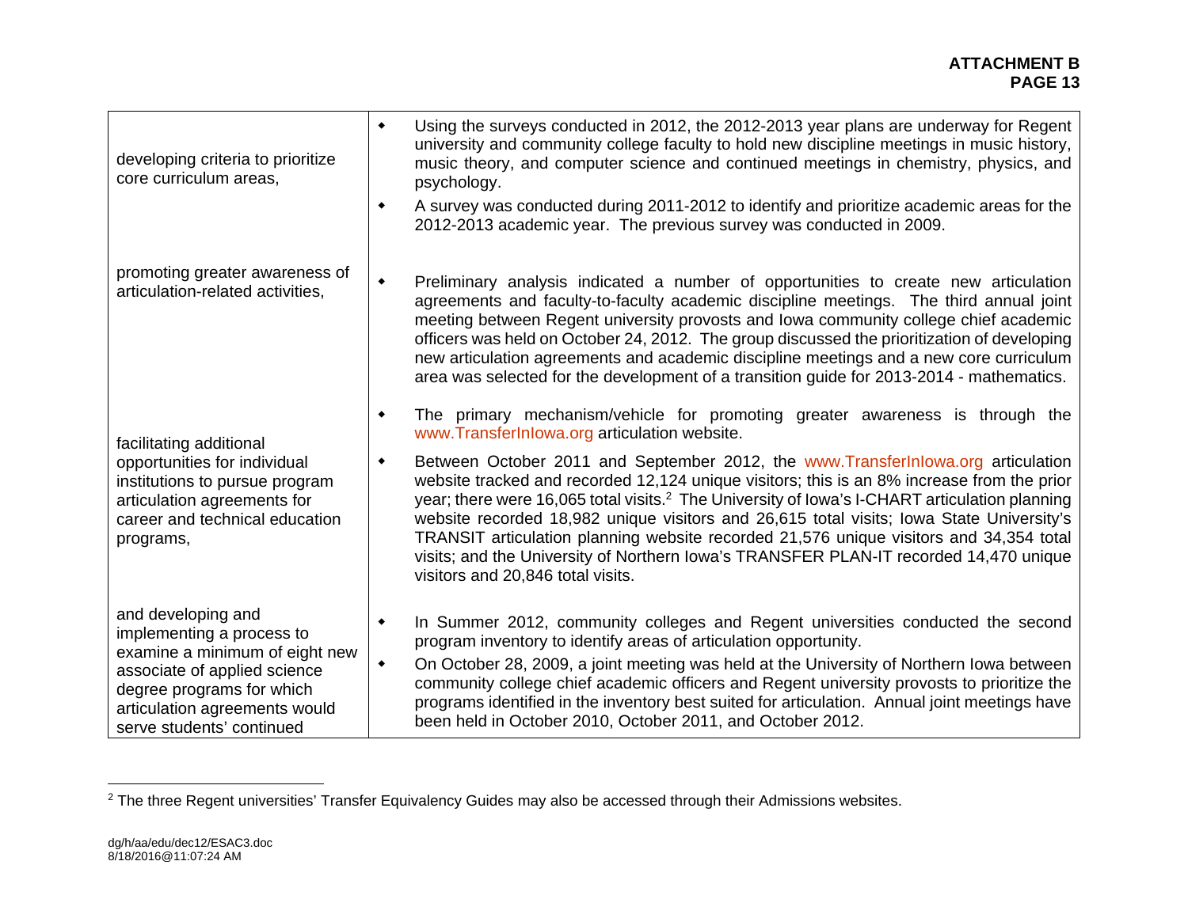| | |
|---|---|
| developing criteria to prioritize core curriculum areas, | ◆ Using the surveys conducted in 2012, the 2012-2013 year plans are underway for Regent university and community college faculty to hold new discipline meetings in music history, music theory, and computer science and continued meetings in chemistry, physics, and psychology.<br>◆ A survey was conducted during 2011-2012 to identify and prioritize academic areas for the 2012-2013 academic year. The previous survey was conducted in 2009. |
| promoting greater awareness of articulation-related activities, | ◆ Preliminary analysis indicated a number of opportunities to create new articulation agreements and faculty-to-faculty academic discipline meetings. The third annual joint meeting between Regent university provosts and Iowa community college chief academic officers was held on October 24, 2012. The group discussed the prioritization of developing new articulation agreements and academic discipline meetings and a new core curriculum area was selected for the development of a transition guide for 2013-2014 - mathematics. |
| facilitating additional opportunities for individual institutions to pursue program articulation agreements for career and technical education programs, | ◆ The primary mechanism/vehicle for promoting greater awareness is through the www.TransferInIowa.org articulation website.<br>◆ Between October 2011 and September 2012, the www.TransferInIowa.org articulation website tracked and recorded 12,124 unique visitors; this is an 8% increase from the prior year; there were 16,065 total visits.[2] The University of Iowa's I-CHART articulation planning website recorded 18,982 unique visitors and 26,615 total visits; Iowa State University's TRANSIT articulation planning website recorded 21,576 unique visitors and 34,354 total visits; and the University of Northern Iowa's TRANSFER PLAN-IT recorded 14,470 unique visitors and 20,846 total visits. |
| and developing and implementing a process to examine a minimum of eight new associate of applied science degree programs for which articulation agreements would serve students' continued | ◆ In Summer 2012, community colleges and Regent universities conducted the second program inventory to identify areas of articulation opportunity.<br>◆ On October 28, 2009, a joint meeting was held at the University of Northern Iowa between community college chief academic officers and Regent university provosts to prioritize the programs identified in the inventory best suited for articulation. Annual joint meetings have been held in October 2010, October 2011, and October 2012. |

[2] The three Regent universities' Transfer Equivalency Guides may also be accessed through their Admissions websites.

dg/h/aa/edu/dec12/ESAC3.doc
8/18/2016@11:07:24 AM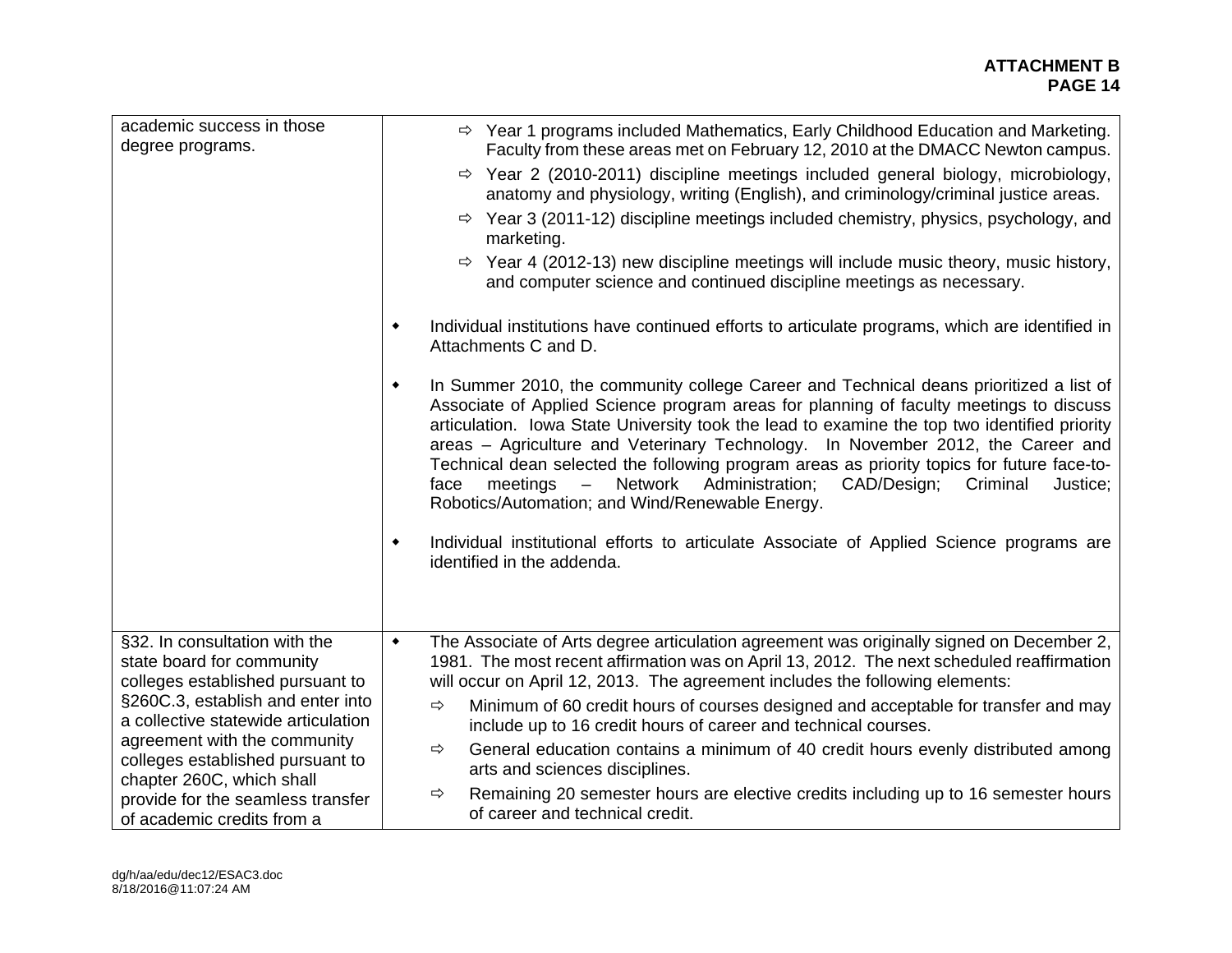| | |
|---|---|
| academic success in those degree programs. | ⇨ Year 1 programs included Mathematics, Early Childhood Education and Marketing. Faculty from these areas met on February 12, 2010 at the DMACC Newton campus.<br>⇨ Year 2 (2010-2011) discipline meetings included general biology, microbiology, anatomy and physiology, writing (English), and criminology/criminal justice areas.<br>⇨ Year 3 (2011-12) discipline meetings included chemistry, physics, psychology, and marketing.<br>⇨ Year 4 (2012-13) new discipline meetings will include music theory, music history, and computer science and continued discipline meetings as necessary.<br><br>• Individual institutions have continued efforts to articulate programs, which are identified in Attachments C and D.<br><br>• In Summer 2010, the community college Career and Technical deans prioritized a list of Associate of Applied Science program areas for planning of faculty meetings to discuss articulation. Iowa State University took the lead to examine the top two identified priority areas – Agriculture and Veterinary Technology. In November 2012, the Career and Technical dean selected the following program areas as priority topics for future face-to-face meetings – Network Administration; CAD/Design; Criminal Justice; Robotics/Automation; and Wind/Renewable Energy.<br><br>• Individual institutional efforts to articulate Associate of Applied Science programs are identified in the addenda. |
| §32. In consultation with the state board for community colleges established pursuant to §260C.3, establish and enter into a collective statewide articulation agreement with the community colleges established pursuant to chapter 260C, which shall provide for the seamless transfer of academic credits from a | • The Associate of Arts degree articulation agreement was originally signed on December 2, 1981. The most recent affirmation was on April 13, 2012. The next scheduled reaffirmation will occur on April 12, 2013. The agreement includes the following elements:<br>⇨ Minimum of 60 credit hours of courses designed and acceptable for transfer and may include up to 16 credit hours of career and technical courses.<br>⇨ General education contains a minimum of 40 credit hours evenly distributed among arts and sciences disciplines.<br>⇨ Remaining 20 semester hours are elective credits including up to 16 semester hours of career and technical credit. |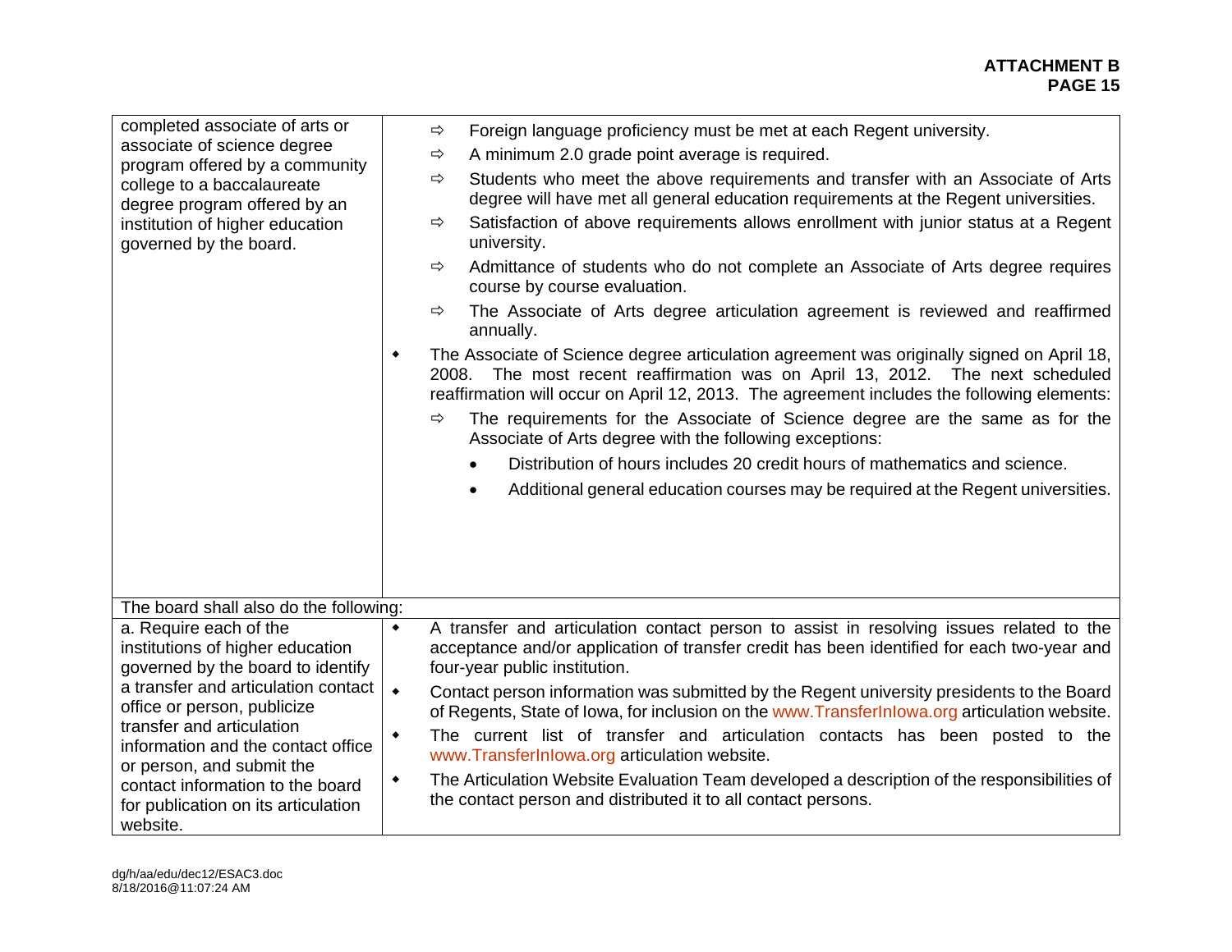| | |
|---|---|
| completed associate of arts or associate of science degree program offered by a community college to a baccalaureate degree program offered by an institution of higher education governed by the board. | ⇨ Foreign language proficiency must be met at each Regent university.<br>⇨ A minimum 2.0 grade point average is required.<br>⇨ Students who meet the above requirements and transfer with an Associate of Arts degree will have met all general education requirements at the Regent universities.<br>⇨ Satisfaction of above requirements allows enrollment with junior status at a Regent university.<br>⇨ Admittance of students who do not complete an Associate of Arts degree requires course by course evaluation.<br>⇨ The Associate of Arts degree articulation agreement is reviewed and reaffirmed annually.<br>◆ The Associate of Science degree articulation agreement was originally signed on April 18, 2008. The most recent reaffirmation was on April 13, 2012. The next scheduled reaffirmation will occur on April 12, 2013. The agreement includes the following elements:<br>⇨ The requirements for the Associate of Science degree are the same as for the Associate of Arts degree with the following exceptions:<br>• Distribution of hours includes 20 credit hours of mathematics and science.<br>• Additional general education courses may be required at the Regent universities. |
| The board shall also do the following: | |
| a. Require each of the institutions of higher education governed by the board to identify a transfer and articulation contact office or person, publicize transfer and articulation information and the contact office or person, and submit the contact information to the board for publication on its articulation website. | ◆ A transfer and articulation contact person to assist in resolving issues related to the acceptance and/or application of transfer credit has been identified for each two-year and four-year public institution.<br>◆ Contact person information was submitted by the Regent university presidents to the Board of Regents, State of Iowa, for inclusion on the www.TransferInIowa.org articulation website.<br>◆ The current list of transfer and articulation contacts has been posted to the www.TransferInIowa.org articulation website.<br>◆ The Articulation Website Evaluation Team developed a description of the responsibilities of the contact person and distributed it to all contact persons. |

dg/h/aa/edu/dec12/ESAC3.doc
8/18/2016@11:07:24 AM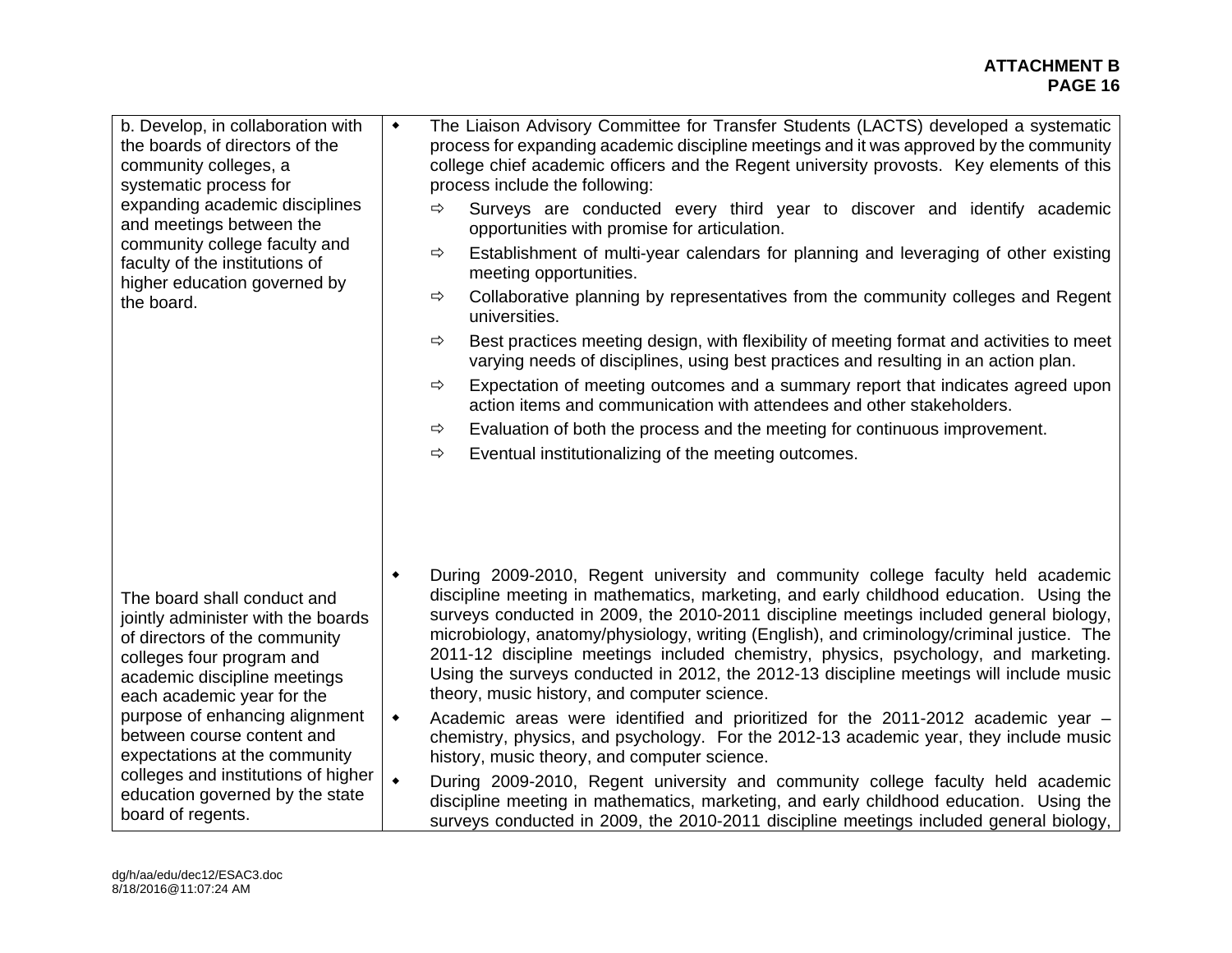**ATTACHMENT B**
**PAGE 16**

| | |
|---|---|
| b. Develop, in collaboration with the boards of directors of the community colleges, a systematic process for expanding academic disciplines and meetings between the community college faculty and faculty of the institutions of higher education governed by the board. | ◆ The Liaison Advisory Committee for Transfer Students (LACTS) developed a systematic process for expanding academic discipline meetings and it was approved by the community college chief academic officers and the Regent university provosts. Key elements of this process include the following:<br>⇨ Surveys are conducted every third year to discover and identify academic opportunities with promise for articulation.<br>⇨ Establishment of multi-year calendars for planning and leveraging of other existing meeting opportunities.<br>⇨ Collaborative planning by representatives from the community colleges and Regent universities.<br>⇨ Best practices meeting design, with flexibility of meeting format and activities to meet varying needs of disciplines, using best practices and resulting in an action plan.<br>⇨ Expectation of meeting outcomes and a summary report that indicates agreed upon action items and communication with attendees and other stakeholders.<br>⇨ Evaluation of both the process and the meeting for continuous improvement.<br>⇨ Eventual institutionalizing of the meeting outcomes. |
| The board shall conduct and jointly administer with the boards of directors of the community colleges four program and academic discipline meetings each academic year for the purpose of enhancing alignment between course content and expectations at the community colleges and institutions of higher education governed by the state board of regents. | ◆ During 2009-2010, Regent university and community college faculty held academic discipline meeting in mathematics, marketing, and early childhood education. Using the surveys conducted in 2009, the 2010-2011 discipline meetings included general biology, microbiology, anatomy/physiology, writing (English), and criminology/criminal justice. The 2011-12 discipline meetings included chemistry, physics, psychology, and marketing. Using the surveys conducted in 2012, the 2012-13 discipline meetings will include music theory, music history, and computer science.<br>◆ Academic areas were identified and prioritized for the 2011-2012 academic year – chemistry, physics, and psychology. For the 2012-13 academic year, they include music history, music theory, and computer science.<br>◆ During 2009-2010, Regent university and community college faculty held academic discipline meeting in mathematics, marketing, and early childhood education. Using the surveys conducted in 2009, the 2010-2011 discipline meetings included general biology, |

dg/h/aa/edu/dec12/ESAC3.doc
8/18/2016@11:07:24 AM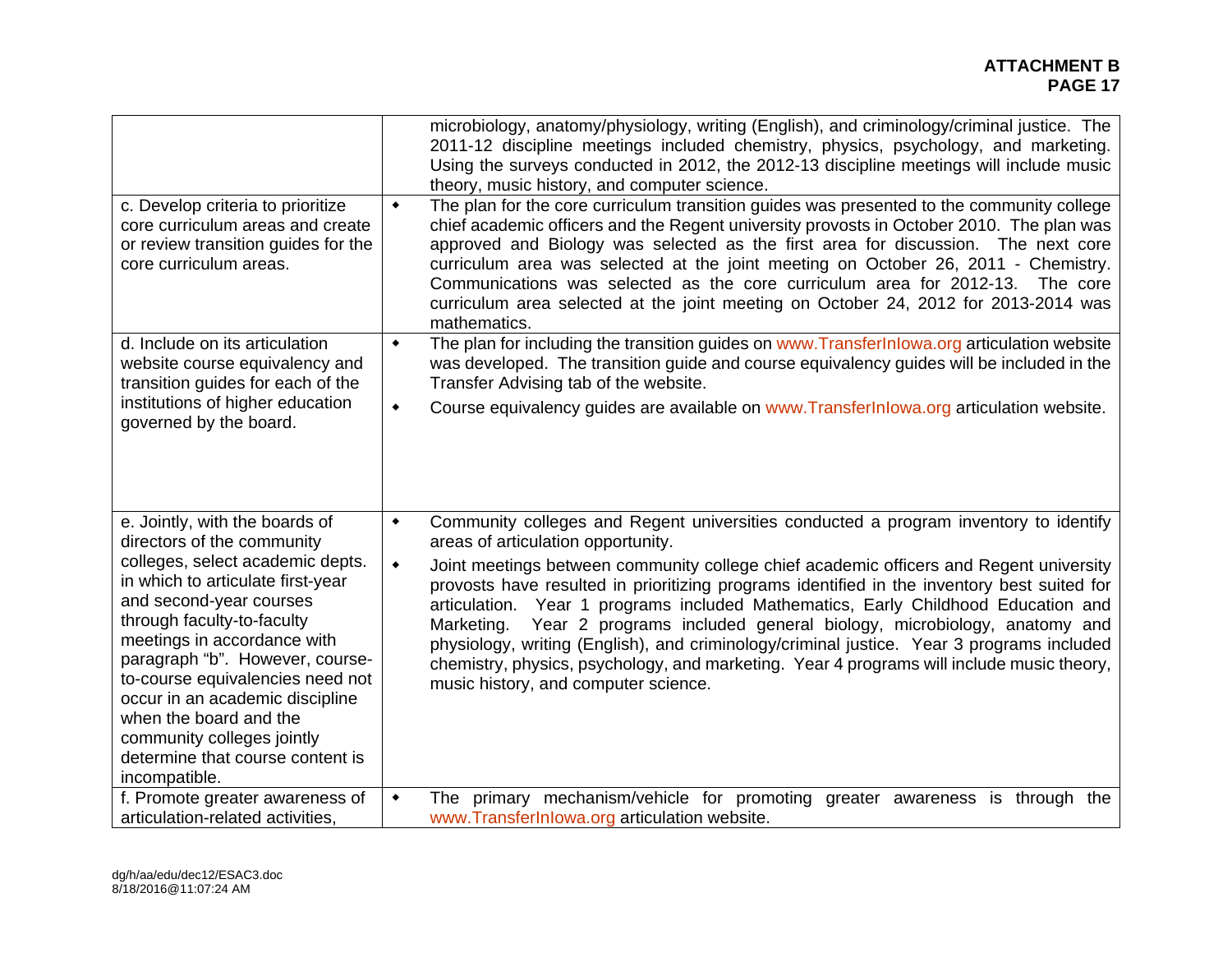| | |
|---|---|
| | microbiology, anatomy/physiology, writing (English), and criminology/criminal justice. The 2011-12 discipline meetings included chemistry, physics, psychology, and marketing. Using the surveys conducted in 2012, the 2012-13 discipline meetings will include music theory, music history, and computer science. |
| c. Develop criteria to prioritize core curriculum areas and create or review transition guides for the core curriculum areas. | • The plan for the core curriculum transition guides was presented to the community college chief academic officers and the Regent university provosts in October 2010. The plan was approved and Biology was selected as the first area for discussion. The next core curriculum area was selected at the joint meeting on October 26, 2011 - Chemistry. Communications was selected as the core curriculum area for 2012-13. The core curriculum area selected at the joint meeting on October 24, 2012 for 2013-2014 was mathematics. |
| d. Include on its articulation website course equivalency and transition guides for each of the institutions of higher education governed by the board. | • The plan for including the transition guides on www.TransferInIowa.org articulation website was developed. The transition guide and course equivalency guides will be included in the Transfer Advising tab of the website.<br>• Course equivalency guides are available on www.TransferInIowa.org articulation website. |
| e. Jointly, with the boards of directors of the community colleges, select academic depts. in which to articulate first-year and second-year courses through faculty-to-faculty meetings in accordance with paragraph "b". However, course-to-course equivalencies need not occur in an academic discipline when the board and the community colleges jointly determine that course content is incompatible. | • Community colleges and Regent universities conducted a program inventory to identify areas of articulation opportunity.<br>• Joint meetings between community college chief academic officers and Regent university provosts have resulted in prioritizing programs identified in the inventory best suited for articulation. Year 1 programs included Mathematics, Early Childhood Education and Marketing. Year 2 programs included general biology, microbiology, anatomy and physiology, writing (English), and criminology/criminal justice. Year 3 programs included chemistry, physics, psychology, and marketing. Year 4 programs will include music theory, music history, and computer science. |
| f. Promote greater awareness of articulation-related activities, | • The primary mechanism/vehicle for promoting greater awareness is through the www.TransferInIowa.org articulation website. |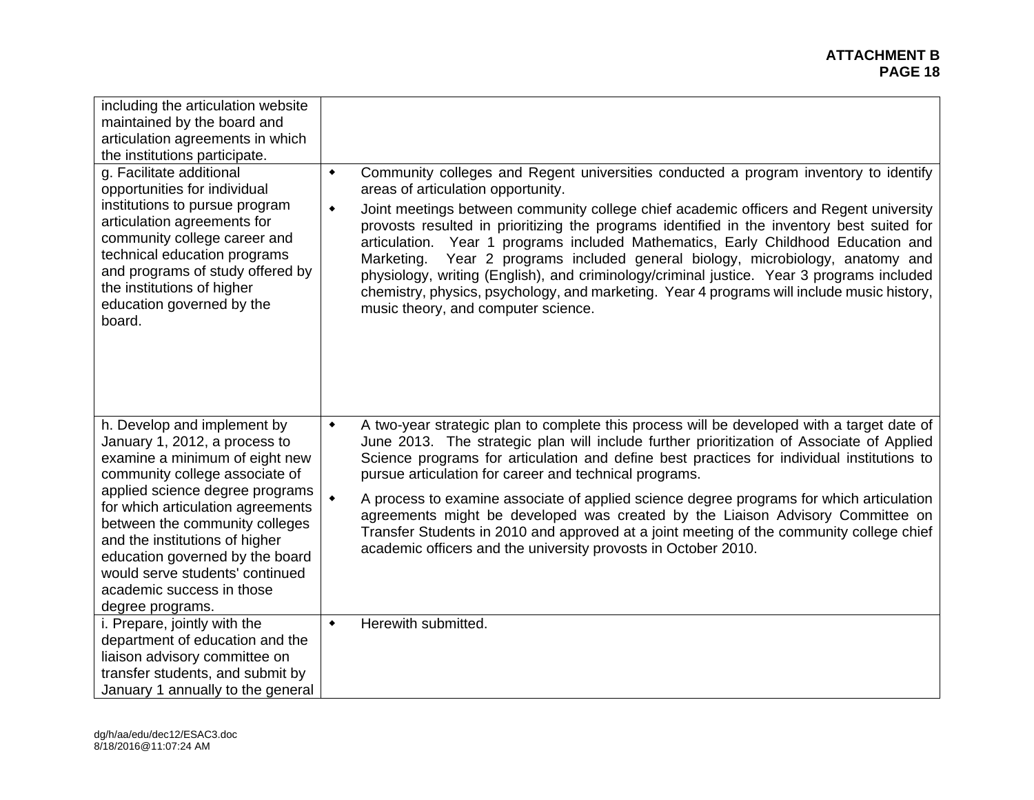| | |
|---|---|
| including the articulation website maintained by the board and articulation agreements in which the institutions participate. | |
| g. Facilitate additional opportunities for individual institutions to pursue program articulation agreements for community college career and technical education programs and programs of study offered by the institutions of higher education governed by the board. | • Community colleges and Regent universities conducted a program inventory to identify areas of articulation opportunity.<br>• Joint meetings between community college chief academic officers and Regent university provosts resulted in prioritizing the programs identified in the inventory best suited for articulation. Year 1 programs included Mathematics, Early Childhood Education and Marketing. Year 2 programs included general biology, microbiology, anatomy and physiology, writing (English), and criminology/criminal justice. Year 3 programs included chemistry, physics, psychology, and marketing. Year 4 programs will include music history, music theory, and computer science. |
| h. Develop and implement by January 1, 2012, a process to examine a minimum of eight new community college associate of applied science degree programs for which articulation agreements between the community colleges and the institutions of higher education governed by the board would serve students' continued academic success in those degree programs. | • A two-year strategic plan to complete this process will be developed with a target date of June 2013. The strategic plan will include further prioritization of Associate of Applied Science programs for articulation and define best practices for individual institutions to pursue articulation for career and technical programs.<br>• A process to examine associate of applied science degree programs for which articulation agreements might be developed was created by the Liaison Advisory Committee on Transfer Students in 2010 and approved at a joint meeting of the community college chief academic officers and the university provosts in October 2010. |
| i. Prepare, jointly with the department of education and the liaison advisory committee on transfer students, and submit by January 1 annually to the general | • Herewith submitted. |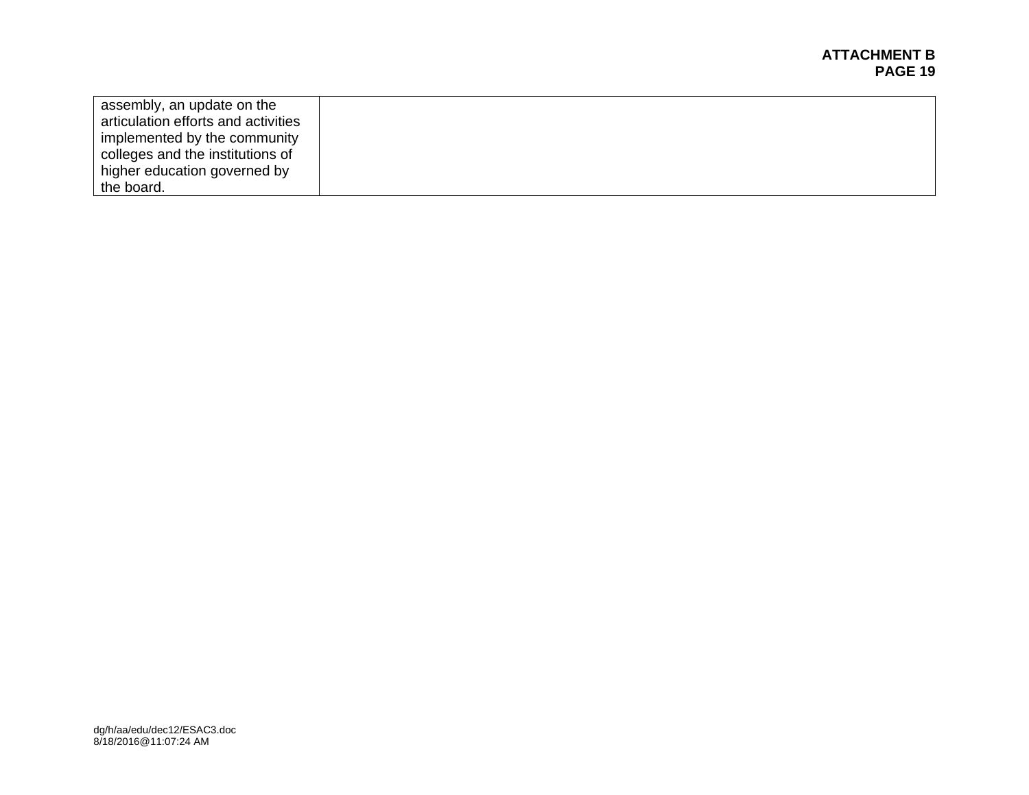| | |
|---|---|
| assembly, an update on the articulation efforts and activities implemented by the community colleges and the institutions of higher education governed by the board. | |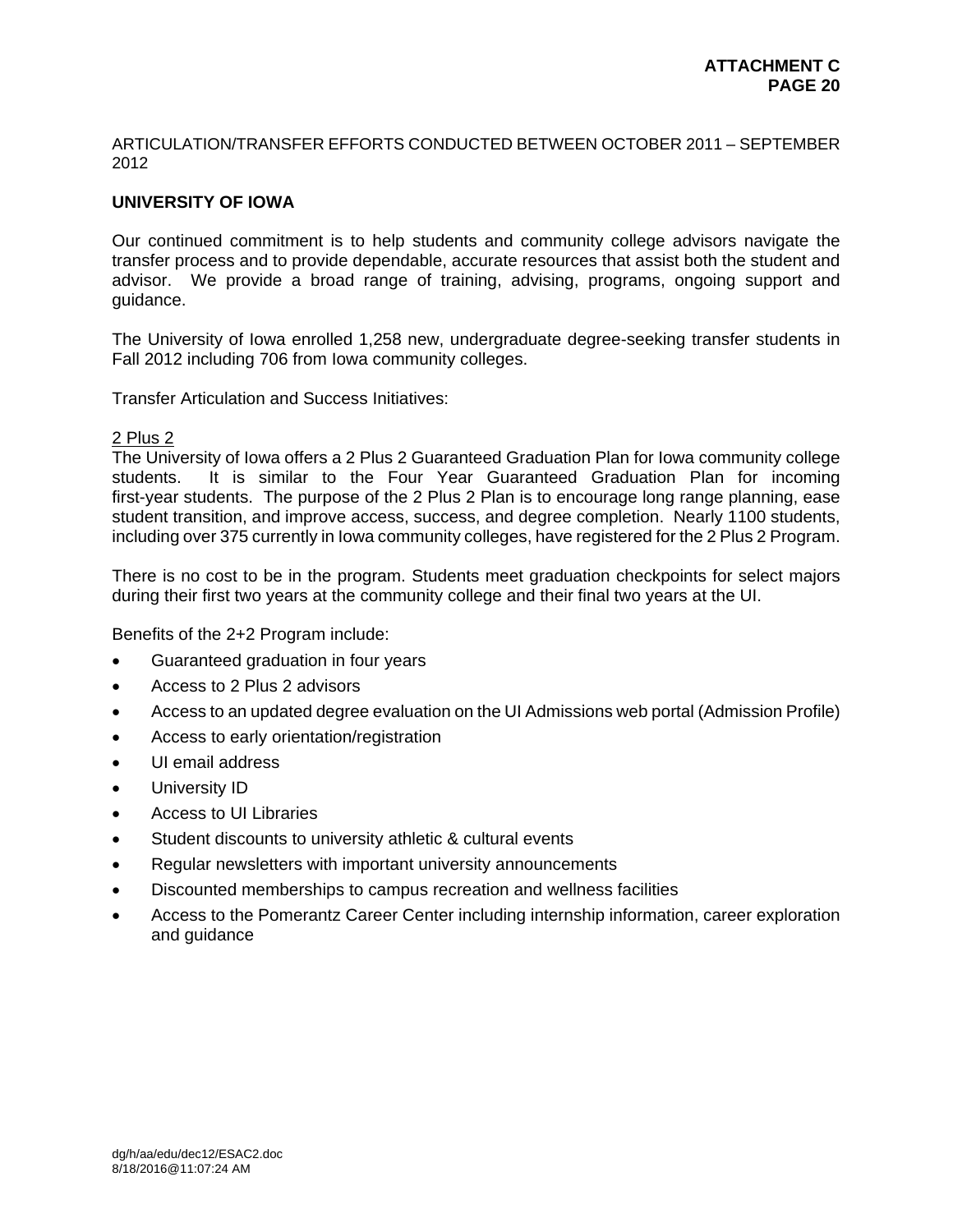ARTICULATION/TRANSFER EFFORTS CONDUCTED BETWEEN OCTOBER 2011 – SEPTEMBER 2012

## UNIVERSITY OF IOWA

Our continued commitment is to help students and community college advisors navigate the transfer process and to provide dependable, accurate resources that assist both the student and advisor. We provide a broad range of training, advising, programs, ongoing support and guidance.

The University of Iowa enrolled 1,258 new, undergraduate degree-seeking transfer students in Fall 2012 including 706 from Iowa community colleges.

Transfer Articulation and Success Initiatives:

<u>2 Plus 2</u>

The University of Iowa offers a 2 Plus 2 Guaranteed Graduation Plan for Iowa community college students. It is similar to the Four Year Guaranteed Graduation Plan for incoming first-year students. The purpose of the 2 Plus 2 Plan is to encourage long range planning, ease student transition, and improve access, success, and degree completion. Nearly 1100 students, including over 375 currently in Iowa community colleges, have registered for the 2 Plus 2 Program.

There is no cost to be in the program. Students meet graduation checkpoints for select majors during their first two years at the community college and their final two years at the UI.

Benefits of the 2+2 Program include:

- Guaranteed graduation in four years
- Access to 2 Plus 2 advisors
- Access to an updated degree evaluation on the UI Admissions web portal (Admission Profile)
- Access to early orientation/registration
- UI email address
- University ID
- Access to UI Libraries
- Student discounts to university athletic & cultural events
- Regular newsletters with important university announcements
- Discounted memberships to campus recreation and wellness facilities
- Access to the Pomerantz Career Center including internship information, career exploration and guidance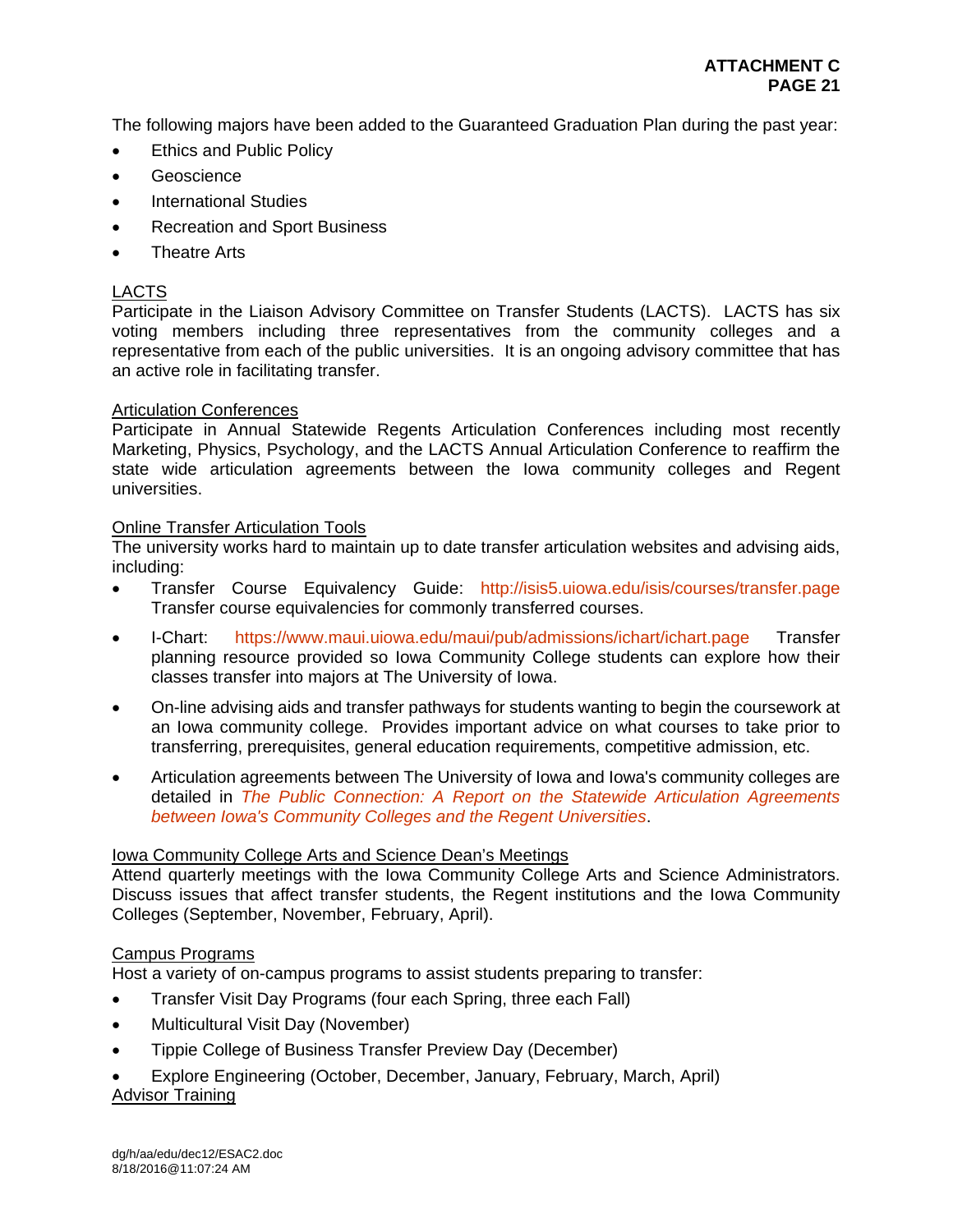The following majors have been added to the Guaranteed Graduation Plan during the past year:

- Ethics and Public Policy
- Geoscience
- International Studies
- Recreation and Sport Business
- Theatre Arts

LACTS
Participate in the Liaison Advisory Committee on Transfer Students (LACTS). LACTS has six voting members including three representatives from the community colleges and a representative from each of the public universities. It is an ongoing advisory committee that has an active role in facilitating transfer.

Articulation Conferences
Participate in Annual Statewide Regents Articulation Conferences including most recently Marketing, Physics, Psychology, and the LACTS Annual Articulation Conference to reaffirm the state wide articulation agreements between the Iowa community colleges and Regent universities.

Online Transfer Articulation Tools
The university works hard to maintain up to date transfer articulation websites and advising aids, including:

- Transfer Course Equivalency Guide: http://isis5.uiowa.edu/isis/courses/transfer.page Transfer course equivalencies for commonly transferred courses.
- I-Chart: https://www.maui.uiowa.edu/maui/pub/admissions/ichart/ichart.page Transfer planning resource provided so Iowa Community College students can explore how their classes transfer into majors at The University of Iowa.
- On-line advising aids and transfer pathways for students wanting to begin the coursework at an Iowa community college. Provides important advice on what courses to take prior to transferring, prerequisites, general education requirements, competitive admission, etc.
- Articulation agreements between The University of Iowa and Iowa's community colleges are detailed in *The Public Connection: A Report on the Statewide Articulation Agreements between Iowa's Community Colleges and the Regent Universities*.

Iowa Community College Arts and Science Dean's Meetings
Attend quarterly meetings with the Iowa Community College Arts and Science Administrators. Discuss issues that affect transfer students, the Regent institutions and the Iowa Community Colleges (September, November, February, April).

Campus Programs
Host a variety of on-campus programs to assist students preparing to transfer:

- Transfer Visit Day Programs (four each Spring, three each Fall)
- Multicultural Visit Day (November)
- Tippie College of Business Transfer Preview Day (December)
- Explore Engineering (October, December, January, February, March, April)

Advisor Training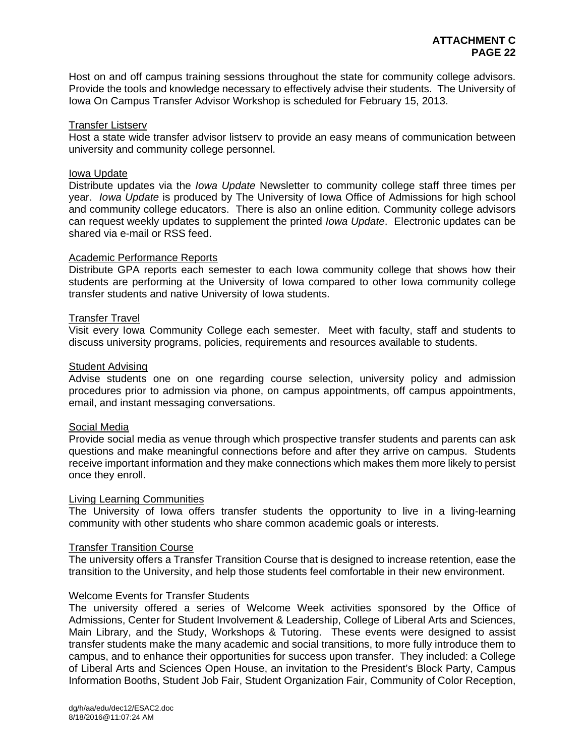Host on and off campus training sessions throughout the state for community college advisors. Provide the tools and knowledge necessary to effectively advise their students. The University of Iowa On Campus Transfer Advisor Workshop is scheduled for February 15, 2013.

<u>Transfer Listserv</u>
Host a state wide transfer advisor listserv to provide an easy means of communication between university and community college personnel.

<u>Iowa Update</u>
Distribute updates via the *Iowa Update* Newsletter to community college staff three times per year. *Iowa Update* is produced by The University of Iowa Office of Admissions for high school and community college educators. There is also an online edition. Community college advisors can request weekly updates to supplement the printed *Iowa Update*. Electronic updates can be shared via e-mail or RSS feed.

<u>Academic Performance Reports</u>
Distribute GPA reports each semester to each Iowa community college that shows how their students are performing at the University of Iowa compared to other Iowa community college transfer students and native University of Iowa students.

<u>Transfer Travel</u>
Visit every Iowa Community College each semester. Meet with faculty, staff and students to discuss university programs, policies, requirements and resources available to students.

<u>Student Advising</u>
Advise students one on one regarding course selection, university policy and admission procedures prior to admission via phone, on campus appointments, off campus appointments, email, and instant messaging conversations.

<u>Social Media</u>
Provide social media as venue through which prospective transfer students and parents can ask questions and make meaningful connections before and after they arrive on campus. Students receive important information and they make connections which makes them more likely to persist once they enroll.

<u>Living Learning Communities</u>
The University of Iowa offers transfer students the opportunity to live in a living-learning community with other students who share common academic goals or interests.

<u>Transfer Transition Course</u>
The university offers a Transfer Transition Course that is designed to increase retention, ease the transition to the University, and help those students feel comfortable in their new environment.

<u>Welcome Events for Transfer Students</u>
The university offered a series of Welcome Week activities sponsored by the Office of Admissions, Center for Student Involvement & Leadership, College of Liberal Arts and Sciences, Main Library, and the Study, Workshops & Tutoring. These events were designed to assist transfer students make the many academic and social transitions, to more fully introduce them to campus, and to enhance their opportunities for success upon transfer. They included: a College of Liberal Arts and Sciences Open House, an invitation to the President's Block Party, Campus Information Booths, Student Job Fair, Student Organization Fair, Community of Color Reception,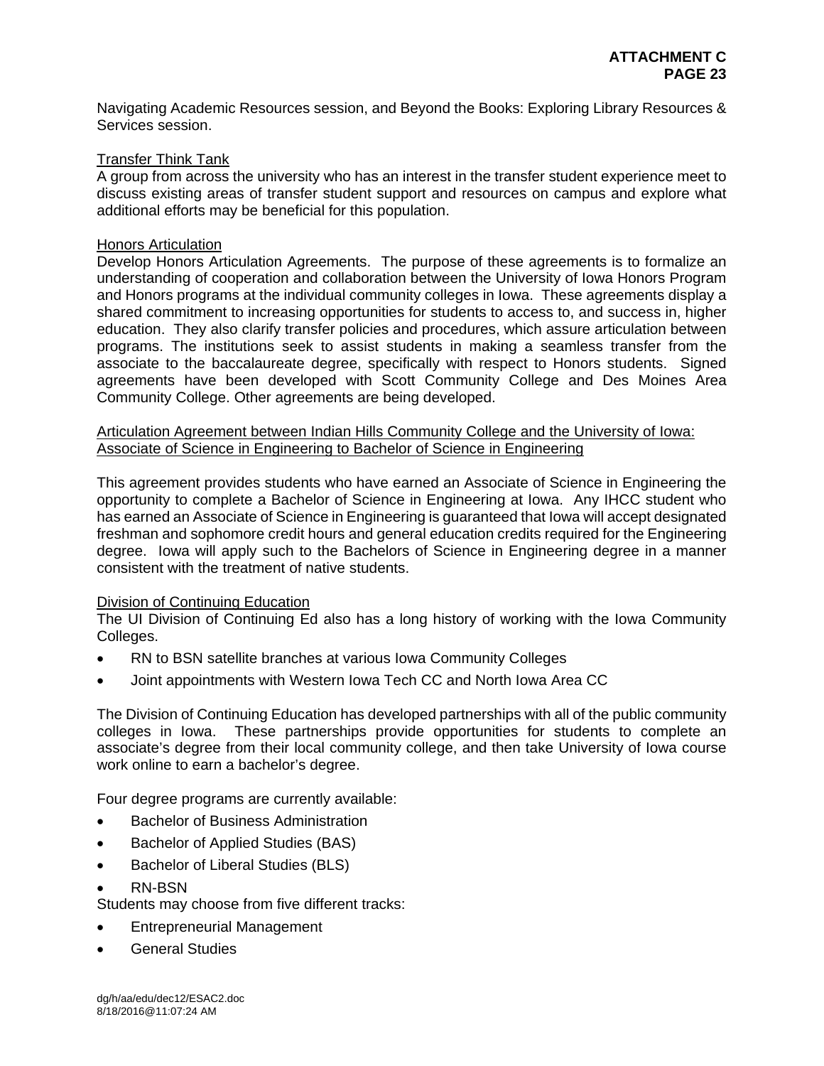Navigating Academic Resources session, and Beyond the Books: Exploring Library Resources & Services session.

Transfer Think Tank

A group from across the university who has an interest in the transfer student experience meet to discuss existing areas of transfer student support and resources on campus and explore what additional efforts may be beneficial for this population.

Honors Articulation

Develop Honors Articulation Agreements. The purpose of these agreements is to formalize an understanding of cooperation and collaboration between the University of Iowa Honors Program and Honors programs at the individual community colleges in Iowa. These agreements display a shared commitment to increasing opportunities for students to access to, and success in, higher education. They also clarify transfer policies and procedures, which assure articulation between programs. The institutions seek to assist students in making a seamless transfer from the associate to the baccalaureate degree, specifically with respect to Honors students. Signed agreements have been developed with Scott Community College and Des Moines Area Community College. Other agreements are being developed.

Articulation Agreement between Indian Hills Community College and the University of Iowa: Associate of Science in Engineering to Bachelor of Science in Engineering

This agreement provides students who have earned an Associate of Science in Engineering the opportunity to complete a Bachelor of Science in Engineering at Iowa. Any IHCC student who has earned an Associate of Science in Engineering is guaranteed that Iowa will accept designated freshman and sophomore credit hours and general education credits required for the Engineering degree. Iowa will apply such to the Bachelors of Science in Engineering degree in a manner consistent with the treatment of native students.

Division of Continuing Education

The UI Division of Continuing Ed also has a long history of working with the Iowa Community Colleges.

- RN to BSN satellite branches at various Iowa Community Colleges
- Joint appointments with Western Iowa Tech CC and North Iowa Area CC

The Division of Continuing Education has developed partnerships with all of the public community colleges in Iowa. These partnerships provide opportunities for students to complete an associate's degree from their local community college, and then take University of Iowa course work online to earn a bachelor's degree.

Four degree programs are currently available:

- Bachelor of Business Administration
- Bachelor of Applied Studies (BAS)
- Bachelor of Liberal Studies (BLS)
- RN-BSN

Students may choose from five different tracks:

- Entrepreneurial Management
- General Studies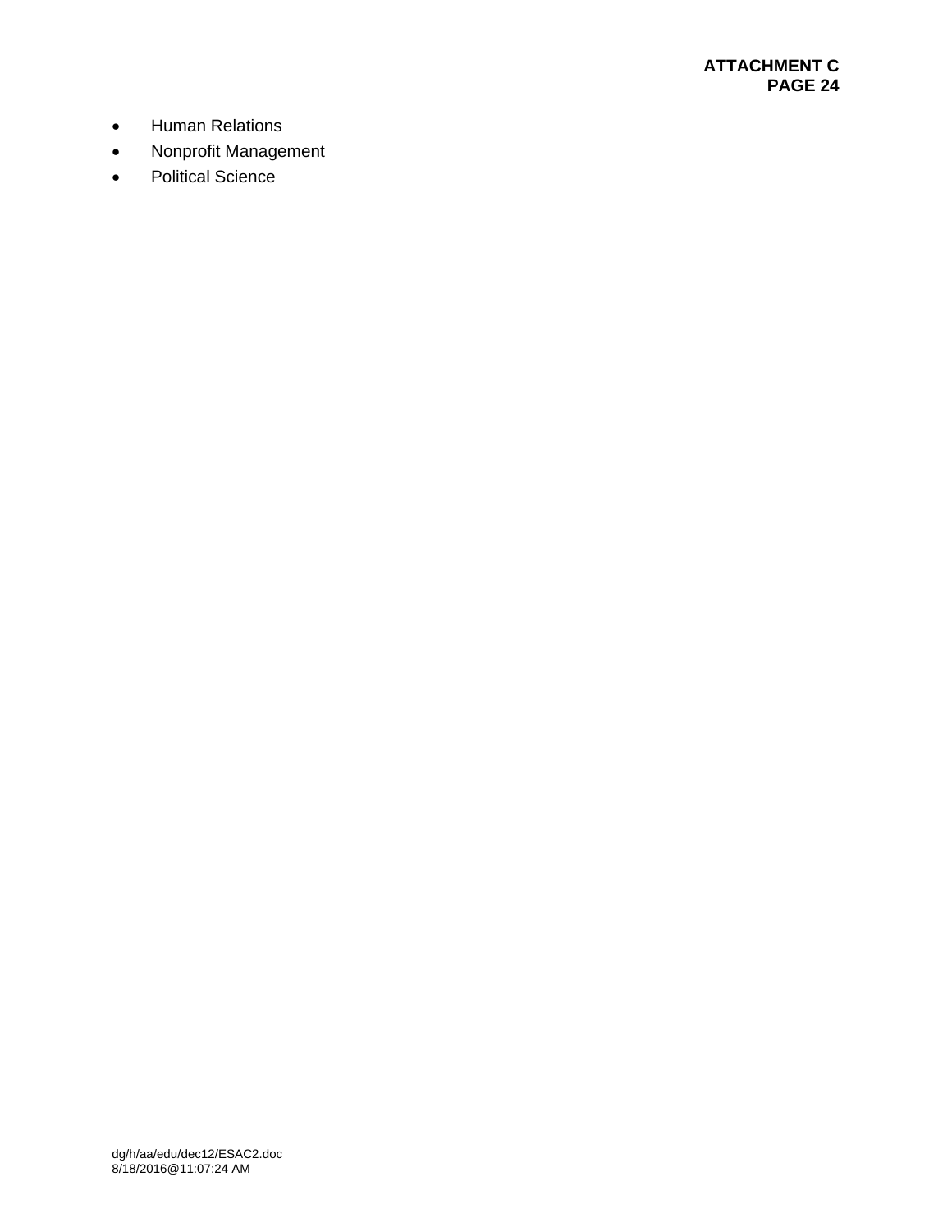- Human Relations
- Nonprofit Management
- Political Science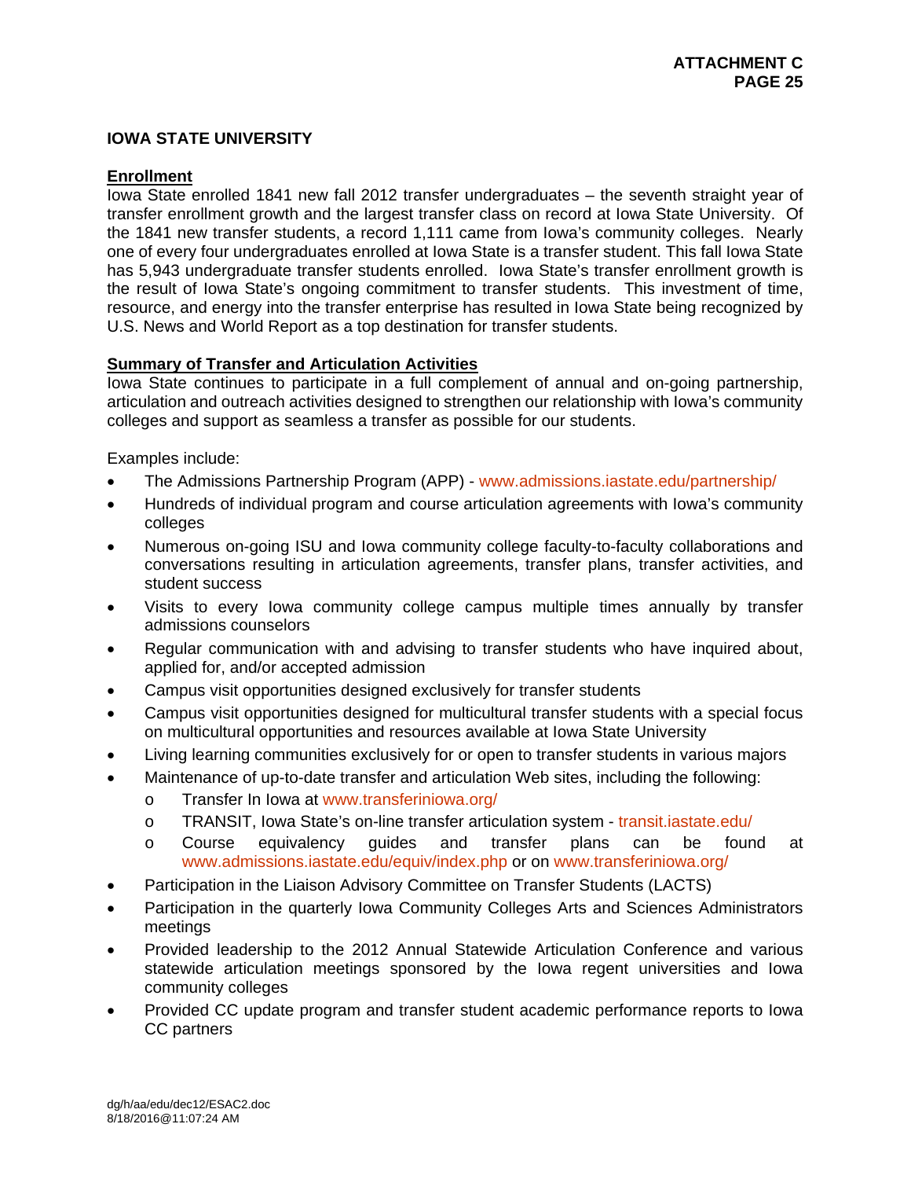## IOWA STATE UNIVERSITY

### Enrollment

Iowa State enrolled 1841 new fall 2012 transfer undergraduates – the seventh straight year of transfer enrollment growth and the largest transfer class on record at Iowa State University. Of the 1841 new transfer students, a record 1,111 came from Iowa's community colleges. Nearly one of every four undergraduates enrolled at Iowa State is a transfer student. This fall Iowa State has 5,943 undergraduate transfer students enrolled. Iowa State's transfer enrollment growth is the result of Iowa State's ongoing commitment to transfer students. This investment of time, resource, and energy into the transfer enterprise has resulted in Iowa State being recognized by U.S. News and World Report as a top destination for transfer students.

### Summary of Transfer and Articulation Activities

Iowa State continues to participate in a full complement of annual and on-going partnership, articulation and outreach activities designed to strengthen our relationship with Iowa's community colleges and support as seamless a transfer as possible for our students.

Examples include:

- The Admissions Partnership Program (APP) - www.admissions.iastate.edu/partnership/
- Hundreds of individual program and course articulation agreements with Iowa's community colleges
- Numerous on-going ISU and Iowa community college faculty-to-faculty collaborations and conversations resulting in articulation agreements, transfer plans, transfer activities, and student success
- Visits to every Iowa community college campus multiple times annually by transfer admissions counselors
- Regular communication with and advising to transfer students who have inquired about, applied for, and/or accepted admission
- Campus visit opportunities designed exclusively for transfer students
- Campus visit opportunities designed for multicultural transfer students with a special focus on multicultural opportunities and resources available at Iowa State University
- Living learning communities exclusively for or open to transfer students in various majors
- Maintenance of up-to-date transfer and articulation Web sites, including the following:
  - Transfer In Iowa at www.transferiniowa.org/
  - TRANSIT, Iowa State's on-line transfer articulation system - transit.iastate.edu/
  - Course equivalency guides and transfer plans can be found at www.admissions.iastate.edu/equiv/index.php or on www.transferiniowa.org/
- Participation in the Liaison Advisory Committee on Transfer Students (LACTS)
- Participation in the quarterly Iowa Community Colleges Arts and Sciences Administrators meetings
- Provided leadership to the 2012 Annual Statewide Articulation Conference and various statewide articulation meetings sponsored by the Iowa regent universities and Iowa community colleges
- Provided CC update program and transfer student academic performance reports to Iowa CC partners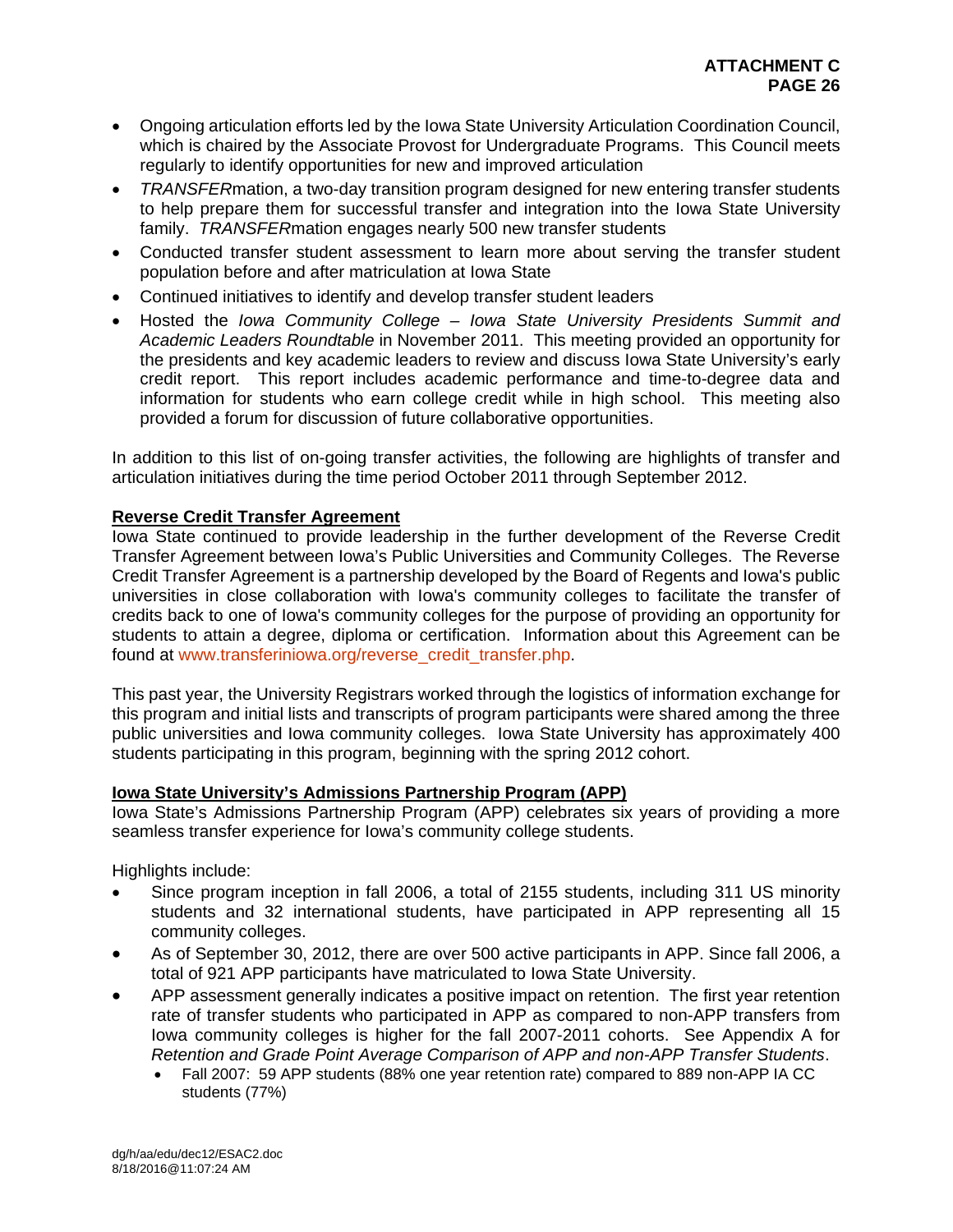- Ongoing articulation efforts led by the Iowa State University Articulation Coordination Council, which is chaired by the Associate Provost for Undergraduate Programs. This Council meets regularly to identify opportunities for new and improved articulation
- *TRANSFER*mation, a two-day transition program designed for new entering transfer students to help prepare them for successful transfer and integration into the Iowa State University family. *TRANSFER*mation engages nearly 500 new transfer students
- Conducted transfer student assessment to learn more about serving the transfer student population before and after matriculation at Iowa State
- Continued initiatives to identify and develop transfer student leaders
- Hosted the *Iowa Community College – Iowa State University Presidents Summit and Academic Leaders Roundtable* in November 2011. This meeting provided an opportunity for the presidents and key academic leaders to review and discuss Iowa State University's early credit report. This report includes academic performance and time-to-degree data and information for students who earn college credit while in high school. This meeting also provided a forum for discussion of future collaborative opportunities.

In addition to this list of on-going transfer activities, the following are highlights of transfer and articulation initiatives during the time period October 2011 through September 2012.

**Reverse Credit Transfer Agreement**

Iowa State continued to provide leadership in the further development of the Reverse Credit Transfer Agreement between Iowa's Public Universities and Community Colleges. The Reverse Credit Transfer Agreement is a partnership developed by the Board of Regents and Iowa's public universities in close collaboration with Iowa's community colleges to facilitate the transfer of credits back to one of Iowa's community colleges for the purpose of providing an opportunity for students to attain a degree, diploma or certification. Information about this Agreement can be found at www.transferiniowa.org/reverse_credit_transfer.php.

This past year, the University Registrars worked through the logistics of information exchange for this program and initial lists and transcripts of program participants were shared among the three public universities and Iowa community colleges. Iowa State University has approximately 400 students participating in this program, beginning with the spring 2012 cohort.

**Iowa State University's Admissions Partnership Program (APP)**

Iowa State's Admissions Partnership Program (APP) celebrates six years of providing a more seamless transfer experience for Iowa's community college students.

Highlights include:

- Since program inception in fall 2006, a total of 2155 students, including 311 US minority students and 32 international students, have participated in APP representing all 15 community colleges.
- As of September 30, 2012, there are over 500 active participants in APP. Since fall 2006, a total of 921 APP participants have matriculated to Iowa State University.
- APP assessment generally indicates a positive impact on retention. The first year retention rate of transfer students who participated in APP as compared to non-APP transfers from Iowa community colleges is higher for the fall 2007-2011 cohorts. See Appendix A for *Retention and Grade Point Average Comparison of APP and non-APP Transfer Students*.
  - Fall 2007: 59 APP students (88% one year retention rate) compared to 889 non-APP IA CC students (77%)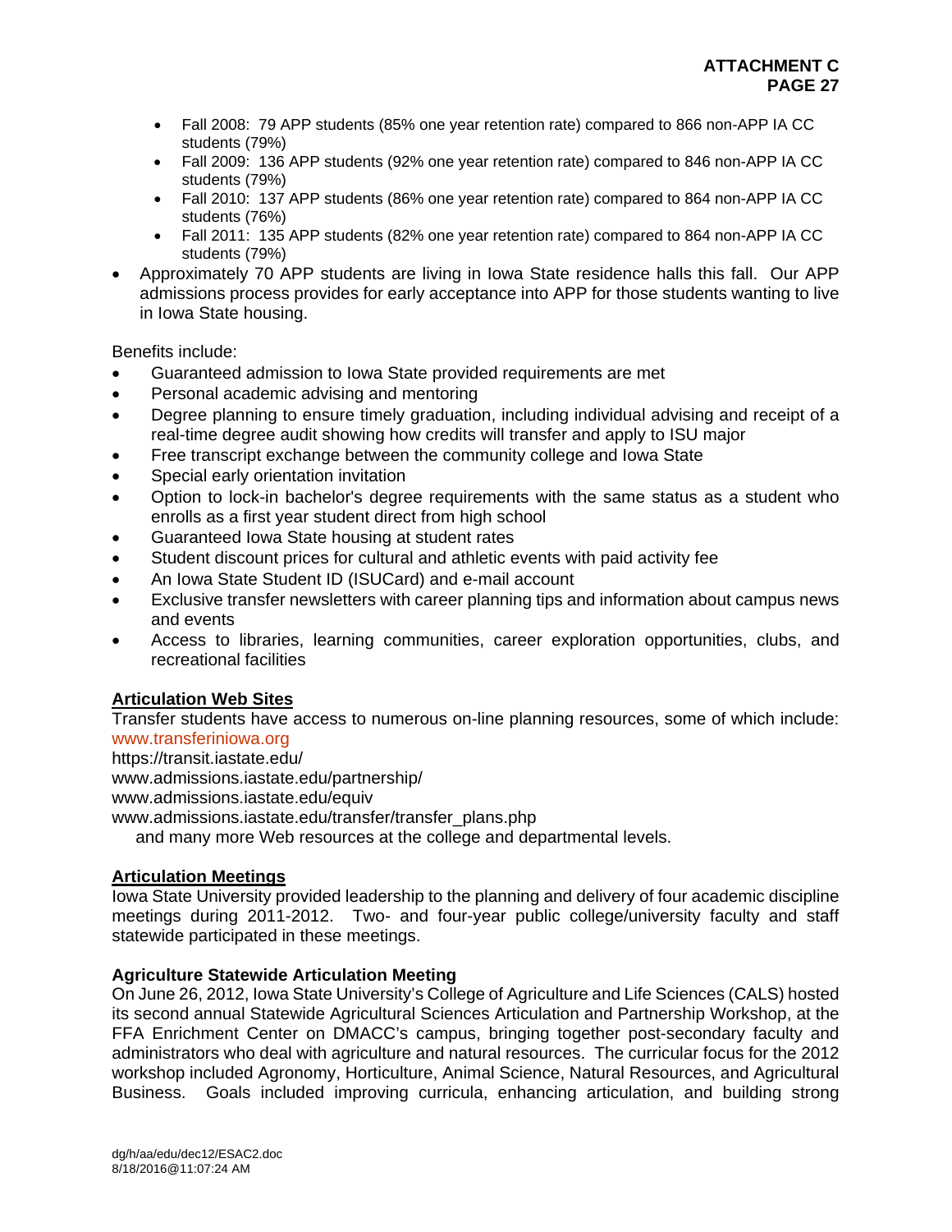- Fall 2008: 79 APP students (85% one year retention rate) compared to 866 non-APP IA CC students (79%)
  - Fall 2009: 136 APP students (92% one year retention rate) compared to 846 non-APP IA CC students (79%)
  - Fall 2010: 137 APP students (86% one year retention rate) compared to 864 non-APP IA CC students (76%)
  - Fall 2011: 135 APP students (82% one year retention rate) compared to 864 non-APP IA CC students (79%)
- Approximately 70 APP students are living in Iowa State residence halls this fall. Our APP admissions process provides for early acceptance into APP for those students wanting to live in Iowa State housing.

Benefits include:

- Guaranteed admission to Iowa State provided requirements are met
- Personal academic advising and mentoring
- Degree planning to ensure timely graduation, including individual advising and receipt of a real-time degree audit showing how credits will transfer and apply to ISU major
- Free transcript exchange between the community college and Iowa State
- Special early orientation invitation
- Option to lock-in bachelor's degree requirements with the same status as a student who enrolls as a first year student direct from high school
- Guaranteed Iowa State housing at student rates
- Student discount prices for cultural and athletic events with paid activity fee
- An Iowa State Student ID (ISUCard) and e-mail account
- Exclusive transfer newsletters with career planning tips and information about campus news and events
- Access to libraries, learning communities, career exploration opportunities, clubs, and recreational facilities

**Articulation Web Sites**

Transfer students have access to numerous on-line planning resources, some of which include:
www.transferiniowa.org
https://transit.iastate.edu/
www.admissions.iastate.edu/partnership/
www.admissions.iastate.edu/equiv
www.admissions.iastate.edu/transfer/transfer_plans.php
and many more Web resources at the college and departmental levels.

**Articulation Meetings**

Iowa State University provided leadership to the planning and delivery of four academic discipline meetings during 2011-2012. Two- and four-year public college/university faculty and staff statewide participated in these meetings.

**Agriculture Statewide Articulation Meeting**

On June 26, 2012, Iowa State University's College of Agriculture and Life Sciences (CALS) hosted its second annual Statewide Agricultural Sciences Articulation and Partnership Workshop, at the FFA Enrichment Center on DMACC's campus, bringing together post-secondary faculty and administrators who deal with agriculture and natural resources. The curricular focus for the 2012 workshop included Agronomy, Horticulture, Animal Science, Natural Resources, and Agricultural Business. Goals included improving curricula, enhancing articulation, and building strong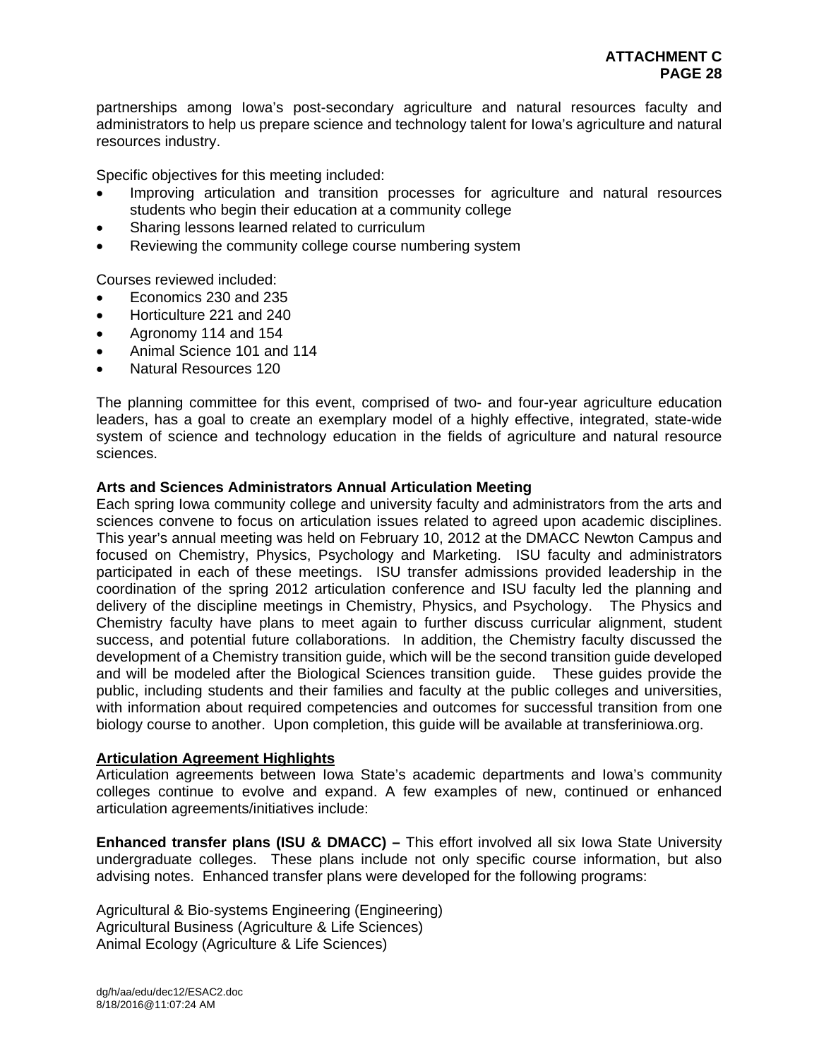partnerships among Iowa's post-secondary agriculture and natural resources faculty and administrators to help us prepare science and technology talent for Iowa's agriculture and natural resources industry.

Specific objectives for this meeting included:

- Improving articulation and transition processes for agriculture and natural resources students who begin their education at a community college
- Sharing lessons learned related to curriculum
- Reviewing the community college course numbering system

Courses reviewed included:

- Economics 230 and 235
- Horticulture 221 and 240
- Agronomy 114 and 154
- Animal Science 101 and 114
- Natural Resources 120

The planning committee for this event, comprised of two- and four-year agriculture education leaders, has a goal to create an exemplary model of a highly effective, integrated, state-wide system of science and technology education in the fields of agriculture and natural resource sciences.

**Arts and Sciences Administrators Annual Articulation Meeting**

Each spring Iowa community college and university faculty and administrators from the arts and sciences convene to focus on articulation issues related to agreed upon academic disciplines. This year's annual meeting was held on February 10, 2012 at the DMACC Newton Campus and focused on Chemistry, Physics, Psychology and Marketing. ISU faculty and administrators participated in each of these meetings. ISU transfer admissions provided leadership in the coordination of the spring 2012 articulation conference and ISU faculty led the planning and delivery of the discipline meetings in Chemistry, Physics, and Psychology. The Physics and Chemistry faculty have plans to meet again to further discuss curricular alignment, student success, and potential future collaborations. In addition, the Chemistry faculty discussed the development of a Chemistry transition guide, which will be the second transition guide developed and will be modeled after the Biological Sciences transition guide. These guides provide the public, including students and their families and faculty at the public colleges and universities, with information about required competencies and outcomes for successful transition from one biology course to another. Upon completion, this guide will be available at transferiniowa.org.

**Articulation Agreement Highlights**

Articulation agreements between Iowa State's academic departments and Iowa's community colleges continue to evolve and expand. A few examples of new, continued or enhanced articulation agreements/initiatives include:

**Enhanced transfer plans (ISU & DMACC) –** This effort involved all six Iowa State University undergraduate colleges. These plans include not only specific course information, but also advising notes. Enhanced transfer plans were developed for the following programs:

Agricultural & Bio-systems Engineering (Engineering)
Agricultural Business (Agriculture & Life Sciences)
Animal Ecology (Agriculture & Life Sciences)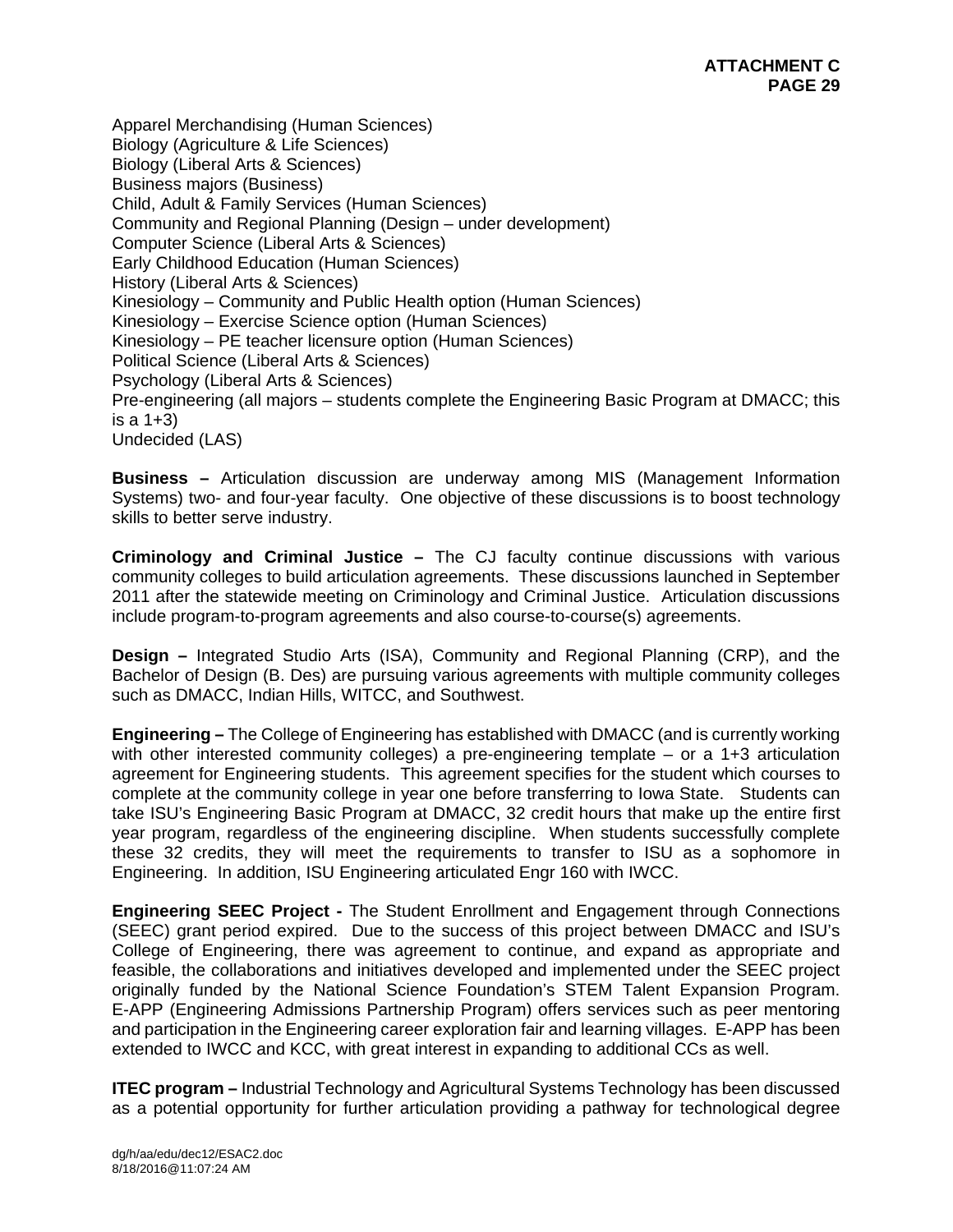Apparel Merchandising (Human Sciences)
Biology (Agriculture & Life Sciences)
Biology (Liberal Arts & Sciences)
Business majors (Business)
Child, Adult & Family Services (Human Sciences)
Community and Regional Planning (Design – under development)
Computer Science (Liberal Arts & Sciences)
Early Childhood Education (Human Sciences)
History (Liberal Arts & Sciences)
Kinesiology – Community and Public Health option (Human Sciences)
Kinesiology – Exercise Science option (Human Sciences)
Kinesiology – PE teacher licensure option (Human Sciences)
Political Science (Liberal Arts & Sciences)
Psychology (Liberal Arts & Sciences)
Pre-engineering (all majors – students complete the Engineering Basic Program at DMACC; this is a 1+3)
Undecided (LAS)

**Business –** Articulation discussion are underway among MIS (Management Information Systems) two- and four-year faculty. One objective of these discussions is to boost technology skills to better serve industry.

**Criminology and Criminal Justice –** The CJ faculty continue discussions with various community colleges to build articulation agreements. These discussions launched in September 2011 after the statewide meeting on Criminology and Criminal Justice. Articulation discussions include program-to-program agreements and also course-to-course(s) agreements.

**Design –** Integrated Studio Arts (ISA), Community and Regional Planning (CRP), and the Bachelor of Design (B. Des) are pursuing various agreements with multiple community colleges such as DMACC, Indian Hills, WITCC, and Southwest.

**Engineering –** The College of Engineering has established with DMACC (and is currently working with other interested community colleges) a pre-engineering template – or a 1+3 articulation agreement for Engineering students. This agreement specifies for the student which courses to complete at the community college in year one before transferring to Iowa State. Students can take ISU's Engineering Basic Program at DMACC, 32 credit hours that make up the entire first year program, regardless of the engineering discipline. When students successfully complete these 32 credits, they will meet the requirements to transfer to ISU as a sophomore in Engineering. In addition, ISU Engineering articulated Engr 160 with IWCC.

**Engineering SEEC Project -** The Student Enrollment and Engagement through Connections (SEEC) grant period expired. Due to the success of this project between DMACC and ISU's College of Engineering, there was agreement to continue, and expand as appropriate and feasible, the collaborations and initiatives developed and implemented under the SEEC project originally funded by the National Science Foundation's STEM Talent Expansion Program. E-APP (Engineering Admissions Partnership Program) offers services such as peer mentoring and participation in the Engineering career exploration fair and learning villages. E-APP has been extended to IWCC and KCC, with great interest in expanding to additional CCs as well.

**ITEC program –** Industrial Technology and Agricultural Systems Technology has been discussed as a potential opportunity for further articulation providing a pathway for technological degree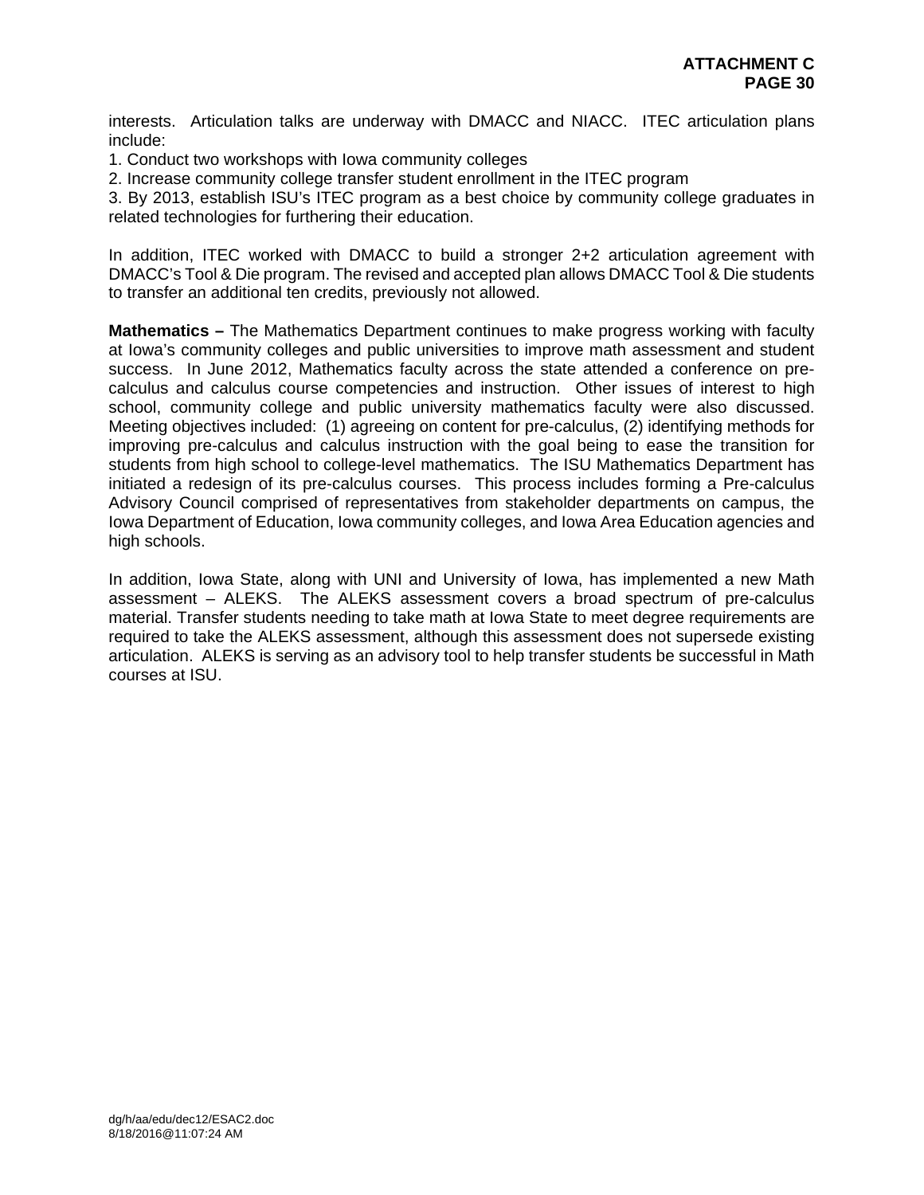interests. Articulation talks are underway with DMACC and NIACC. ITEC articulation plans include:

1. Conduct two workshops with Iowa community colleges
2. Increase community college transfer student enrollment in the ITEC program
3. By 2013, establish ISU's ITEC program as a best choice by community college graduates in related technologies for furthering their education.

In addition, ITEC worked with DMACC to build a stronger 2+2 articulation agreement with DMACC's Tool & Die program. The revised and accepted plan allows DMACC Tool & Die students to transfer an additional ten credits, previously not allowed.

**Mathematics –** The Mathematics Department continues to make progress working with faculty at Iowa's community colleges and public universities to improve math assessment and student success. In June 2012, Mathematics faculty across the state attended a conference on pre-calculus and calculus course competencies and instruction. Other issues of interest to high school, community college and public university mathematics faculty were also discussed. Meeting objectives included: (1) agreeing on content for pre-calculus, (2) identifying methods for improving pre-calculus and calculus instruction with the goal being to ease the transition for students from high school to college-level mathematics. The ISU Mathematics Department has initiated a redesign of its pre-calculus courses. This process includes forming a Pre-calculus Advisory Council comprised of representatives from stakeholder departments on campus, the Iowa Department of Education, Iowa community colleges, and Iowa Area Education agencies and high schools.

In addition, Iowa State, along with UNI and University of Iowa, has implemented a new Math assessment – ALEKS. The ALEKS assessment covers a broad spectrum of pre-calculus material. Transfer students needing to take math at Iowa State to meet degree requirements are required to take the ALEKS assessment, although this assessment does not supersede existing articulation. ALEKS is serving as an advisory tool to help transfer students be successful in Math courses at ISU.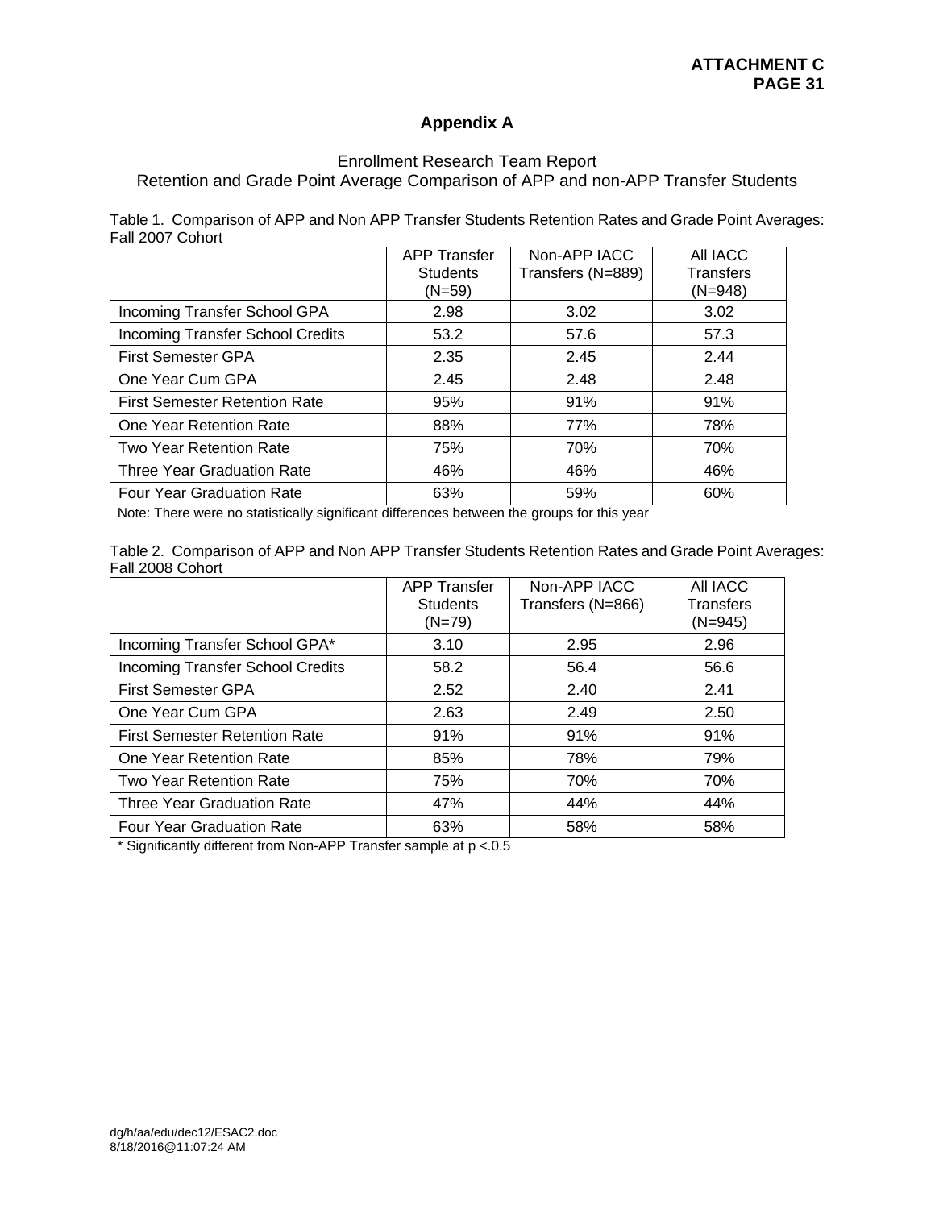**ATTACHMENT C**
**PAGE 31**

## Appendix A

Enrollment Research Team Report
Retention and Grade Point Average Comparison of APP and non-APP Transfer Students

Table 1. Comparison of APP and Non APP Transfer Students Retention Rates and Grade Point Averages: Fall 2007 Cohort

| | APP Transfer Students (N=59) | Non-APP IACC Transfers (N=889) | All IACC Transfers (N=948) |
|---|---|---|---|
| Incoming Transfer School GPA | 2.98 | 3.02 | 3.02 |
| Incoming Transfer School Credits | 53.2 | 57.6 | 57.3 |
| First Semester GPA | 2.35 | 2.45 | 2.44 |
| One Year Cum GPA | 2.45 | 2.48 | 2.48 |
| First Semester Retention Rate | 95% | 91% | 91% |
| One Year Retention Rate | 88% | 77% | 78% |
| Two Year Retention Rate | 75% | 70% | 70% |
| Three Year Graduation Rate | 46% | 46% | 46% |
| Four Year Graduation Rate | 63% | 59% | 60% |

Note: There were no statistically significant differences between the groups for this year

Table 2. Comparison of APP and Non APP Transfer Students Retention Rates and Grade Point Averages: Fall 2008 Cohort

| | APP Transfer Students (N=79) | Non-APP IACC Transfers (N=866) | All IACC Transfers (N=945) |
|---|---|---|---|
| Incoming Transfer School GPA* | 3.10 | 2.95 | 2.96 |
| Incoming Transfer School Credits | 58.2 | 56.4 | 56.6 |
| First Semester GPA | 2.52 | 2.40 | 2.41 |
| One Year Cum GPA | 2.63 | 2.49 | 2.50 |
| First Semester Retention Rate | 91% | 91% | 91% |
| One Year Retention Rate | 85% | 78% | 79% |
| Two Year Retention Rate | 75% | 70% | 70% |
| Three Year Graduation Rate | 47% | 44% | 44% |
| Four Year Graduation Rate | 63% | 58% | 58% |

* Significantly different from Non-APP Transfer sample at p <.0.5

dg/h/aa/edu/dec12/ESAC2.doc
8/18/2016@11:07:24 AM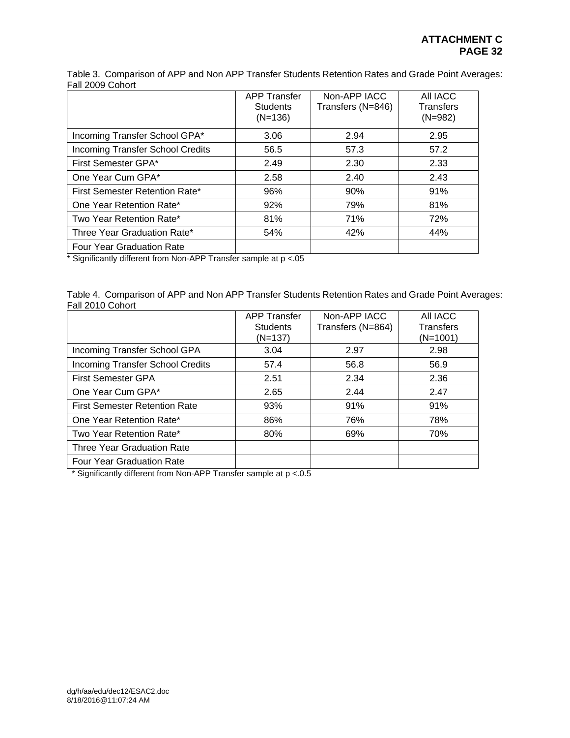**ATTACHMENT C**

Table 3. Comparison of APP and Non APP Transfer Students Retention Rates and Grade Point Averages: Fall 2009 Cohort

| | APP Transfer Students (N=136) | Non-APP IACC Transfers (N=846) | All IACC Transfers (N=982) |
|---|---|---|---|
| Incoming Transfer School GPA* | 3.06 | 2.94 | 2.95 |
| Incoming Transfer School Credits | 56.5 | 57.3 | 57.2 |
| First Semester GPA* | 2.49 | 2.30 | 2.33 |
| One Year Cum GPA* | 2.58 | 2.40 | 2.43 |
| First Semester Retention Rate* | 96% | 90% | 91% |
| One Year Retention Rate* | 92% | 79% | 81% |
| Two Year Retention Rate* | 81% | 71% | 72% |
| Three Year Graduation Rate* | 54% | 42% | 44% |
| Four Year Graduation Rate | | | |

* Significantly different from Non-APP Transfer sample at $p < .05$

Table 4. Comparison of APP and Non APP Transfer Students Retention Rates and Grade Point Averages: Fall 2010 Cohort

| | APP Transfer Students (N=137) | Non-APP IACC Transfers (N=864) | All IACC Transfers (N=1001) |
|---|---|---|---|
| Incoming Transfer School GPA | 3.04 | 2.97 | 2.98 |
| Incoming Transfer School Credits | 57.4 | 56.8 | 56.9 |
| First Semester GPA | 2.51 | 2.34 | 2.36 |
| One Year Cum GPA* | 2.65 | 2.44 | 2.47 |
| First Semester Retention Rate | 93% | 91% | 91% |
| One Year Retention Rate* | 86% | 76% | 78% |
| Two Year Retention Rate* | 80% | 69% | 70% |
| Three Year Graduation Rate | | | |
| Four Year Graduation Rate | | | |

* Significantly different from Non-APP Transfer sample at $p < .0.5$

dg/h/aa/edu/dec12/ESAC2.doc
8/18/2016@11:07:24 AM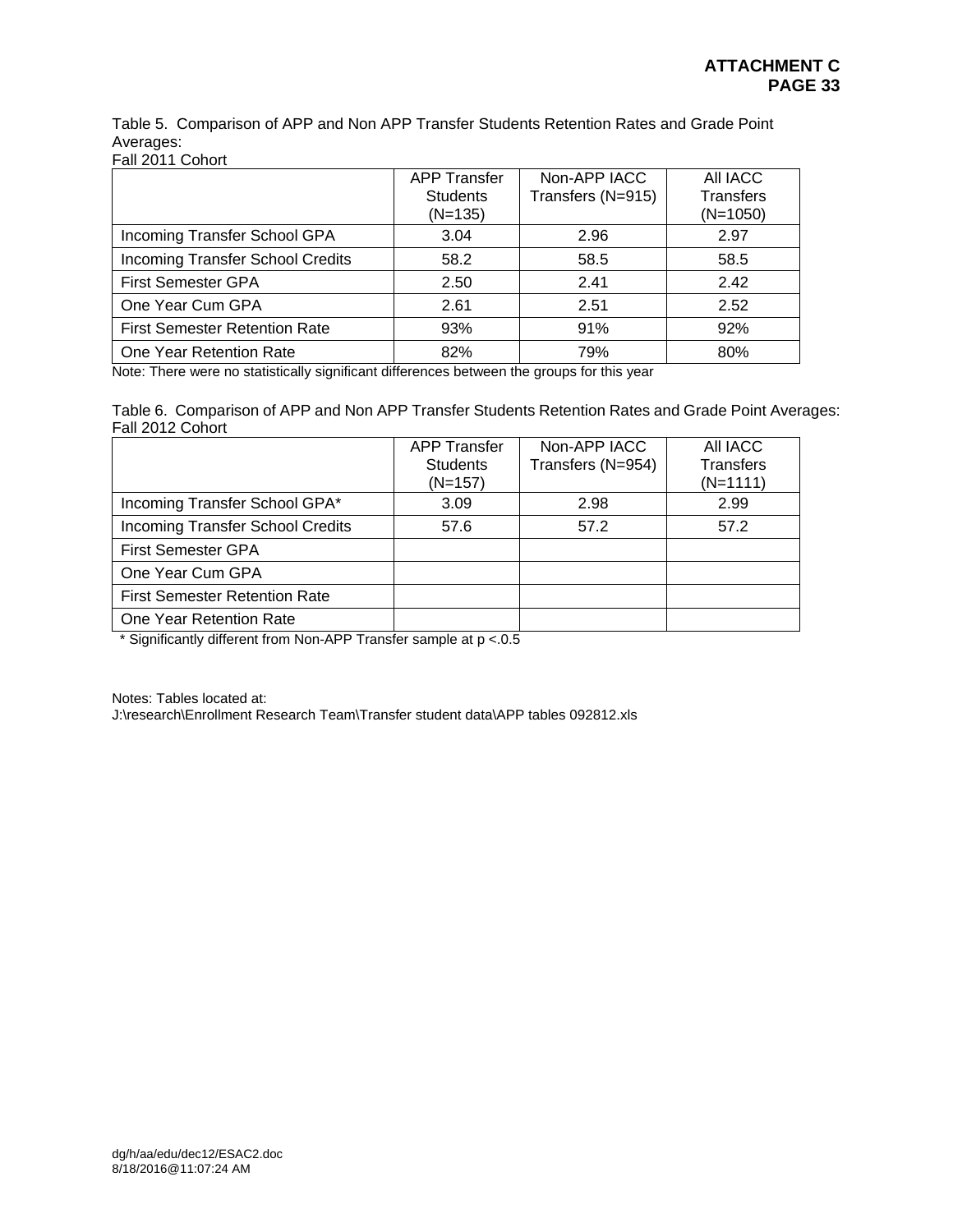Table 5. Comparison of APP and Non APP Transfer Students Retention Rates and Grade Point Averages:
Fall 2011 Cohort

| | APP Transfer Students (N=135) | Non-APP IACC Transfers (N=915) | All IACC Transfers (N=1050) |
|---|---|---|---|
| Incoming Transfer School GPA | 3.04 | 2.96 | 2.97 |
| Incoming Transfer School Credits | 58.2 | 58.5 | 58.5 |
| First Semester GPA | 2.50 | 2.41 | 2.42 |
| One Year Cum GPA | 2.61 | 2.51 | 2.52 |
| First Semester Retention Rate | 93% | 91% | 92% |
| One Year Retention Rate | 82% | 79% | 80% |

Note: There were no statistically significant differences between the groups for this year

Table 6. Comparison of APP and Non APP Transfer Students Retention Rates and Grade Point Averages:
Fall 2012 Cohort

| | APP Transfer Students (N=157) | Non-APP IACC Transfers (N=954) | All IACC Transfers (N=1111) |
|---|---|---|---|
| Incoming Transfer School GPA* | 3.09 | 2.98 | 2.99 |
| Incoming Transfer School Credits | 57.6 | 57.2 | 57.2 |
| First Semester GPA | | | |
| One Year Cum GPA | | | |
| First Semester Retention Rate | | | |
| One Year Retention Rate | | | |

\* Significantly different from Non-APP Transfer sample at p <.0.5

Notes: Tables located at:
J:\research\Enrollment Research Team\Transfer student data\APP tables 092812.xls

dg/h/aa/edu/dec12/ESAC2.doc
8/18/2016@11:07:24 AM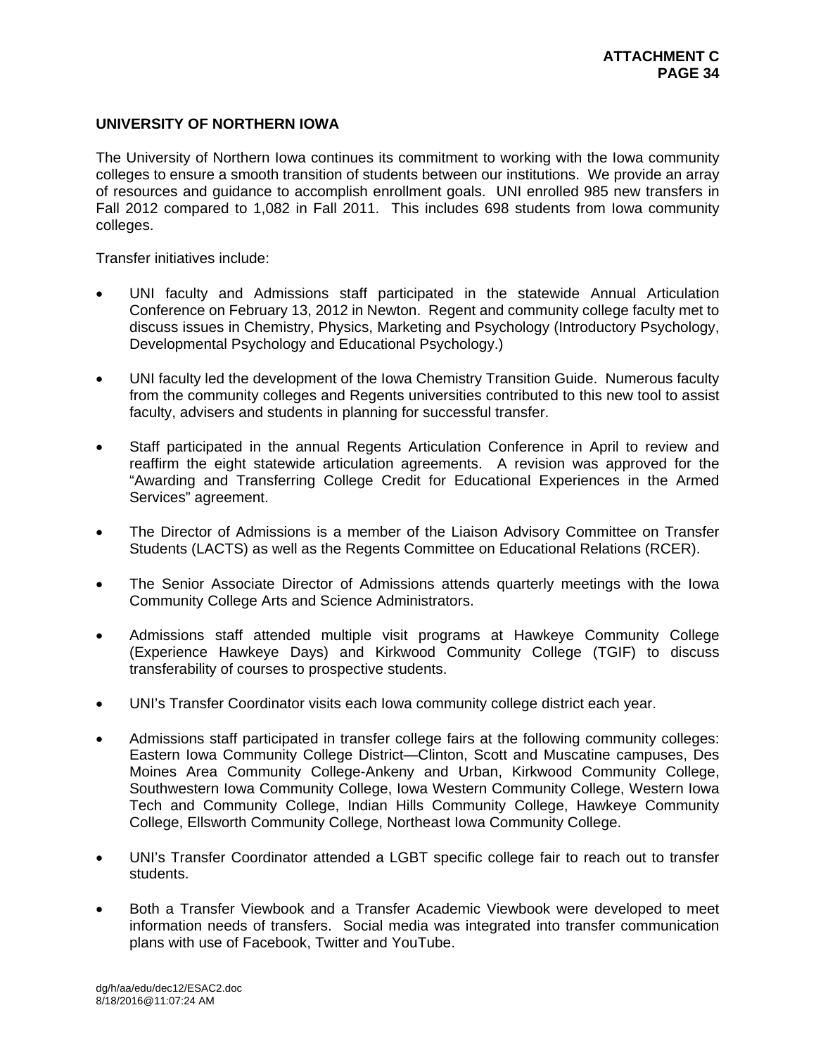## UNIVERSITY OF NORTHERN IOWA

The University of Northern Iowa continues its commitment to working with the Iowa community colleges to ensure a smooth transition of students between our institutions. We provide an array of resources and guidance to accomplish enrollment goals. UNI enrolled 985 new transfers in Fall 2012 compared to 1,082 in Fall 2011. This includes 698 students from Iowa community colleges.

Transfer initiatives include:

- UNI faculty and Admissions staff participated in the statewide Annual Articulation Conference on February 13, 2012 in Newton. Regent and community college faculty met to discuss issues in Chemistry, Physics, Marketing and Psychology (Introductory Psychology, Developmental Psychology and Educational Psychology.)
- UNI faculty led the development of the Iowa Chemistry Transition Guide. Numerous faculty from the community colleges and Regents universities contributed to this new tool to assist faculty, advisers and students in planning for successful transfer.
- Staff participated in the annual Regents Articulation Conference in April to review and reaffirm the eight statewide articulation agreements. A revision was approved for the "Awarding and Transferring College Credit for Educational Experiences in the Armed Services" agreement.
- The Director of Admissions is a member of the Liaison Advisory Committee on Transfer Students (LACTS) as well as the Regents Committee on Educational Relations (RCER).
- The Senior Associate Director of Admissions attends quarterly meetings with the Iowa Community College Arts and Science Administrators.
- Admissions staff attended multiple visit programs at Hawkeye Community College (Experience Hawkeye Days) and Kirkwood Community College (TGIF) to discuss transferability of courses to prospective students.
- UNI's Transfer Coordinator visits each Iowa community college district each year.
- Admissions staff participated in transfer college fairs at the following community colleges: Eastern Iowa Community College District—Clinton, Scott and Muscatine campuses, Des Moines Area Community College-Ankeny and Urban, Kirkwood Community College, Southwestern Iowa Community College, Iowa Western Community College, Western Iowa Tech and Community College, Indian Hills Community College, Hawkeye Community College, Ellsworth Community College, Northeast Iowa Community College.
- UNI's Transfer Coordinator attended a LGBT specific college fair to reach out to transfer students.
- Both a Transfer Viewbook and a Transfer Academic Viewbook were developed to meet information needs of transfers. Social media was integrated into transfer communication plans with use of Facebook, Twitter and YouTube.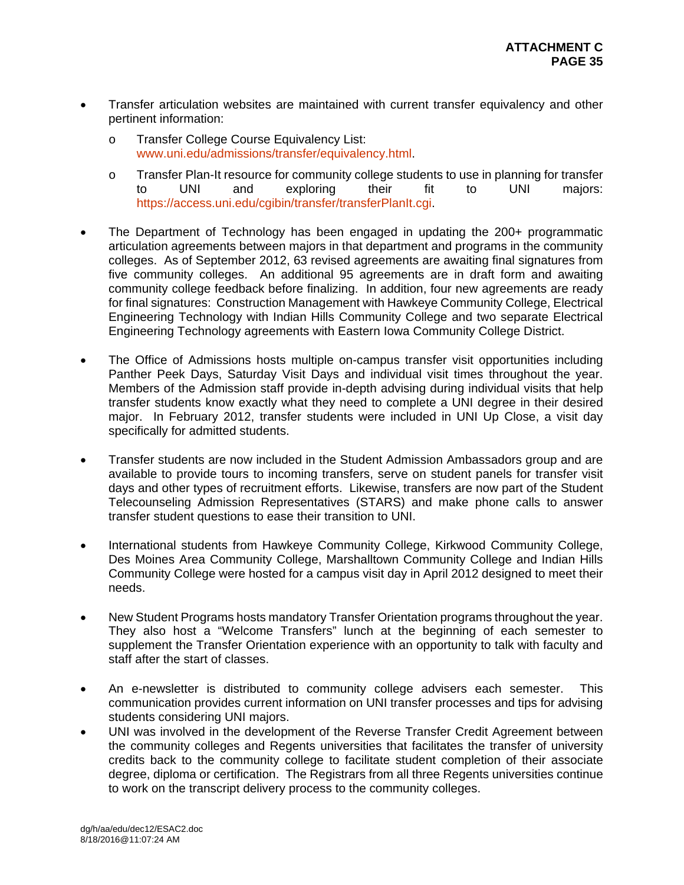- Transfer articulation websites are maintained with current transfer equivalency and other pertinent information:
    - Transfer College Course Equivalency List: www.uni.edu/admissions/transfer/equivalency.html.
    - Transfer Plan-It resource for community college students to use in planning for transfer to UNI and exploring their fit to UNI majors: https://access.uni.edu/cgibin/transfer/transferPlanIt.cgi.

- The Department of Technology has been engaged in updating the 200+ programmatic articulation agreements between majors in that department and programs in the community colleges. As of September 2012, 63 revised agreements are awaiting final signatures from five community colleges. An additional 95 agreements are in draft form and awaiting community college feedback before finalizing. In addition, four new agreements are ready for final signatures: Construction Management with Hawkeye Community College, Electrical Engineering Technology with Indian Hills Community College and two separate Electrical Engineering Technology agreements with Eastern Iowa Community College District.

- The Office of Admissions hosts multiple on-campus transfer visit opportunities including Panther Peek Days, Saturday Visit Days and individual visit times throughout the year. Members of the Admission staff provide in-depth advising during individual visits that help transfer students know exactly what they need to complete a UNI degree in their desired major. In February 2012, transfer students were included in UNI Up Close, a visit day specifically for admitted students.

- Transfer students are now included in the Student Admission Ambassadors group and are available to provide tours to incoming transfers, serve on student panels for transfer visit days and other types of recruitment efforts. Likewise, transfers are now part of the Student Telecounseling Admission Representatives (STARS) and make phone calls to answer transfer student questions to ease their transition to UNI.

- International students from Hawkeye Community College, Kirkwood Community College, Des Moines Area Community College, Marshalltown Community College and Indian Hills Community College were hosted for a campus visit day in April 2012 designed to meet their needs.

- New Student Programs hosts mandatory Transfer Orientation programs throughout the year. They also host a "Welcome Transfers" lunch at the beginning of each semester to supplement the Transfer Orientation experience with an opportunity to talk with faculty and staff after the start of classes.

- An e-newsletter is distributed to community college advisers each semester. This communication provides current information on UNI transfer processes and tips for advising students considering UNI majors.
- UNI was involved in the development of the Reverse Transfer Credit Agreement between the community colleges and Regents universities that facilitates the transfer of university credits back to the community college to facilitate student completion of their associate degree, diploma or certification. The Registrars from all three Regents universities continue to work on the transcript delivery process to the community colleges.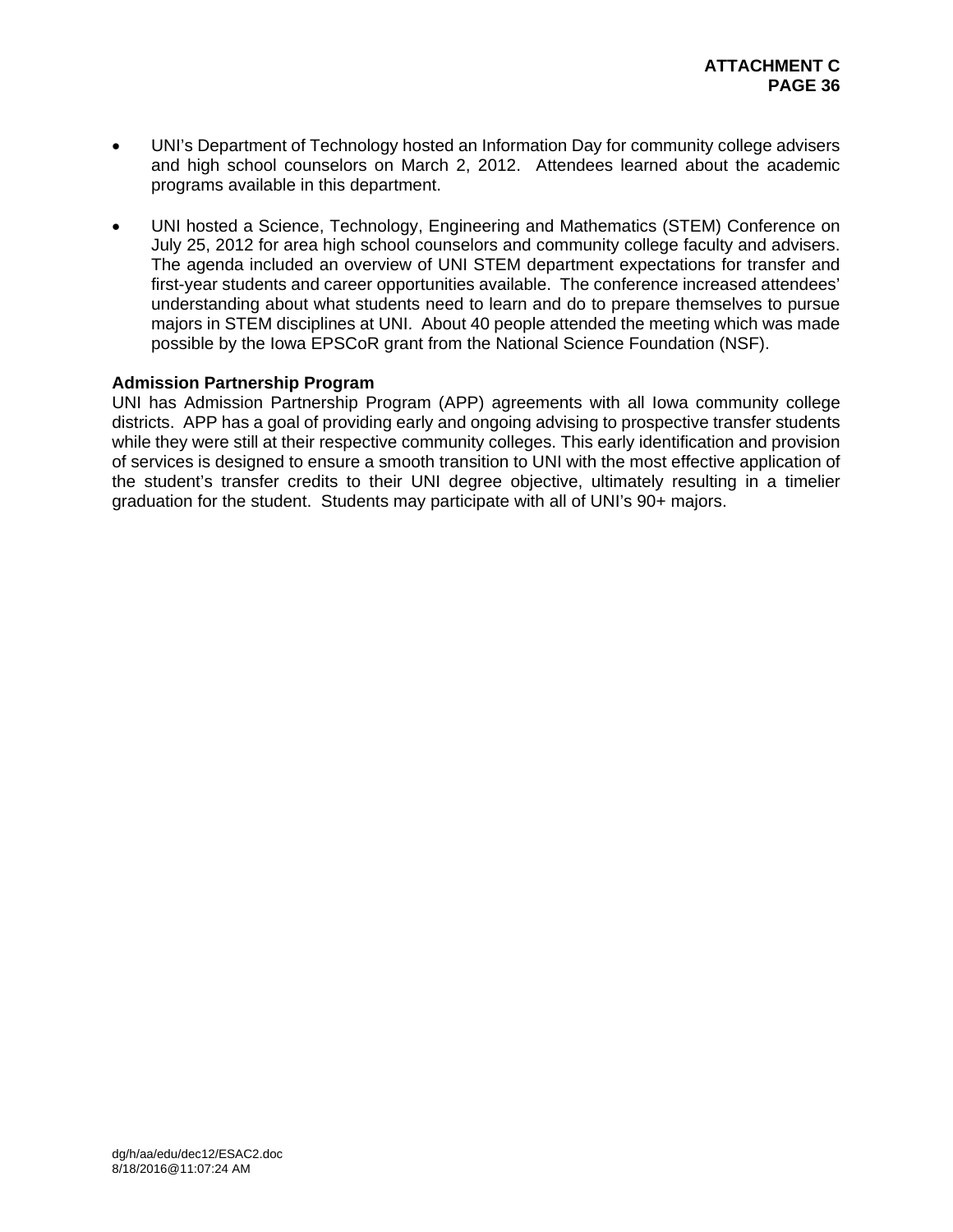- UNI's Department of Technology hosted an Information Day for community college advisers and high school counselors on March 2, 2012. Attendees learned about the academic programs available in this department.

- UNI hosted a Science, Technology, Engineering and Mathematics (STEM) Conference on July 25, 2012 for area high school counselors and community college faculty and advisers. The agenda included an overview of UNI STEM department expectations for transfer and first-year students and career opportunities available. The conference increased attendees' understanding about what students need to learn and do to prepare themselves to pursue majors in STEM disciplines at UNI. About 40 people attended the meeting which was made possible by the Iowa EPSCoR grant from the National Science Foundation (NSF).

**Admission Partnership Program**

UNI has Admission Partnership Program (APP) agreements with all Iowa community college districts. APP has a goal of providing early and ongoing advising to prospective transfer students while they were still at their respective community colleges. This early identification and provision of services is designed to ensure a smooth transition to UNI with the most effective application of the student's transfer credits to their UNI degree objective, ultimately resulting in a timelier graduation for the student. Students may participate with all of UNI's 90+ majors.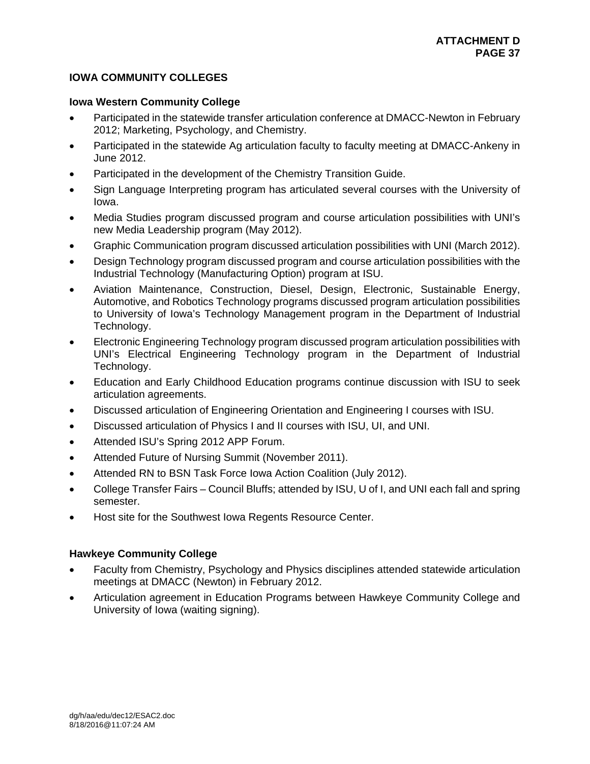## IOWA COMMUNITY COLLEGES

### Iowa Western Community College

- Participated in the statewide transfer articulation conference at DMACC-Newton in February 2012; Marketing, Psychology, and Chemistry.
- Participated in the statewide Ag articulation faculty to faculty meeting at DMACC-Ankeny in June 2012.
- Participated in the development of the Chemistry Transition Guide.
- Sign Language Interpreting program has articulated several courses with the University of Iowa.
- Media Studies program discussed program and course articulation possibilities with UNI's new Media Leadership program (May 2012).
- Graphic Communication program discussed articulation possibilities with UNI (March 2012).
- Design Technology program discussed program and course articulation possibilities with the Industrial Technology (Manufacturing Option) program at ISU.
- Aviation Maintenance, Construction, Diesel, Design, Electronic, Sustainable Energy, Automotive, and Robotics Technology programs discussed program articulation possibilities to University of Iowa's Technology Management program in the Department of Industrial Technology.
- Electronic Engineering Technology program discussed program articulation possibilities with UNI's Electrical Engineering Technology program in the Department of Industrial Technology.
- Education and Early Childhood Education programs continue discussion with ISU to seek articulation agreements.
- Discussed articulation of Engineering Orientation and Engineering I courses with ISU.
- Discussed articulation of Physics I and II courses with ISU, UI, and UNI.
- Attended ISU's Spring 2012 APP Forum.
- Attended Future of Nursing Summit (November 2011).
- Attended RN to BSN Task Force Iowa Action Coalition (July 2012).
- College Transfer Fairs – Council Bluffs; attended by ISU, U of I, and UNI each fall and spring semester.
- Host site for the Southwest Iowa Regents Resource Center.

### Hawkeye Community College

- Faculty from Chemistry, Psychology and Physics disciplines attended statewide articulation meetings at DMACC (Newton) in February 2012.
- Articulation agreement in Education Programs between Hawkeye Community College and University of Iowa (waiting signing).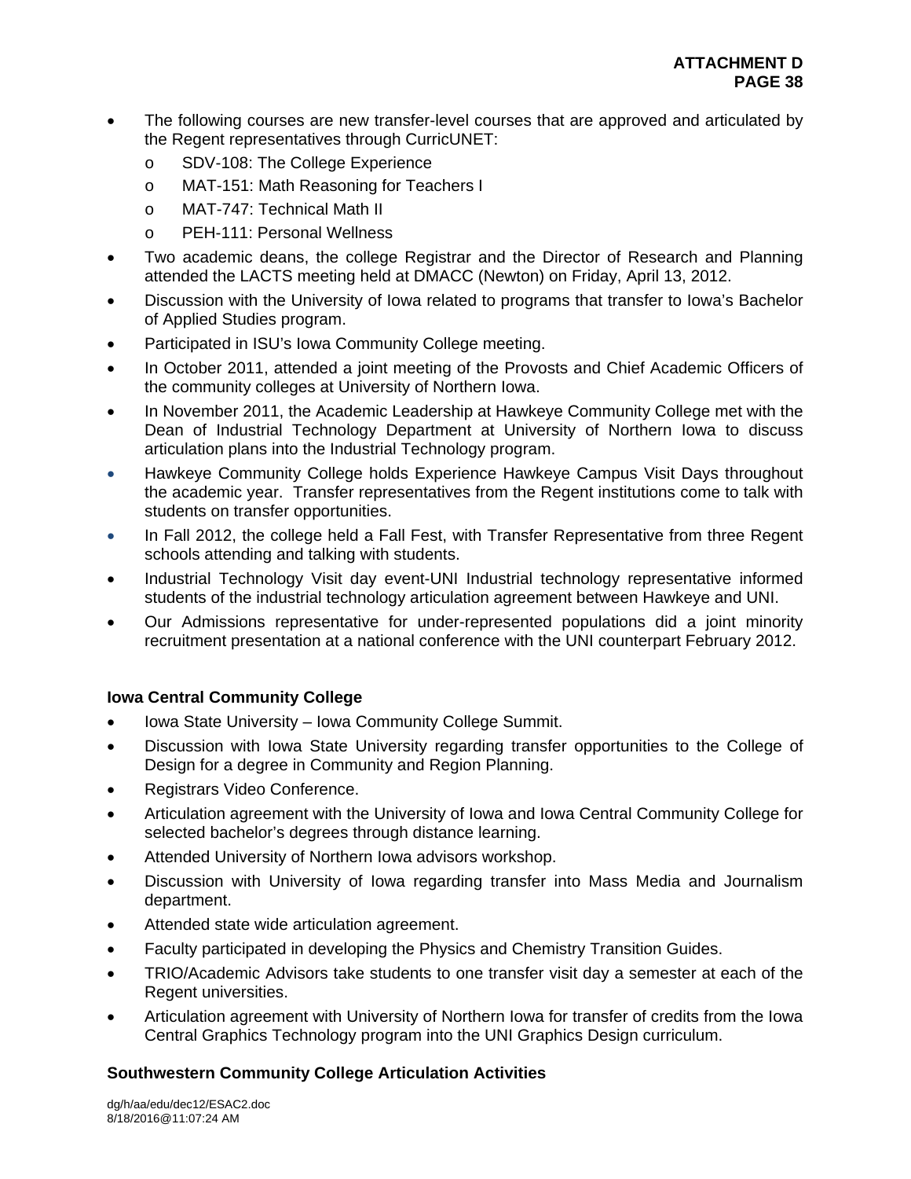- The following courses are new transfer-level courses that are approved and articulated by the Regent representatives through CurricUNET:
  - SDV-108: The College Experience
  - MAT-151: Math Reasoning for Teachers I
  - MAT-747: Technical Math II
  - PEH-111: Personal Wellness
- Two academic deans, the college Registrar and the Director of Research and Planning attended the LACTS meeting held at DMACC (Newton) on Friday, April 13, 2012.
- Discussion with the University of Iowa related to programs that transfer to Iowa's Bachelor of Applied Studies program.
- Participated in ISU's Iowa Community College meeting.
- In October 2011, attended a joint meeting of the Provosts and Chief Academic Officers of the community colleges at University of Northern Iowa.
- In November 2011, the Academic Leadership at Hawkeye Community College met with the Dean of Industrial Technology Department at University of Northern Iowa to discuss articulation plans into the Industrial Technology program.
- Hawkeye Community College holds Experience Hawkeye Campus Visit Days throughout the academic year. Transfer representatives from the Regent institutions come to talk with students on transfer opportunities.
- In Fall 2012, the college held a Fall Fest, with Transfer Representative from three Regent schools attending and talking with students.
- Industrial Technology Visit day event-UNI Industrial technology representative informed students of the industrial technology articulation agreement between Hawkeye and UNI.
- Our Admissions representative for under-represented populations did a joint minority recruitment presentation at a national conference with the UNI counterpart February 2012.

**Iowa Central Community College**

- Iowa State University – Iowa Community College Summit.
- Discussion with Iowa State University regarding transfer opportunities to the College of Design for a degree in Community and Region Planning.
- Registrars Video Conference.
- Articulation agreement with the University of Iowa and Iowa Central Community College for selected bachelor's degrees through distance learning.
- Attended University of Northern Iowa advisors workshop.
- Discussion with University of Iowa regarding transfer into Mass Media and Journalism department.
- Attended state wide articulation agreement.
- Faculty participated in developing the Physics and Chemistry Transition Guides.
- TRIO/Academic Advisors take students to one transfer visit day a semester at each of the Regent universities.
- Articulation agreement with University of Northern Iowa for transfer of credits from the Iowa Central Graphics Technology program into the UNI Graphics Design curriculum.

**Southwestern Community College Articulation Activities**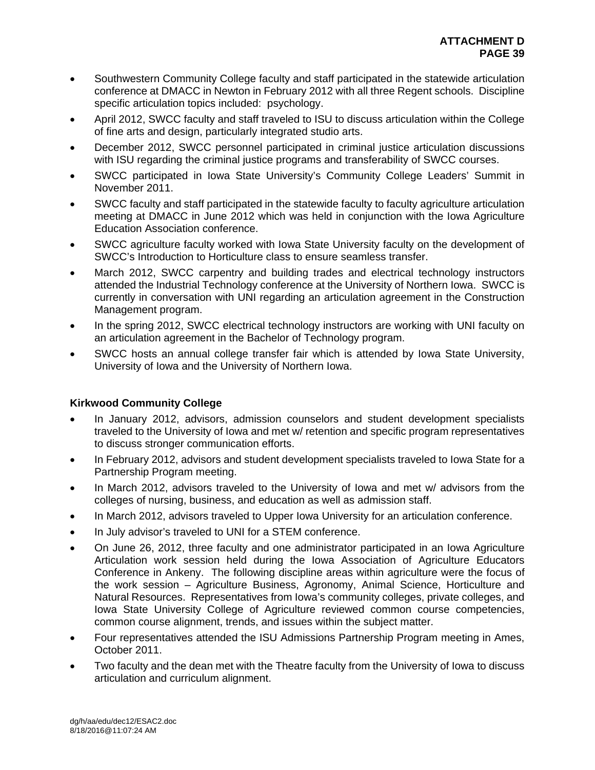- Southwestern Community College faculty and staff participated in the statewide articulation conference at DMACC in Newton in February 2012 with all three Regent schools. Discipline specific articulation topics included: psychology.
- April 2012, SWCC faculty and staff traveled to ISU to discuss articulation within the College of fine arts and design, particularly integrated studio arts.
- December 2012, SWCC personnel participated in criminal justice articulation discussions with ISU regarding the criminal justice programs and transferability of SWCC courses.
- SWCC participated in Iowa State University's Community College Leaders' Summit in November 2011.
- SWCC faculty and staff participated in the statewide faculty to faculty agriculture articulation meeting at DMACC in June 2012 which was held in conjunction with the Iowa Agriculture Education Association conference.
- SWCC agriculture faculty worked with Iowa State University faculty on the development of SWCC's Introduction to Horticulture class to ensure seamless transfer.
- March 2012, SWCC carpentry and building trades and electrical technology instructors attended the Industrial Technology conference at the University of Northern Iowa. SWCC is currently in conversation with UNI regarding an articulation agreement in the Construction Management program.
- In the spring 2012, SWCC electrical technology instructors are working with UNI faculty on an articulation agreement in the Bachelor of Technology program.
- SWCC hosts an annual college transfer fair which is attended by Iowa State University, University of Iowa and the University of Northern Iowa.

**Kirkwood Community College**

- In January 2012, advisors, admission counselors and student development specialists traveled to the University of Iowa and met w/ retention and specific program representatives to discuss stronger communication efforts.
- In February 2012, advisors and student development specialists traveled to Iowa State for a Partnership Program meeting.
- In March 2012, advisors traveled to the University of Iowa and met w/ advisors from the colleges of nursing, business, and education as well as admission staff.
- In March 2012, advisors traveled to Upper Iowa University for an articulation conference.
- In July advisor's traveled to UNI for a STEM conference.
- On June 26, 2012, three faculty and one administrator participated in an Iowa Agriculture Articulation work session held during the Iowa Association of Agriculture Educators Conference in Ankeny. The following discipline areas within agriculture were the focus of the work session – Agriculture Business, Agronomy, Animal Science, Horticulture and Natural Resources. Representatives from Iowa's community colleges, private colleges, and Iowa State University College of Agriculture reviewed common course competencies, common course alignment, trends, and issues within the subject matter.
- Four representatives attended the ISU Admissions Partnership Program meeting in Ames, October 2011.
- Two faculty and the dean met with the Theatre faculty from the University of Iowa to discuss articulation and curriculum alignment.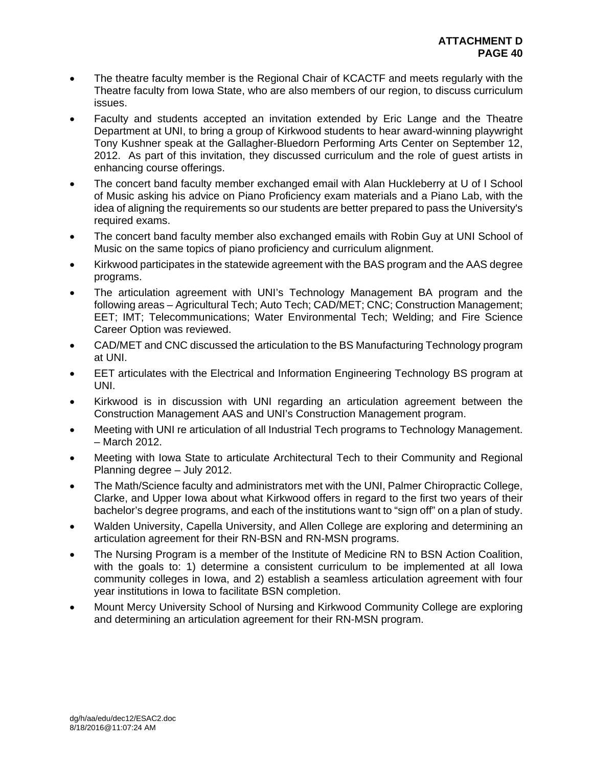- The theatre faculty member is the Regional Chair of KCACTF and meets regularly with the Theatre faculty from Iowa State, who are also members of our region, to discuss curriculum issues.
- Faculty and students accepted an invitation extended by Eric Lange and the Theatre Department at UNI, to bring a group of Kirkwood students to hear award-winning playwright Tony Kushner speak at the Gallagher-Bluedorn Performing Arts Center on September 12, 2012. As part of this invitation, they discussed curriculum and the role of guest artists in enhancing course offerings.
- The concert band faculty member exchanged email with Alan Huckleberry at U of I School of Music asking his advice on Piano Proficiency exam materials and a Piano Lab, with the idea of aligning the requirements so our students are better prepared to pass the University's required exams.
- The concert band faculty member also exchanged emails with Robin Guy at UNI School of Music on the same topics of piano proficiency and curriculum alignment.
- Kirkwood participates in the statewide agreement with the BAS program and the AAS degree programs.
- The articulation agreement with UNI's Technology Management BA program and the following areas – Agricultural Tech; Auto Tech; CAD/MET; CNC; Construction Management; EET; IMT; Telecommunications; Water Environmental Tech; Welding; and Fire Science Career Option was reviewed.
- CAD/MET and CNC discussed the articulation to the BS Manufacturing Technology program at UNI.
- EET articulates with the Electrical and Information Engineering Technology BS program at UNI.
- Kirkwood is in discussion with UNI regarding an articulation agreement between the Construction Management AAS and UNI's Construction Management program.
- Meeting with UNI re articulation of all Industrial Tech programs to Technology Management. – March 2012.
- Meeting with Iowa State to articulate Architectural Tech to their Community and Regional Planning degree – July 2012.
- The Math/Science faculty and administrators met with the UNI, Palmer Chiropractic College, Clarke, and Upper Iowa about what Kirkwood offers in regard to the first two years of their bachelor's degree programs, and each of the institutions want to "sign off" on a plan of study.
- Walden University, Capella University, and Allen College are exploring and determining an articulation agreement for their RN-BSN and RN-MSN programs.
- The Nursing Program is a member of the Institute of Medicine RN to BSN Action Coalition, with the goals to: 1) determine a consistent curriculum to be implemented at all Iowa community colleges in Iowa, and 2) establish a seamless articulation agreement with four year institutions in Iowa to facilitate BSN completion.
- Mount Mercy University School of Nursing and Kirkwood Community College are exploring and determining an articulation agreement for their RN-MSN program.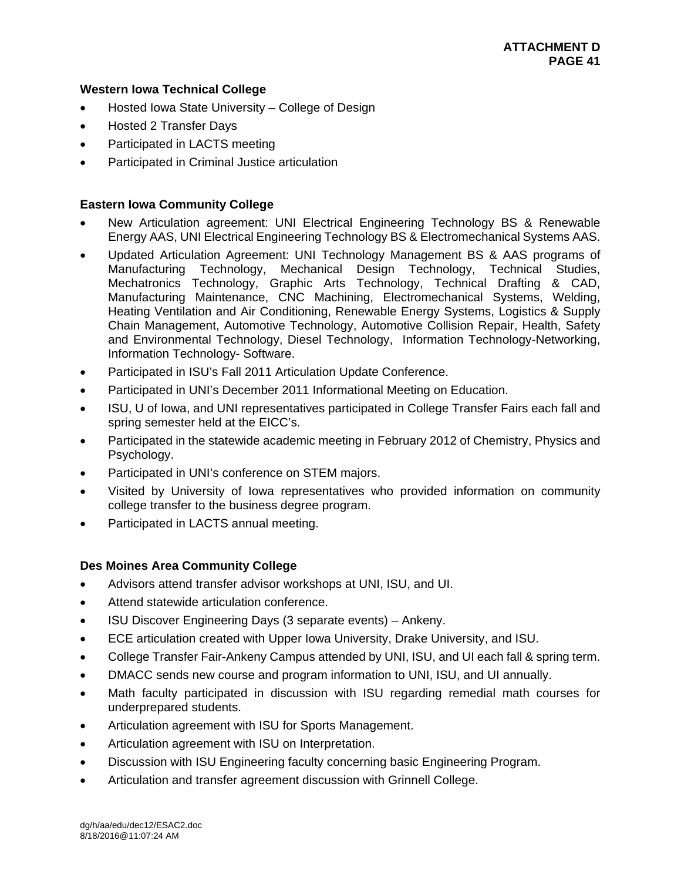### Western Iowa Technical College

- Hosted Iowa State University – College of Design
- Hosted 2 Transfer Days
- Participated in LACTS meeting
- Participated in Criminal Justice articulation

### Eastern Iowa Community College

- New Articulation agreement: UNI Electrical Engineering Technology BS & Renewable Energy AAS, UNI Electrical Engineering Technology BS & Electromechanical Systems AAS.
- Updated Articulation Agreement: UNI Technology Management BS & AAS programs of Manufacturing Technology, Mechanical Design Technology, Technical Studies, Mechatronics Technology, Graphic Arts Technology, Technical Drafting & CAD, Manufacturing Maintenance, CNC Machining, Electromechanical Systems, Welding, Heating Ventilation and Air Conditioning, Renewable Energy Systems, Logistics & Supply Chain Management, Automotive Technology, Automotive Collision Repair, Health, Safety and Environmental Technology, Diesel Technology, Information Technology-Networking, Information Technology- Software.
- Participated in ISU's Fall 2011 Articulation Update Conference.
- Participated in UNI's December 2011 Informational Meeting on Education.
- ISU, U of Iowa, and UNI representatives participated in College Transfer Fairs each fall and spring semester held at the EICC's.
- Participated in the statewide academic meeting in February 2012 of Chemistry, Physics and Psychology.
- Participated in UNI's conference on STEM majors.
- Visited by University of Iowa representatives who provided information on community college transfer to the business degree program.
- Participated in LACTS annual meeting.

### Des Moines Area Community College

- Advisors attend transfer advisor workshops at UNI, ISU, and UI.
- Attend statewide articulation conference.
- ISU Discover Engineering Days (3 separate events) – Ankeny.
- ECE articulation created with Upper Iowa University, Drake University, and ISU.
- College Transfer Fair-Ankeny Campus attended by UNI, ISU, and UI each fall & spring term.
- DMACC sends new course and program information to UNI, ISU, and UI annually.
- Math faculty participated in discussion with ISU regarding remedial math courses for underprepared students.
- Articulation agreement with ISU for Sports Management.
- Articulation agreement with ISU on Interpretation.
- Discussion with ISU Engineering faculty concerning basic Engineering Program.
- Articulation and transfer agreement discussion with Grinnell College.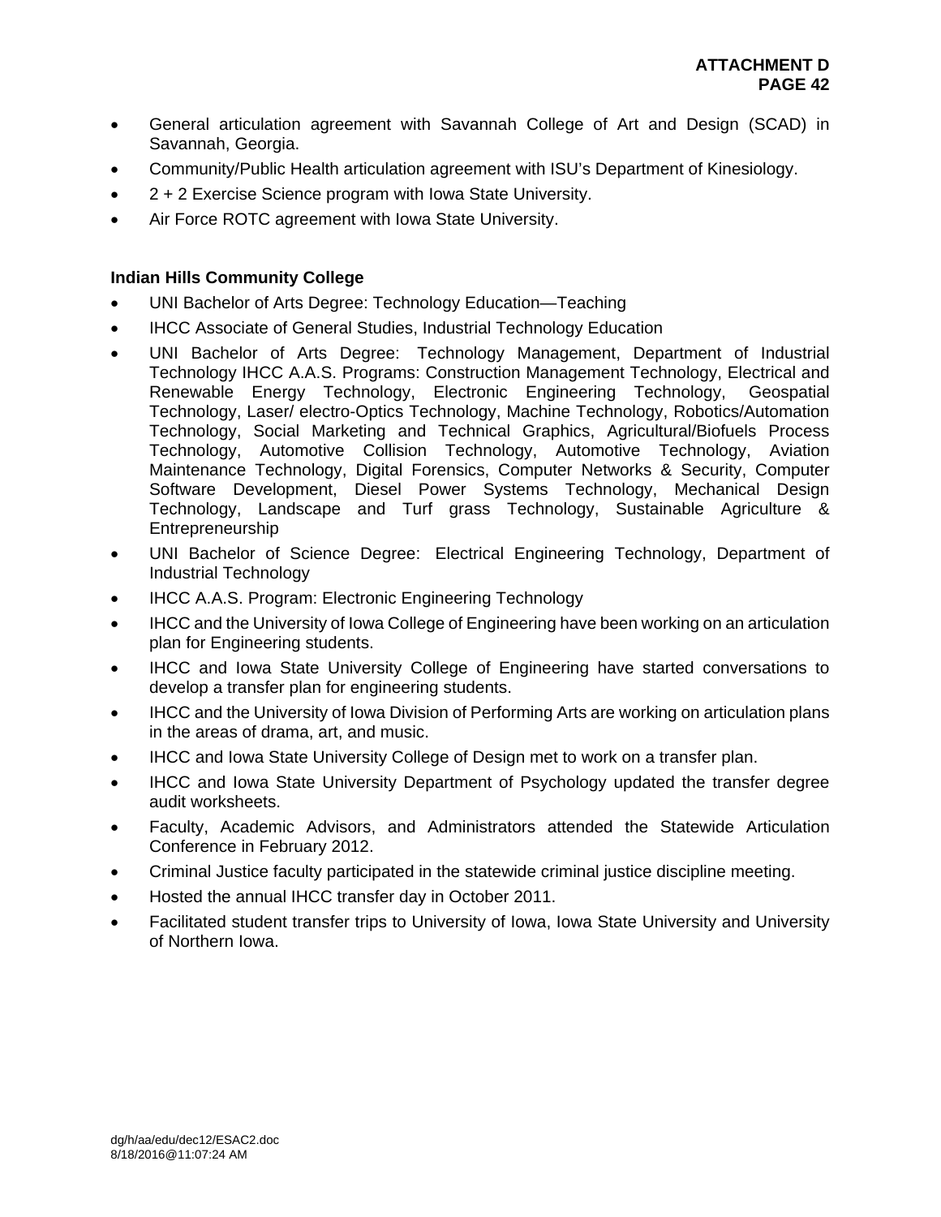- General articulation agreement with Savannah College of Art and Design (SCAD) in Savannah, Georgia.
- Community/Public Health articulation agreement with ISU's Department of Kinesiology.
- 2 + 2 Exercise Science program with Iowa State University.
- Air Force ROTC agreement with Iowa State University.

**Indian Hills Community College**

- UNI Bachelor of Arts Degree: Technology Education—Teaching
- IHCC Associate of General Studies, Industrial Technology Education
- UNI Bachelor of Arts Degree: Technology Management, Department of Industrial Technology IHCC A.A.S. Programs: Construction Management Technology, Electrical and Renewable Energy Technology, Electronic Engineering Technology, Geospatial Technology, Laser/ electro-Optics Technology, Machine Technology, Robotics/Automation Technology, Social Marketing and Technical Graphics, Agricultural/Biofuels Process Technology, Automotive Collision Technology, Automotive Technology, Aviation Maintenance Technology, Digital Forensics, Computer Networks & Security, Computer Software Development, Diesel Power Systems Technology, Mechanical Design Technology, Landscape and Turf grass Technology, Sustainable Agriculture & Entrepreneurship
- UNI Bachelor of Science Degree: Electrical Engineering Technology, Department of Industrial Technology
- IHCC A.A.S. Program: Electronic Engineering Technology
- IHCC and the University of Iowa College of Engineering have been working on an articulation plan for Engineering students.
- IHCC and Iowa State University College of Engineering have started conversations to develop a transfer plan for engineering students.
- IHCC and the University of Iowa Division of Performing Arts are working on articulation plans in the areas of drama, art, and music.
- IHCC and Iowa State University College of Design met to work on a transfer plan.
- IHCC and Iowa State University Department of Psychology updated the transfer degree audit worksheets.
- Faculty, Academic Advisors, and Administrators attended the Statewide Articulation Conference in February 2012.
- Criminal Justice faculty participated in the statewide criminal justice discipline meeting.
- Hosted the annual IHCC transfer day in October 2011.
- Facilitated student transfer trips to University of Iowa, Iowa State University and University of Northern Iowa.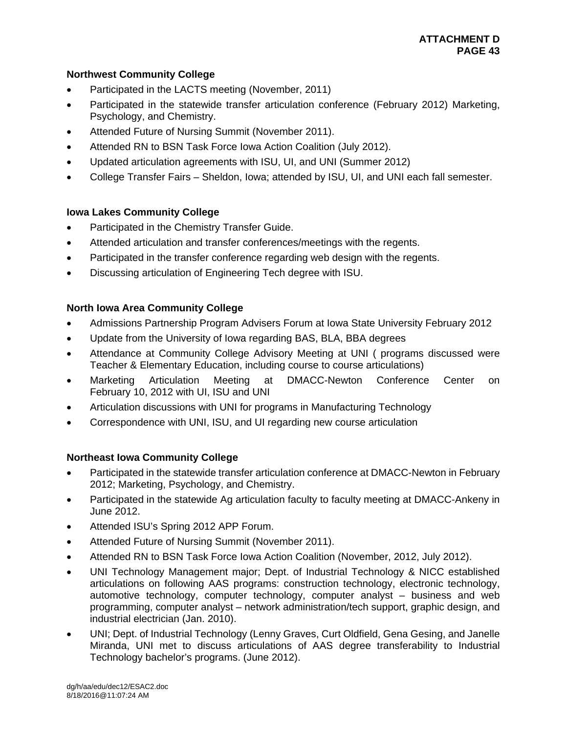### Northwest Community College

- Participated in the LACTS meeting (November, 2011)
- Participated in the statewide transfer articulation conference (February 2012) Marketing, Psychology, and Chemistry.
- Attended Future of Nursing Summit (November 2011).
- Attended RN to BSN Task Force Iowa Action Coalition (July 2012).
- Updated articulation agreements with ISU, UI, and UNI (Summer 2012)
- College Transfer Fairs – Sheldon, Iowa; attended by ISU, UI, and UNI each fall semester.

### Iowa Lakes Community College

- Participated in the Chemistry Transfer Guide.
- Attended articulation and transfer conferences/meetings with the regents.
- Participated in the transfer conference regarding web design with the regents.
- Discussing articulation of Engineering Tech degree with ISU.

### North Iowa Area Community College

- Admissions Partnership Program Advisers Forum at Iowa State University February 2012
- Update from the University of Iowa regarding BAS, BLA, BBA degrees
- Attendance at Community College Advisory Meeting at UNI ( programs discussed were Teacher & Elementary Education, including course to course articulations)
- Marketing Articulation Meeting at DMACC-Newton Conference Center on February 10, 2012 with UI, ISU and UNI
- Articulation discussions with UNI for programs in Manufacturing Technology
- Correspondence with UNI, ISU, and UI regarding new course articulation

### Northeast Iowa Community College

- Participated in the statewide transfer articulation conference at DMACC-Newton in February 2012; Marketing, Psychology, and Chemistry.
- Participated in the statewide Ag articulation faculty to faculty meeting at DMACC-Ankeny in June 2012.
- Attended ISU's Spring 2012 APP Forum.
- Attended Future of Nursing Summit (November 2011).
- Attended RN to BSN Task Force Iowa Action Coalition (November, 2012, July 2012).
- UNI Technology Management major; Dept. of Industrial Technology & NICC established articulations on following AAS programs: construction technology, electronic technology, automotive technology, computer technology, computer analyst – business and web programming, computer analyst – network administration/tech support, graphic design, and industrial electrician (Jan. 2010).
- UNI; Dept. of Industrial Technology (Lenny Graves, Curt Oldfield, Gena Gesing, and Janelle Miranda, UNI met to discuss articulations of AAS degree transferability to Industrial Technology bachelor's programs. (June 2012).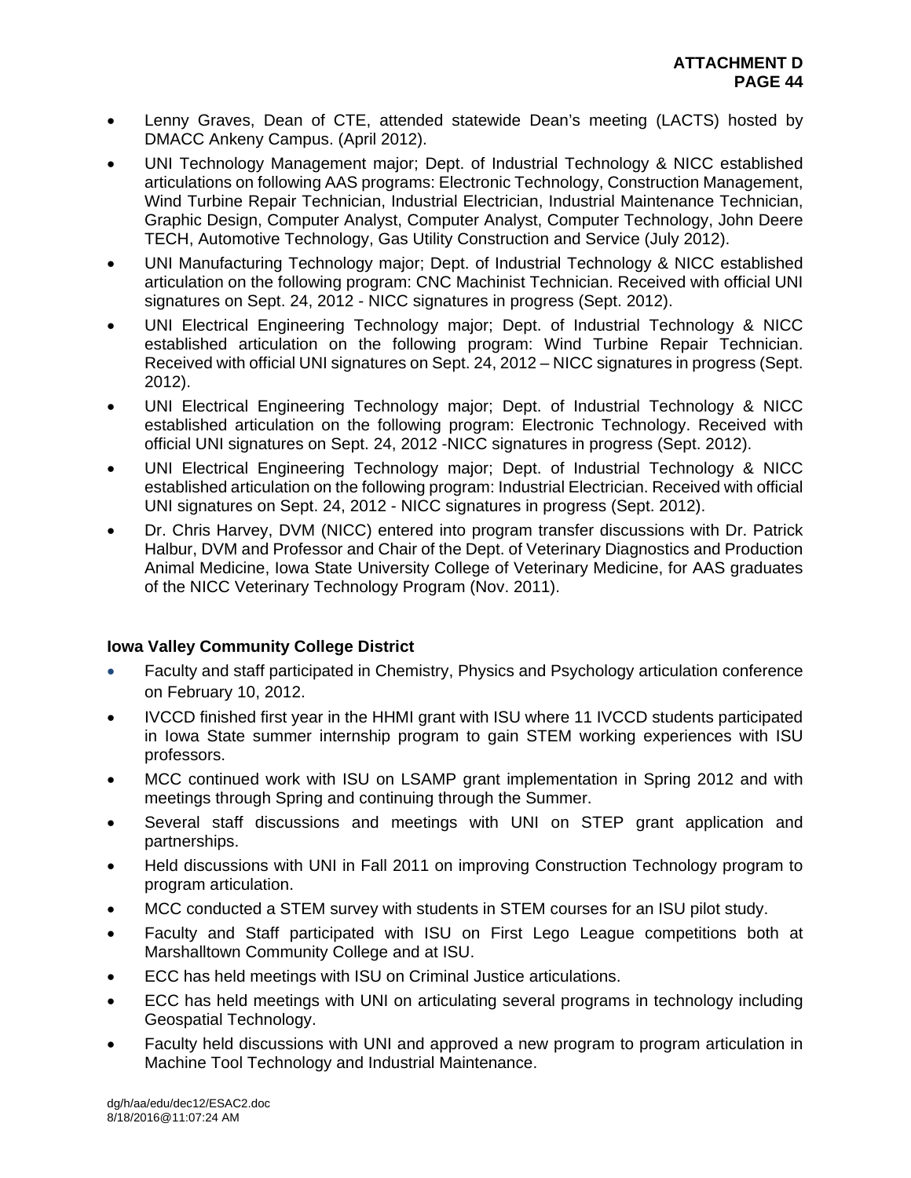- Lenny Graves, Dean of CTE, attended statewide Dean's meeting (LACTS) hosted by DMACC Ankeny Campus. (April 2012).
- UNI Technology Management major; Dept. of Industrial Technology & NICC established articulations on following AAS programs: Electronic Technology, Construction Management, Wind Turbine Repair Technician, Industrial Electrician, Industrial Maintenance Technician, Graphic Design, Computer Analyst, Computer Analyst, Computer Technology, John Deere TECH, Automotive Technology, Gas Utility Construction and Service (July 2012).
- UNI Manufacturing Technology major; Dept. of Industrial Technology & NICC established articulation on the following program: CNC Machinist Technician. Received with official UNI signatures on Sept. 24, 2012 - NICC signatures in progress (Sept. 2012).
- UNI Electrical Engineering Technology major; Dept. of Industrial Technology & NICC established articulation on the following program: Wind Turbine Repair Technician. Received with official UNI signatures on Sept. 24, 2012 – NICC signatures in progress (Sept. 2012).
- UNI Electrical Engineering Technology major; Dept. of Industrial Technology & NICC established articulation on the following program: Electronic Technology. Received with official UNI signatures on Sept. 24, 2012 -NICC signatures in progress (Sept. 2012).
- UNI Electrical Engineering Technology major; Dept. of Industrial Technology & NICC established articulation on the following program: Industrial Electrician. Received with official UNI signatures on Sept. 24, 2012 - NICC signatures in progress (Sept. 2012).
- Dr. Chris Harvey, DVM (NICC) entered into program transfer discussions with Dr. Patrick Halbur, DVM and Professor and Chair of the Dept. of Veterinary Diagnostics and Production Animal Medicine, Iowa State University College of Veterinary Medicine, for AAS graduates of the NICC Veterinary Technology Program (Nov. 2011).

**Iowa Valley Community College District**

- Faculty and staff participated in Chemistry, Physics and Psychology articulation conference on February 10, 2012.
- IVCCD finished first year in the HHMI grant with ISU where 11 IVCCD students participated in Iowa State summer internship program to gain STEM working experiences with ISU professors.
- MCC continued work with ISU on LSAMP grant implementation in Spring 2012 and with meetings through Spring and continuing through the Summer.
- Several staff discussions and meetings with UNI on STEP grant application and partnerships.
- Held discussions with UNI in Fall 2011 on improving Construction Technology program to program articulation.
- MCC conducted a STEM survey with students in STEM courses for an ISU pilot study.
- Faculty and Staff participated with ISU on First Lego League competitions both at Marshalltown Community College and at ISU.
- ECC has held meetings with ISU on Criminal Justice articulations.
- ECC has held meetings with UNI on articulating several programs in technology including Geospatial Technology.
- Faculty held discussions with UNI and approved a new program to program articulation in Machine Tool Technology and Industrial Maintenance.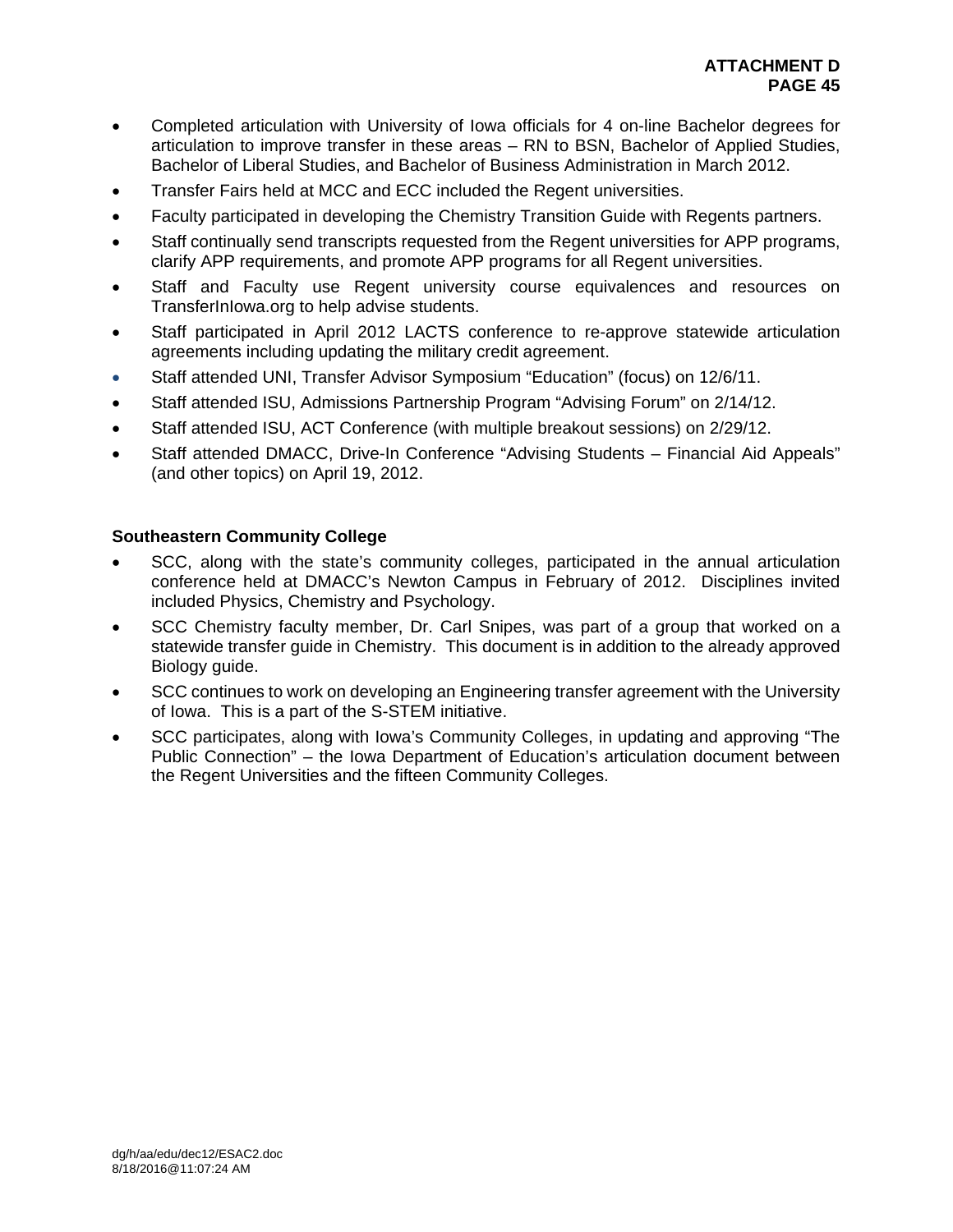- Completed articulation with University of Iowa officials for 4 on-line Bachelor degrees for articulation to improve transfer in these areas – RN to BSN, Bachelor of Applied Studies, Bachelor of Liberal Studies, and Bachelor of Business Administration in March 2012.
- Transfer Fairs held at MCC and ECC included the Regent universities.
- Faculty participated in developing the Chemistry Transition Guide with Regents partners.
- Staff continually send transcripts requested from the Regent universities for APP programs, clarify APP requirements, and promote APP programs for all Regent universities.
- Staff and Faculty use Regent university course equivalences and resources on TransferInIowa.org to help advise students.
- Staff participated in April 2012 LACTS conference to re-approve statewide articulation agreements including updating the military credit agreement.
- Staff attended UNI, Transfer Advisor Symposium "Education" (focus) on 12/6/11.
- Staff attended ISU, Admissions Partnership Program "Advising Forum" on 2/14/12.
- Staff attended ISU, ACT Conference (with multiple breakout sessions) on 2/29/12.
- Staff attended DMACC, Drive-In Conference "Advising Students – Financial Aid Appeals" (and other topics) on April 19, 2012.

**Southeastern Community College**

- SCC, along with the state's community colleges, participated in the annual articulation conference held at DMACC's Newton Campus in February of 2012. Disciplines invited included Physics, Chemistry and Psychology.
- SCC Chemistry faculty member, Dr. Carl Snipes, was part of a group that worked on a statewide transfer guide in Chemistry. This document is in addition to the already approved Biology guide.
- SCC continues to work on developing an Engineering transfer agreement with the University of Iowa. This is a part of the S-STEM initiative.
- SCC participates, along with Iowa's Community Colleges, in updating and approving "The Public Connection" – the Iowa Department of Education's articulation document between the Regent Universities and the fifteen Community Colleges.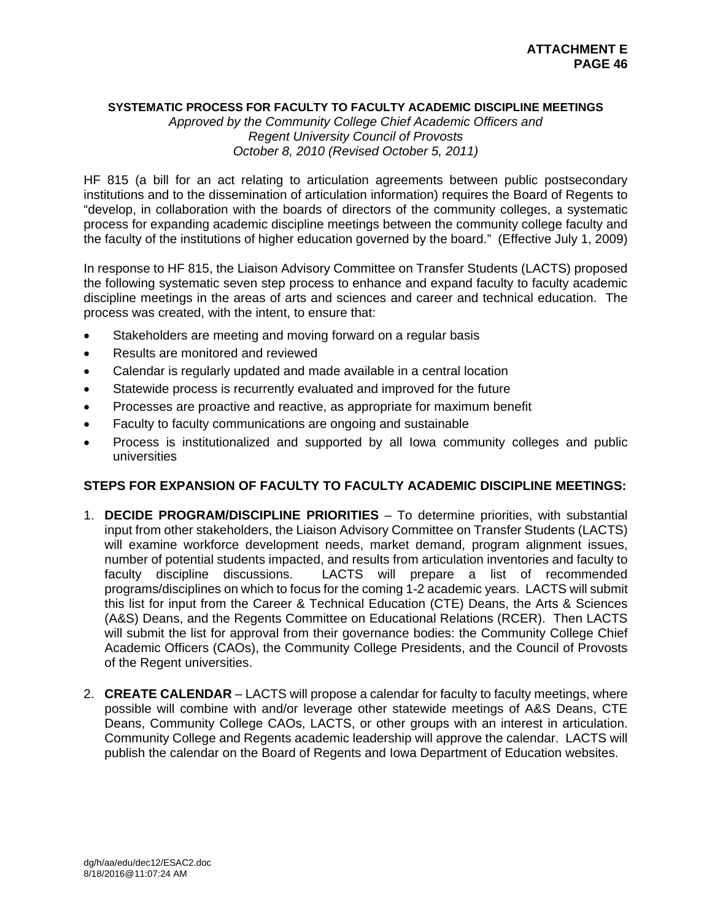**ATTACHMENT E**

## SYSTEMATIC PROCESS FOR FACULTY TO FACULTY ACADEMIC DISCIPLINE MEETINGS

*Approved by the Community College Chief Academic Officers and Regent University Council of Provosts October 8, 2010 (Revised October 5, 2011)*

HF 815 (a bill for an act relating to articulation agreements between public postsecondary institutions and to the dissemination of articulation information) requires the Board of Regents to "develop, in collaboration with the boards of directors of the community colleges, a systematic process for expanding academic discipline meetings between the community college faculty and the faculty of the institutions of higher education governed by the board." (Effective July 1, 2009)

In response to HF 815, the Liaison Advisory Committee on Transfer Students (LACTS) proposed the following systematic seven step process to enhance and expand faculty to faculty academic discipline meetings in the areas of arts and sciences and career and technical education. The process was created, with the intent, to ensure that:

- Stakeholders are meeting and moving forward on a regular basis
- Results are monitored and reviewed
- Calendar is regularly updated and made available in a central location
- Statewide process is recurrently evaluated and improved for the future
- Processes are proactive and reactive, as appropriate for maximum benefit
- Faculty to faculty communications are ongoing and sustainable
- Process is institutionalized and supported by all Iowa community colleges and public universities

### STEPS FOR EXPANSION OF FACULTY TO FACULTY ACADEMIC DISCIPLINE MEETINGS:

1. **DECIDE PROGRAM/DISCIPLINE PRIORITIES** – To determine priorities, with substantial input from other stakeholders, the Liaison Advisory Committee on Transfer Students (LACTS) will examine workforce development needs, market demand, program alignment issues, number of potential students impacted, and results from articulation inventories and faculty to faculty discipline discussions. LACTS will prepare a list of recommended programs/disciplines on which to focus for the coming 1-2 academic years. LACTS will submit this list for input from the Career & Technical Education (CTE) Deans, the Arts & Sciences (A&S) Deans, and the Regents Committee on Educational Relations (RCER). Then LACTS will submit the list for approval from their governance bodies: the Community College Chief Academic Officers (CAOs), the Community College Presidents, and the Council of Provosts of the Regent universities.

2. **CREATE CALENDAR** – LACTS will propose a calendar for faculty to faculty meetings, where possible will combine with and/or leverage other statewide meetings of A&S Deans, CTE Deans, Community College CAOs, LACTS, or other groups with an interest in articulation. Community College and Regents academic leadership will approve the calendar. LACTS will publish the calendar on the Board of Regents and Iowa Department of Education websites.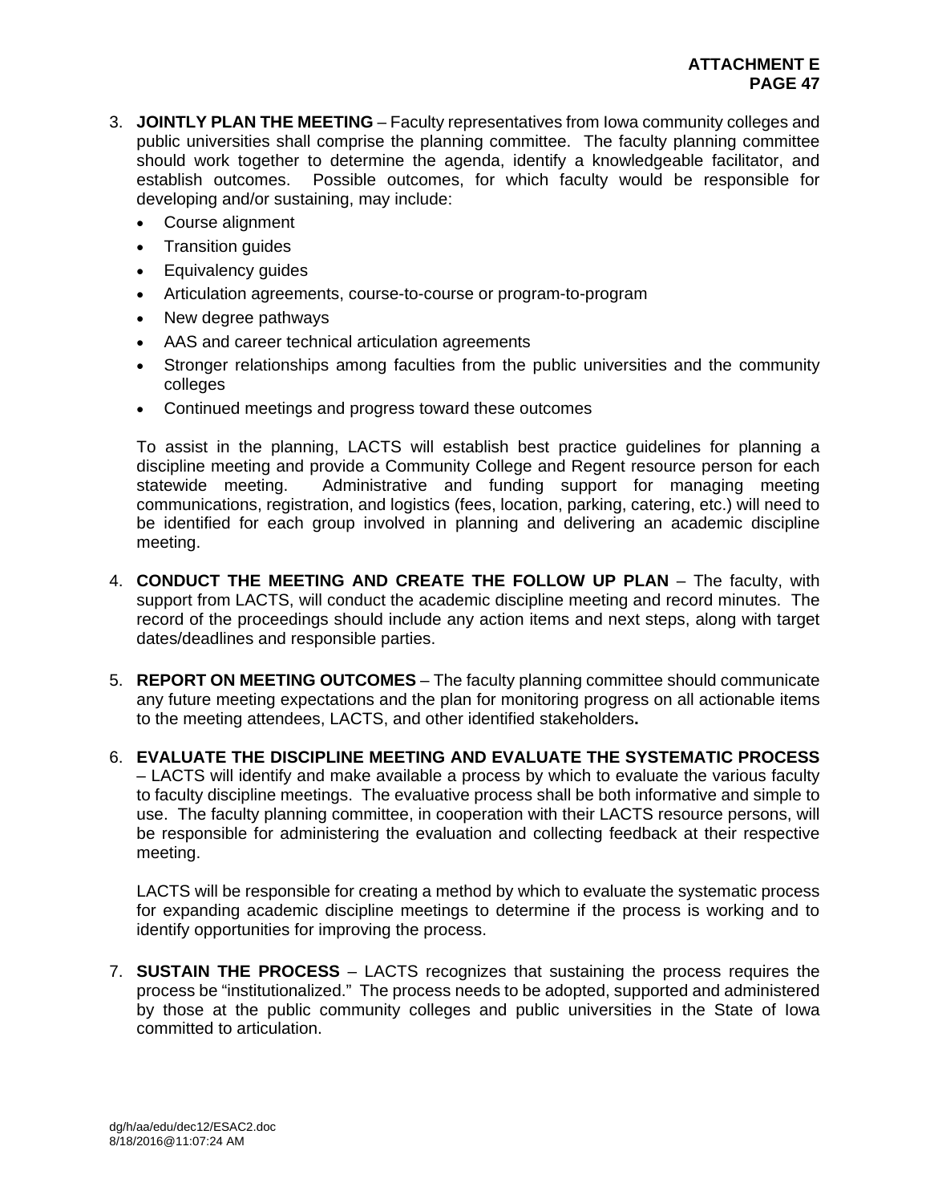3. **JOINTLY PLAN THE MEETING** – Faculty representatives from Iowa community colleges and public universities shall comprise the planning committee. The faculty planning committee should work together to determine the agenda, identify a knowledgeable facilitator, and establish outcomes. Possible outcomes, for which faculty would be responsible for developing and/or sustaining, may include:

   - Course alignment
   - Transition guides
   - Equivalency guides
   - Articulation agreements, course-to-course or program-to-program
   - New degree pathways
   - AAS and career technical articulation agreements
   - Stronger relationships among faculties from the public universities and the community colleges
   - Continued meetings and progress toward these outcomes

   To assist in the planning, LACTS will establish best practice guidelines for planning a discipline meeting and provide a Community College and Regent resource person for each statewide meeting. Administrative and funding support for managing meeting communications, registration, and logistics (fees, location, parking, catering, etc.) will need to be identified for each group involved in planning and delivering an academic discipline meeting.

4. **CONDUCT THE MEETING AND CREATE THE FOLLOW UP PLAN** – The faculty, with support from LACTS, will conduct the academic discipline meeting and record minutes. The record of the proceedings should include any action items and next steps, along with target dates/deadlines and responsible parties.

5. **REPORT ON MEETING OUTCOMES** – The faculty planning committee should communicate any future meeting expectations and the plan for monitoring progress on all actionable items to the meeting attendees, LACTS, and other identified stakeholders**.**

6. **EVALUATE THE DISCIPLINE MEETING AND EVALUATE THE SYSTEMATIC PROCESS** – LACTS will identify and make available a process by which to evaluate the various faculty to faculty discipline meetings. The evaluative process shall be both informative and simple to use. The faculty planning committee, in cooperation with their LACTS resource persons, will be responsible for administering the evaluation and collecting feedback at their respective meeting.

   LACTS will be responsible for creating a method by which to evaluate the systematic process for expanding academic discipline meetings to determine if the process is working and to identify opportunities for improving the process.

7. **SUSTAIN THE PROCESS** – LACTS recognizes that sustaining the process requires the process be "institutionalized." The process needs to be adopted, supported and administered by those at the public community colleges and public universities in the State of Iowa committed to articulation.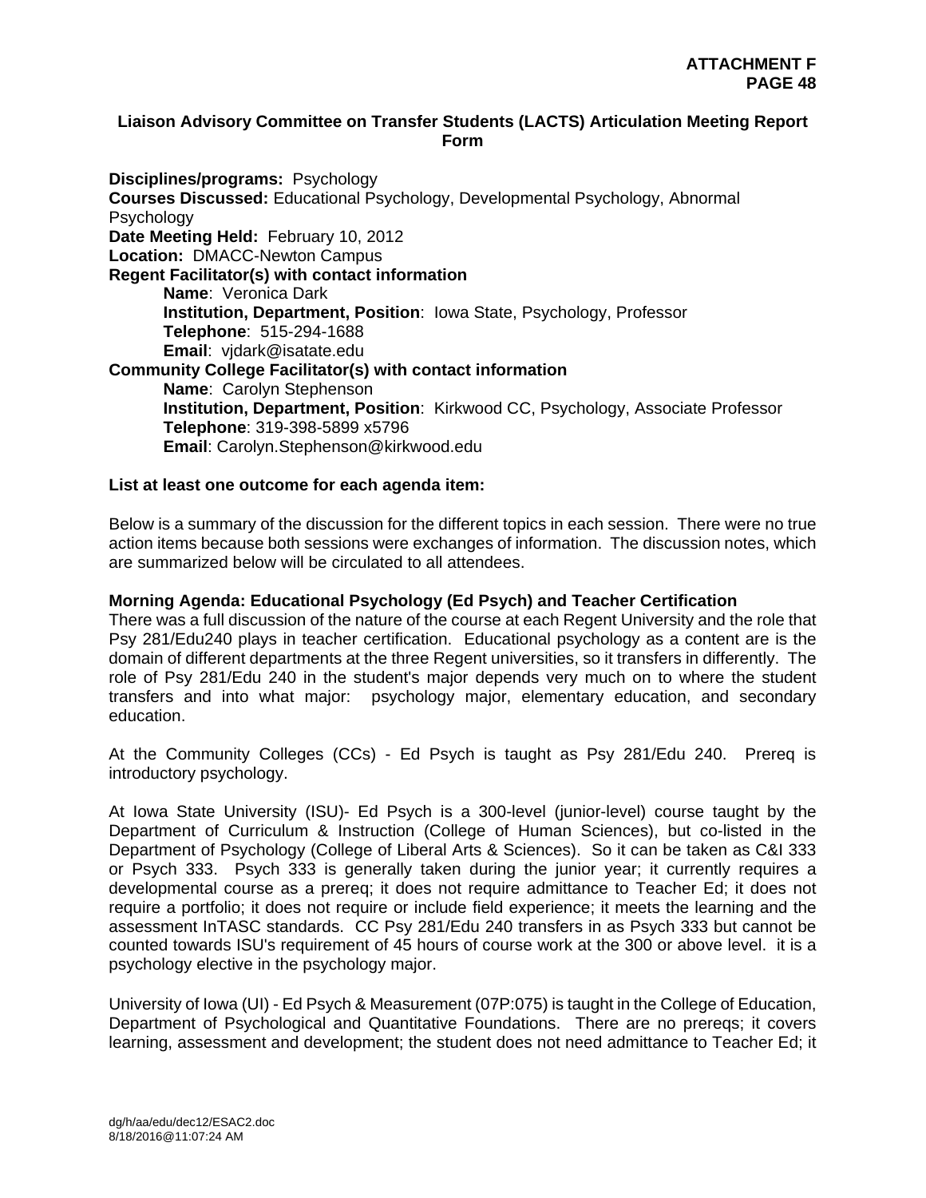**ATTACHMENT F**
**PAGE 48**

## Liaison Advisory Committee on Transfer Students (LACTS) Articulation Meeting Report Form

**Disciplines/programs:** Psychology
**Courses Discussed:** Educational Psychology, Developmental Psychology, Abnormal Psychology
**Date Meeting Held:** February 10, 2012
**Location:** DMACC-Newton Campus
**Regent Facilitator(s) with contact information**

> **Name**: Veronica Dark
> **Institution, Department, Position**: Iowa State, Psychology, Professor
> **Telephone**: 515-294-1688
> **Email**: vjdark@isatate.edu

**Community College Facilitator(s) with contact information**

> **Name**: Carolyn Stephenson
> **Institution, Department, Position**: Kirkwood CC, Psychology, Associate Professor
> **Telephone**: 319-398-5899 x5796
> **Email**: Carolyn.Stephenson@kirkwood.edu

**List at least one outcome for each agenda item:**

Below is a summary of the discussion for the different topics in each session. There were no true action items because both sessions were exchanges of information. The discussion notes, which are summarized below will be circulated to all attendees.

**Morning Agenda: Educational Psychology (Ed Psych) and Teacher Certification**
There was a full discussion of the nature of the course at each Regent University and the role that Psy 281/Edu240 plays in teacher certification. Educational psychology as a content are is the domain of different departments at the three Regent universities, so it transfers in differently. The role of Psy 281/Edu 240 in the student's major depends very much on to where the student transfers and into what major: psychology major, elementary education, and secondary education.

At the Community Colleges (CCs) - Ed Psych is taught as Psy 281/Edu 240. Prereq is introductory psychology.

At Iowa State University (ISU)- Ed Psych is a 300-level (junior-level) course taught by the Department of Curriculum & Instruction (College of Human Sciences), but co-listed in the Department of Psychology (College of Liberal Arts & Sciences). So it can be taken as C&I 333 or Psych 333. Psych 333 is generally taken during the junior year; it currently requires a developmental course as a prereq; it does not require admittance to Teacher Ed; it does not require a portfolio; it does not require or include field experience; it meets the learning and the assessment InTASC standards. CC Psy 281/Edu 240 transfers in as Psych 333 but cannot be counted towards ISU's requirement of 45 hours of course work at the 300 or above level. it is a psychology elective in the psychology major.

University of Iowa (UI) - Ed Psych & Measurement (07P:075) is taught in the College of Education, Department of Psychological and Quantitative Foundations. There are no prereqs; it covers learning, assessment and development; the student does not need admittance to Teacher Ed; it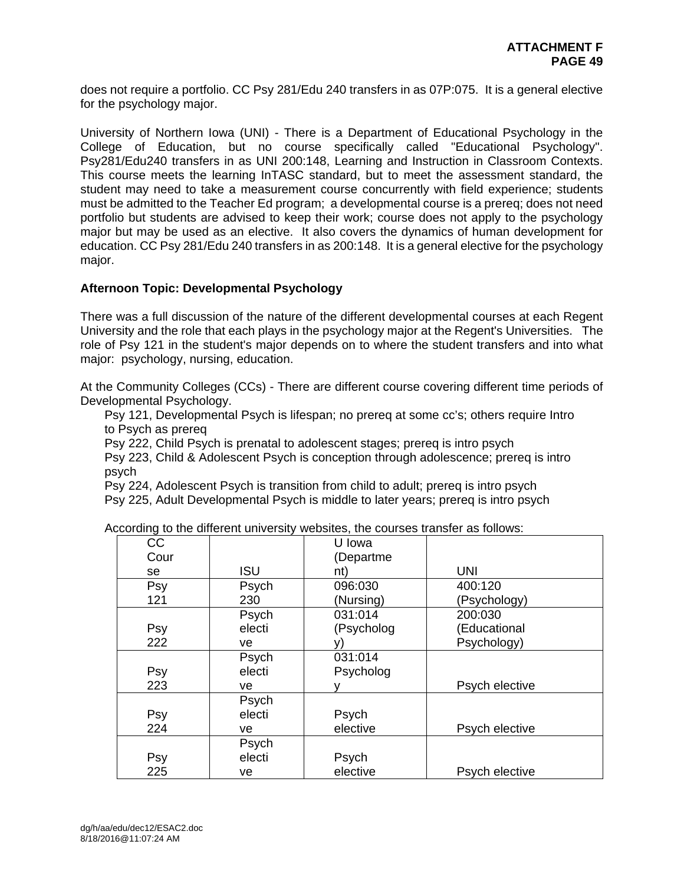does not require a portfolio. CC Psy 281/Edu 240 transfers in as 07P:075. It is a general elective for the psychology major.

University of Northern Iowa (UNI) - There is a Department of Educational Psychology in the College of Education, but no course specifically called "Educational Psychology". Psy281/Edu240 transfers in as UNI 200:148, Learning and Instruction in Classroom Contexts. This course meets the learning InTASC standard, but to meet the assessment standard, the student may need to take a measurement course concurrently with field experience; students must be admitted to the Teacher Ed program; a developmental course is a prereq; does not need portfolio but students are advised to keep their work; course does not apply to the psychology major but may be used as an elective. It also covers the dynamics of human development for education. CC Psy 281/Edu 240 transfers in as 200:148. It is a general elective for the psychology major.

**Afternoon Topic: Developmental Psychology**

There was a full discussion of the nature of the different developmental courses at each Regent University and the role that each plays in the psychology major at the Regent's Universities. The role of Psy 121 in the student's major depends on to where the student transfers and into what major: psychology, nursing, education.

At the Community Colleges (CCs) - There are different course covering different time periods of Developmental Psychology.

Psy 121, Developmental Psych is lifespan; no prereq at some cc's; others require Intro to Psych as prereq

Psy 222, Child Psych is prenatal to adolescent stages; prereq is intro psych

Psy 223, Child & Adolescent Psych is conception through adolescence; prereq is intro psych

Psy 224, Adolescent Psych is transition from child to adult; prereq is intro psych

Psy 225, Adult Developmental Psych is middle to later years; prereq is intro psych

According to the different university websites, the courses transfer as follows:

| CC Course | ISU | U Iowa (Department) | UNI |
|---|---|---|---|
| Psy 121 | Psych 230 | 096:030 (Nursing) | 400:120 (Psychology) |
| Psy 222 | Psych elective | 031:014 (Psychology) | 200:030 (Educational Psychology) |
| Psy 223 | Psych elective | 031:014 Psychology | Psych elective |
| Psy 224 | Psych elective | Psych elective | Psych elective |
| Psy 225 | Psych elective | Psych elective | Psych elective |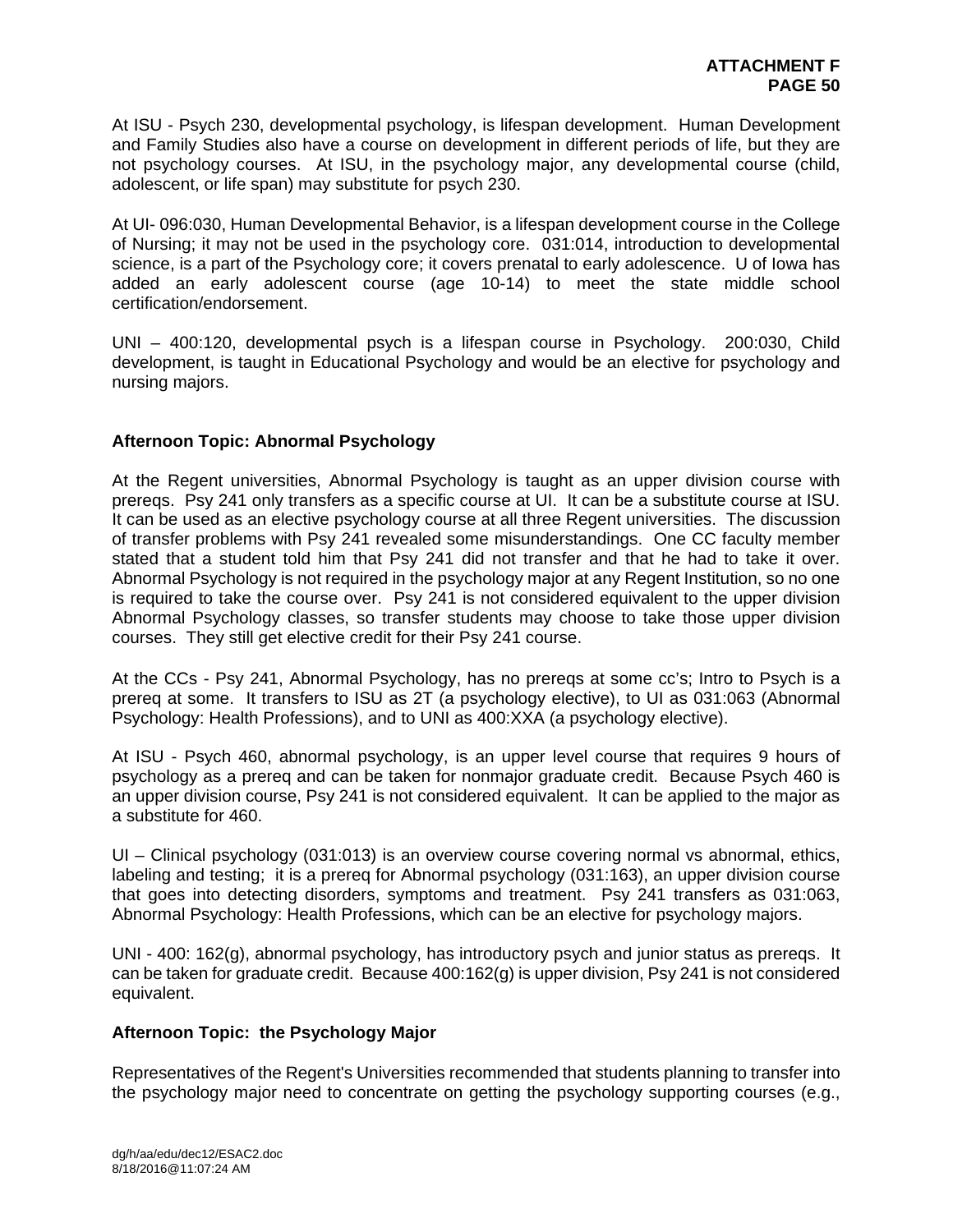At ISU - Psych 230, developmental psychology, is lifespan development. Human Development and Family Studies also have a course on development in different periods of life, but they are not psychology courses. At ISU, in the psychology major, any developmental course (child, adolescent, or life span) may substitute for psych 230.

At UI- 096:030, Human Developmental Behavior, is a lifespan development course in the College of Nursing; it may not be used in the psychology core. 031:014, introduction to developmental science, is a part of the Psychology core; it covers prenatal to early adolescence. U of Iowa has added an early adolescent course (age 10-14) to meet the state middle school certification/endorsement.

UNI – 400:120, developmental psych is a lifespan course in Psychology. 200:030, Child development, is taught in Educational Psychology and would be an elective for psychology and nursing majors.

**Afternoon Topic: Abnormal Psychology**

At the Regent universities, Abnormal Psychology is taught as an upper division course with prereqs. Psy 241 only transfers as a specific course at UI. It can be a substitute course at ISU. It can be used as an elective psychology course at all three Regent universities. The discussion of transfer problems with Psy 241 revealed some misunderstandings. One CC faculty member stated that a student told him that Psy 241 did not transfer and that he had to take it over. Abnormal Psychology is not required in the psychology major at any Regent Institution, so no one is required to take the course over. Psy 241 is not considered equivalent to the upper division Abnormal Psychology classes, so transfer students may choose to take those upper division courses. They still get elective credit for their Psy 241 course.

At the CCs - Psy 241, Abnormal Psychology, has no prereqs at some cc's; Intro to Psych is a prereq at some. It transfers to ISU as 2T (a psychology elective), to UI as 031:063 (Abnormal Psychology: Health Professions), and to UNI as 400:XXA (a psychology elective).

At ISU - Psych 460, abnormal psychology, is an upper level course that requires 9 hours of psychology as a prereq and can be taken for nonmajor graduate credit. Because Psych 460 is an upper division course, Psy 241 is not considered equivalent. It can be applied to the major as a substitute for 460.

UI – Clinical psychology (031:013) is an overview course covering normal vs abnormal, ethics, labeling and testing; it is a prereq for Abnormal psychology (031:163), an upper division course that goes into detecting disorders, symptoms and treatment. Psy 241 transfers as 031:063, Abnormal Psychology: Health Professions, which can be an elective for psychology majors.

UNI - 400: 162(g), abnormal psychology, has introductory psych and junior status as prereqs. It can be taken for graduate credit. Because 400:162(g) is upper division, Psy 241 is not considered equivalent.

**Afternoon Topic: the Psychology Major**

Representatives of the Regent's Universities recommended that students planning to transfer into the psychology major need to concentrate on getting the psychology supporting courses (e.g.,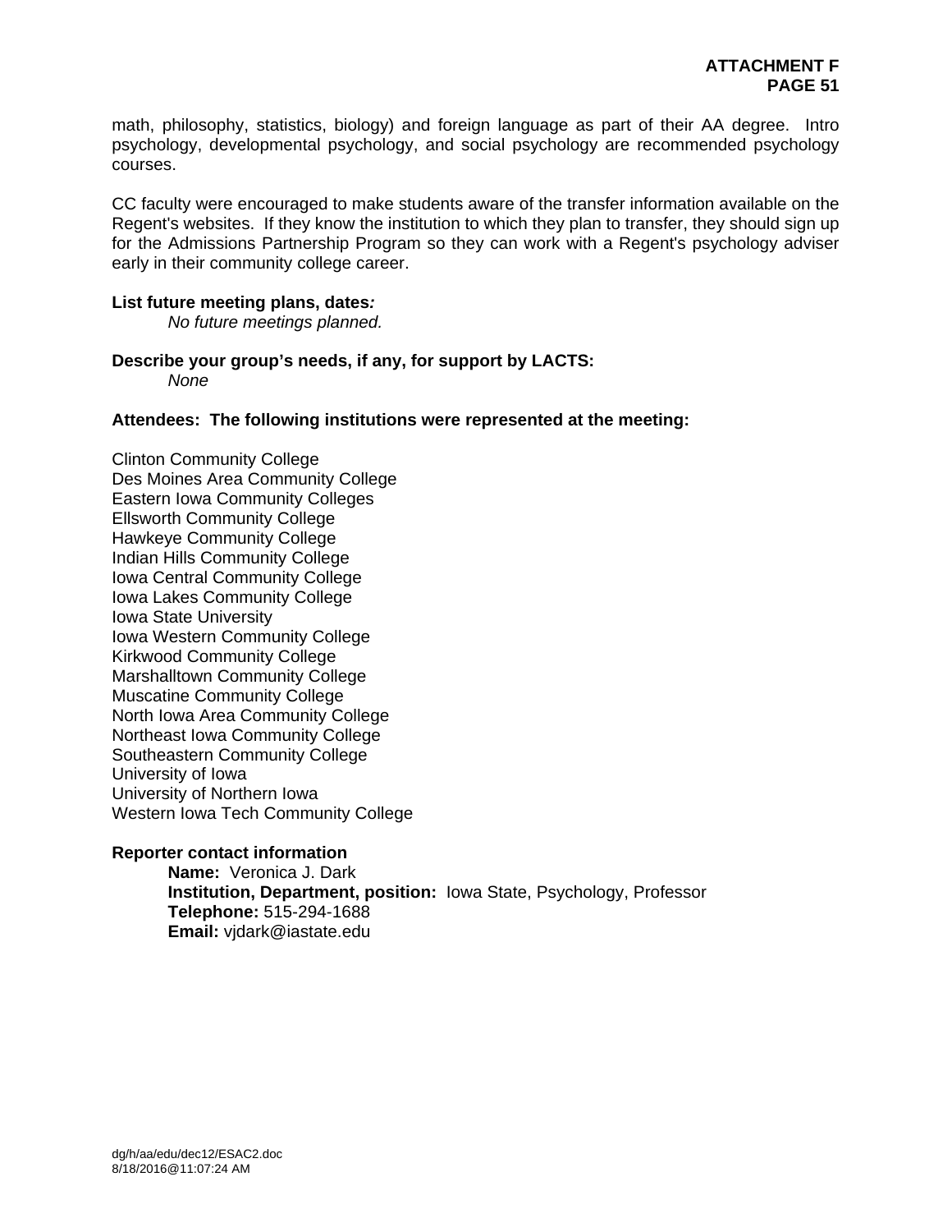math, philosophy, statistics, biology) and foreign language as part of their AA degree. Intro psychology, developmental psychology, and social psychology are recommended psychology courses.

CC faculty were encouraged to make students aware of the transfer information available on the Regent's websites. If they know the institution to which they plan to transfer, they should sign up for the Admissions Partnership Program so they can work with a Regent's psychology adviser early in their community college career.

**List future meeting plans, dates*:***

*No future meetings planned.*

**Describe your group's needs, if any, for support by LACTS:**

*None*

**Attendees: The following institutions were represented at the meeting:**

Clinton Community College
Des Moines Area Community College
Eastern Iowa Community Colleges
Ellsworth Community College
Hawkeye Community College
Indian Hills Community College
Iowa Central Community College
Iowa Lakes Community College
Iowa State University
Iowa Western Community College
Kirkwood Community College
Marshalltown Community College
Muscatine Community College
North Iowa Area Community College
Northeast Iowa Community College
Southeastern Community College
University of Iowa
University of Northern Iowa
Western Iowa Tech Community College

**Reporter contact information**

**Name:** Veronica J. Dark
**Institution, Department, position:** Iowa State, Psychology, Professor
**Telephone:** 515-294-1688
**Email:** vjdark@iastate.edu

dg/h/aa/edu/dec12/ESAC2.doc
8/18/2016@11:07:24 AM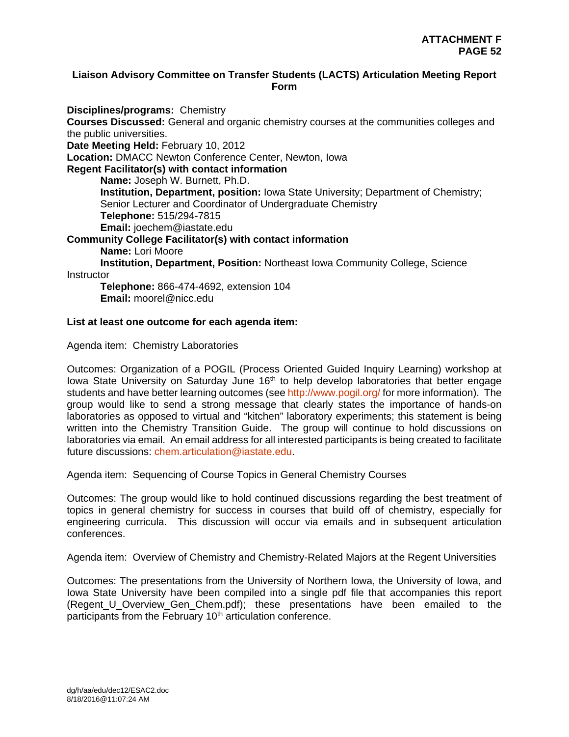**ATTACHMENT F**

## Liaison Advisory Committee on Transfer Students (LACTS) Articulation Meeting Report Form

**Disciplines/programs:** Chemistry
**Courses Discussed:** General and organic chemistry courses at the communities colleges and the public universities.
**Date Meeting Held:** February 10, 2012
**Location:** DMACC Newton Conference Center, Newton, Iowa
**Regent Facilitator(s) with contact information**

**Name:** Joseph W. Burnett, Ph.D.
**Institution, Department, position:** Iowa State University; Department of Chemistry; Senior Lecturer and Coordinator of Undergraduate Chemistry
**Telephone:** 515/294-7815
**Email:** joechem@iastate.edu

**Community College Facilitator(s) with contact information**

**Name:** Lori Moore
**Institution, Department, Position:** Northeast Iowa Community College, Science Instructor
**Telephone:** 866-474-4692, extension 104
**Email:** moorel@nicc.edu

**List at least one outcome for each agenda item:**

Agenda item: Chemistry Laboratories

Outcomes: Organization of a POGIL (Process Oriented Guided Inquiry Learning) workshop at Iowa State University on Saturday June 16th to help develop laboratories that better engage students and have better learning outcomes (see http://www.pogil.org/ for more information). The group would like to send a strong message that clearly states the importance of hands-on laboratories as opposed to virtual and "kitchen" laboratory experiments; this statement is being written into the Chemistry Transition Guide. The group will continue to hold discussions on laboratories via email. An email address for all interested participants is being created to facilitate future discussions: chem.articulation@iastate.edu.

Agenda item: Sequencing of Course Topics in General Chemistry Courses

Outcomes: The group would like to hold continued discussions regarding the best treatment of topics in general chemistry for success in courses that build off of chemistry, especially for engineering curricula. This discussion will occur via emails and in subsequent articulation conferences.

Agenda item: Overview of Chemistry and Chemistry-Related Majors at the Regent Universities

Outcomes: The presentations from the University of Northern Iowa, the University of Iowa, and Iowa State University have been compiled into a single pdf file that accompanies this report (Regent_U_Overview_Gen_Chem.pdf); these presentations have been emailed to the participants from the February 10th articulation conference.

dg/h/aa/edu/dec12/ESAC2.doc
8/18/2016@11:07:24 AM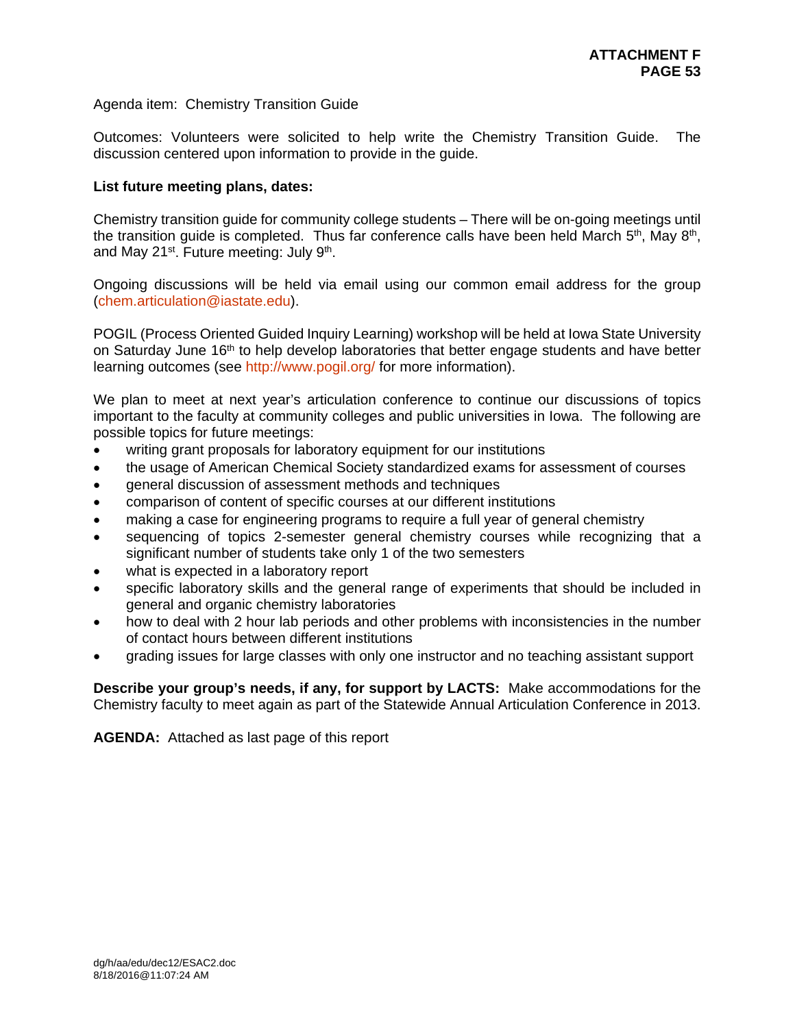Agenda item: Chemistry Transition Guide

Outcomes: Volunteers were solicited to help write the Chemistry Transition Guide. The discussion centered upon information to provide in the guide.

**List future meeting plans, dates:**

Chemistry transition guide for community college students – There will be on-going meetings until the transition guide is completed. Thus far conference calls have been held March 5th, May 8th, and May 21st. Future meeting: July 9th.

Ongoing discussions will be held via email using our common email address for the group (chem.articulation@iastate.edu).

POGIL (Process Oriented Guided Inquiry Learning) workshop will be held at Iowa State University on Saturday June 16th to help develop laboratories that better engage students and have better learning outcomes (see http://www.pogil.org/ for more information).

We plan to meet at next year's articulation conference to continue our discussions of topics important to the faculty at community colleges and public universities in Iowa. The following are possible topics for future meetings:

- writing grant proposals for laboratory equipment for our institutions
- the usage of American Chemical Society standardized exams for assessment of courses
- general discussion of assessment methods and techniques
- comparison of content of specific courses at our different institutions
- making a case for engineering programs to require a full year of general chemistry
- sequencing of topics 2-semester general chemistry courses while recognizing that a significant number of students take only 1 of the two semesters
- what is expected in a laboratory report
- specific laboratory skills and the general range of experiments that should be included in general and organic chemistry laboratories
- how to deal with 2 hour lab periods and other problems with inconsistencies in the number of contact hours between different institutions
- grading issues for large classes with only one instructor and no teaching assistant support

**Describe your group's needs, if any, for support by LACTS:** Make accommodations for the Chemistry faculty to meet again as part of the Statewide Annual Articulation Conference in 2013.

**AGENDA:** Attached as last page of this report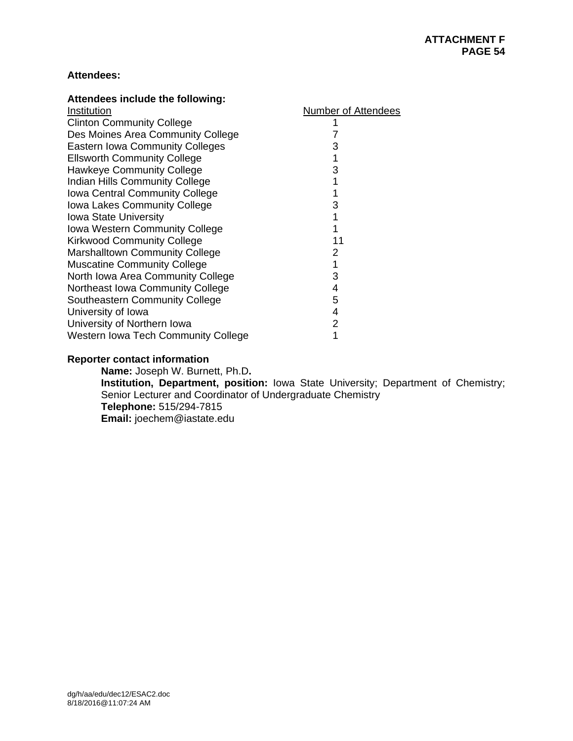**Attendees:**

**Attendees include the following:**

| Institution | Number of Attendees |
|---|---|
| Clinton Community College | 1 |
| Des Moines Area Community College | 7 |
| Eastern Iowa Community Colleges | 3 |
| Ellsworth Community College | 1 |
| Hawkeye Community College | 3 |
| Indian Hills Community College | 1 |
| Iowa Central Community College | 1 |
| Iowa Lakes Community College | 3 |
| Iowa State University | 1 |
| Iowa Western Community College | 1 |
| Kirkwood Community College | 11 |
| Marshalltown Community College | 2 |
| Muscatine Community College | 1 |
| North Iowa Area Community College | 3 |
| Northeast Iowa Community College | 4 |
| Southeastern Community College | 5 |
| University of Iowa | 4 |
| University of Northern Iowa | 2 |
| Western Iowa Tech Community College | 1 |

**Reporter contact information**

**Name:** Joseph W. Burnett, Ph.D**.**
**Institution, Department, position:** Iowa State University; Department of Chemistry; Senior Lecturer and Coordinator of Undergraduate Chemistry
**Telephone:** 515/294-7815
**Email:** joechem@iastate.edu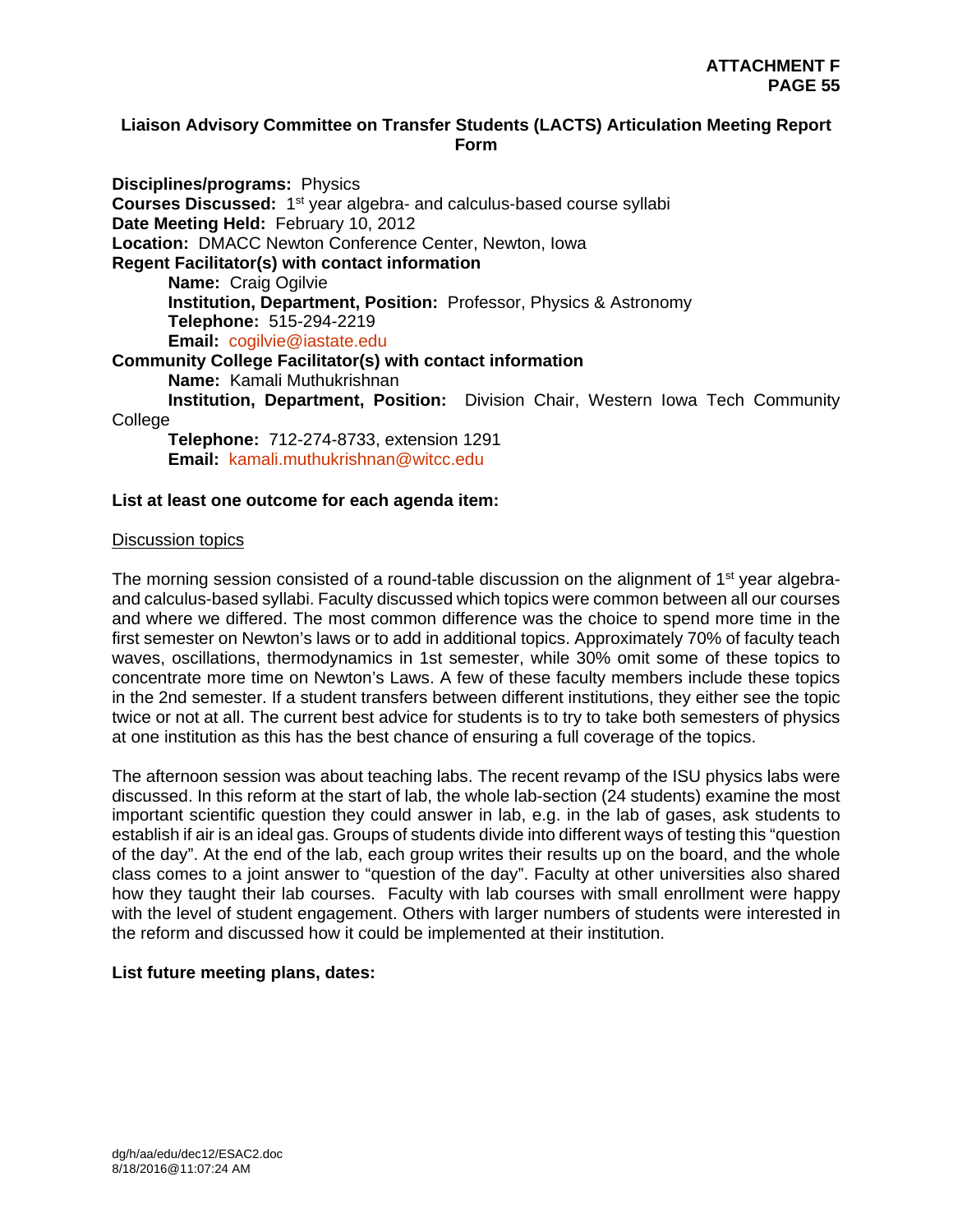**ATTACHMENT F**

# Liaison Advisory Committee on Transfer Students (LACTS) Articulation Meeting Report Form

**Disciplines/programs:** Physics
**Courses Discussed:** 1st year algebra- and calculus-based course syllabi
**Date Meeting Held:** February 10, 2012
**Location:** DMACC Newton Conference Center, Newton, Iowa
**Regent Facilitator(s) with contact information**

**Name:** Craig Ogilvie
**Institution, Department, Position:** Professor, Physics & Astronomy
**Telephone:** 515-294-2219
**Email:** cogilvie@iastate.edu

**Community College Facilitator(s) with contact information**

**Name:** Kamali Muthukrishnan
**Institution, Department, Position:** Division Chair, Western Iowa Tech Community College
**Telephone:** 712-274-8733, extension 1291
**Email:** kamali.muthukrishnan@witcc.edu

**List at least one outcome for each agenda item:**

Discussion topics

The morning session consisted of a round-table discussion on the alignment of 1st year algebra- and calculus-based syllabi. Faculty discussed which topics were common between all our courses and where we differed. The most common difference was the choice to spend more time in the first semester on Newton's laws or to add in additional topics. Approximately 70% of faculty teach waves, oscillations, thermodynamics in 1st semester, while 30% omit some of these topics to concentrate more time on Newton's Laws. A few of these faculty members include these topics in the 2nd semester. If a student transfers between different institutions, they either see the topic twice or not at all. The current best advice for students is to try to take both semesters of physics at one institution as this has the best chance of ensuring a full coverage of the topics.

The afternoon session was about teaching labs. The recent revamp of the ISU physics labs were discussed. In this reform at the start of lab, the whole lab-section (24 students) examine the most important scientific question they could answer in lab, e.g. in the lab of gases, ask students to establish if air is an ideal gas. Groups of students divide into different ways of testing this "question of the day". At the end of the lab, each group writes their results up on the board, and the whole class comes to a joint answer to "question of the day". Faculty at other universities also shared how they taught their lab courses. Faculty with lab courses with small enrollment were happy with the level of student engagement. Others with larger numbers of students were interested in the reform and discussed how it could be implemented at their institution.

**List future meeting plans, dates:**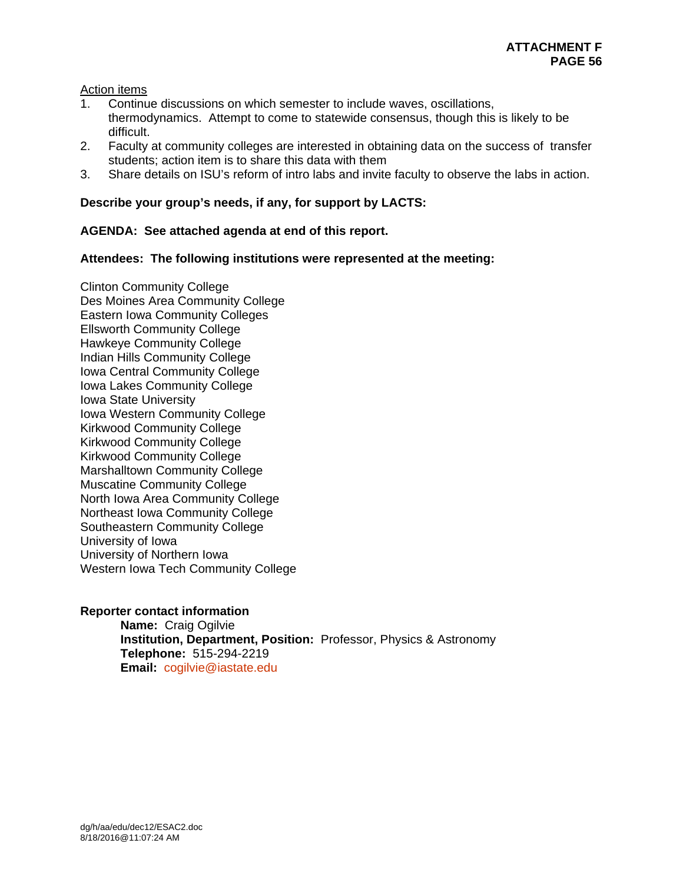Action items

1. Continue discussions on which semester to include waves, oscillations, thermodynamics. Attempt to come to statewide consensus, though this is likely to be difficult.
2. Faculty at community colleges are interested in obtaining data on the success of transfer students; action item is to share this data with them
3. Share details on ISU's reform of intro labs and invite faculty to observe the labs in action.

**Describe your group's needs, if any, for support by LACTS:**

**AGENDA: See attached agenda at end of this report.**

**Attendees: The following institutions were represented at the meeting:**

Clinton Community College
Des Moines Area Community College
Eastern Iowa Community Colleges
Ellsworth Community College
Hawkeye Community College
Indian Hills Community College
Iowa Central Community College
Iowa Lakes Community College
Iowa State University
Iowa Western Community College
Kirkwood Community College
Kirkwood Community College
Kirkwood Community College
Marshalltown Community College
Muscatine Community College
North Iowa Area Community College
Northeast Iowa Community College
Southeastern Community College
University of Iowa
University of Northern Iowa
Western Iowa Tech Community College

**Reporter contact information**

**Name:** Craig Ogilvie
**Institution, Department, Position:** Professor, Physics & Astronomy
**Telephone:** 515-294-2219
**Email:** cogilvie@iastate.edu

dg/h/aa/edu/dec12/ESAC2.doc
8/18/2016@11:07:24 AM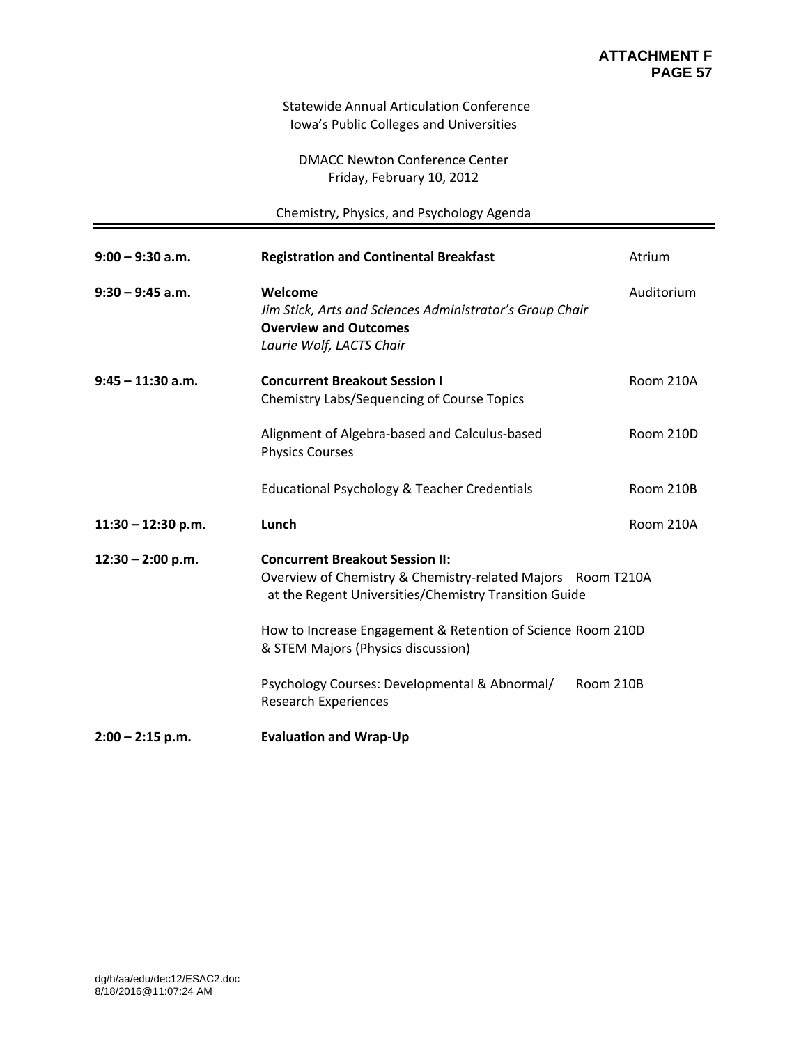**ATTACHMENT F**

Statewide Annual Articulation Conference
Iowa's Public Colleges and Universities

DMACC Newton Conference Center
Friday, February 10, 2012

Chemistry, Physics, and Psychology Agenda

| Time | Session | Location |
|---|---|---|
| **9:00 – 9:30 a.m.** | **Registration and Continental Breakfast** | Atrium |
| **9:30 – 9:45 a.m.** | **Welcome**<br>*Jim Stick, Arts and Sciences Administrator's Group Chair*<br>**Overview and Outcomes**<br>*Laurie Wolf, LACTS Chair* | Auditorium |
| **9:45 – 11:30 a.m.** | **Concurrent Breakout Session I**<br>Chemistry Labs/Sequencing of Course Topics | Room 210A |
| | Alignment of Algebra-based and Calculus-based Physics Courses | Room 210D |
| | Educational Psychology & Teacher Credentials | Room 210B |
| **11:30 – 12:30 p.m.** | **Lunch** | Room 210A |
| **12:30 – 2:00 p.m.** | **Concurrent Breakout Session II:**<br>Overview of Chemistry & Chemistry-related Majors at the Regent Universities/Chemistry Transition Guide | Room T210A |
| | How to Increase Engagement & Retention of Science & STEM Majors (Physics discussion) | Room 210D |
| | Psychology Courses: Developmental & Abnormal/ Research Experiences | Room 210B |
| **2:00 – 2:15 p.m.** | **Evaluation and Wrap-Up** | |

dg/h/aa/edu/dec12/ESAC2.doc
8/18/2016@11:07:24 AM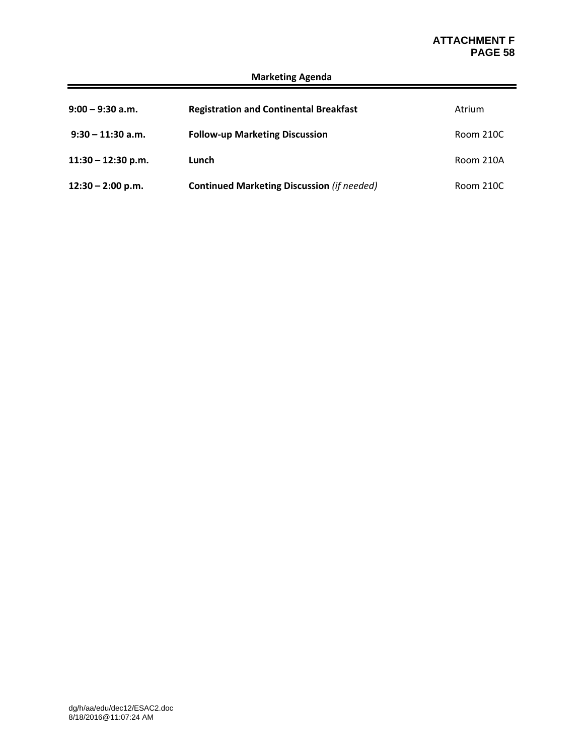**ATTACHMENT F**

## Marketing Agenda

| | | |
|---|---|---|
| **9:00 – 9:30 a.m.** | **Registration and Continental Breakfast** | Atrium |
| **9:30 – 11:30 a.m.** | **Follow-up Marketing Discussion** | Room 210C |
| **11:30 – 12:30 p.m.** | **Lunch** | Room 210A |
| **12:30 – 2:00 p.m.** | **Continued Marketing Discussion** *(if needed)* | Room 210C |

dg/h/aa/edu/dec12/ESAC2.doc
8/18/2016@11:07:24 AM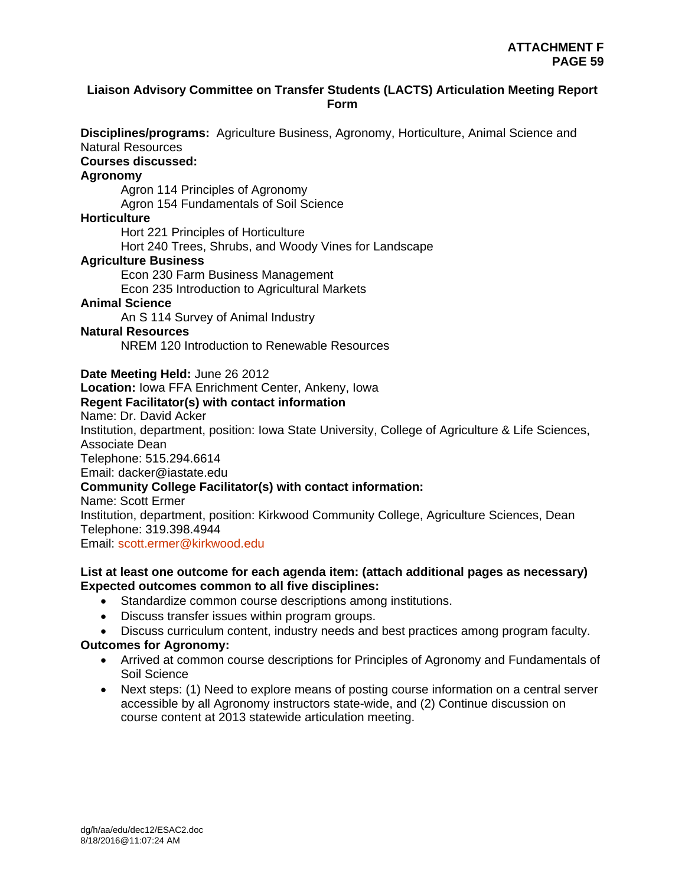**Liaison Advisory Committee on Transfer Students (LACTS) Articulation Meeting Report Form**

**Disciplines/programs:** Agriculture Business, Agronomy, Horticulture, Animal Science and Natural Resources

**Courses discussed:**

**Agronomy**

Agron 114 Principles of Agronomy
Agron 154 Fundamentals of Soil Science

**Horticulture**

Hort 221 Principles of Horticulture
Hort 240 Trees, Shrubs, and Woody Vines for Landscape

**Agriculture Business**

Econ 230 Farm Business Management
Econ 235 Introduction to Agricultural Markets

**Animal Science**

An S 114 Survey of Animal Industry

**Natural Resources**

NREM 120 Introduction to Renewable Resources

**Date Meeting Held:** June 26 2012
**Location:** Iowa FFA Enrichment Center, Ankeny, Iowa
**Regent Facilitator(s) with contact information**
Name: Dr. David Acker
Institution, department, position: Iowa State University, College of Agriculture & Life Sciences, Associate Dean
Telephone: 515.294.6614
Email: dacker@iastate.edu
**Community College Facilitator(s) with contact information:**
Name: Scott Ermer
Institution, department, position: Kirkwood Community College, Agriculture Sciences, Dean
Telephone: 319.398.4944
Email: scott.ermer@kirkwood.edu

**List at least one outcome for each agenda item: (attach additional pages as necessary)**
**Expected outcomes common to all five disciplines:**

- Standardize common course descriptions among institutions.
- Discuss transfer issues within program groups.
- Discuss curriculum content, industry needs and best practices among program faculty.

**Outcomes for Agronomy:**

- Arrived at common course descriptions for Principles of Agronomy and Fundamentals of Soil Science
- Next steps: (1) Need to explore means of posting course information on a central server accessible by all Agronomy instructors state-wide, and (2) Continue discussion on course content at 2013 statewide articulation meeting.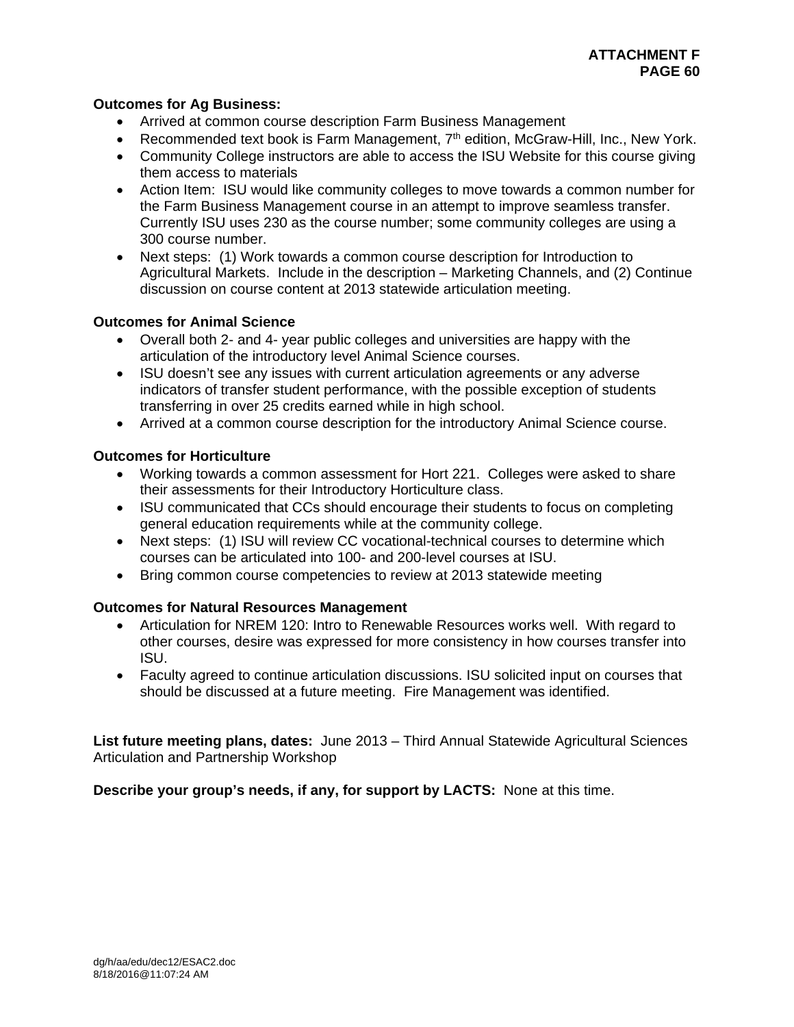**Outcomes for Ag Business:**

- Arrived at common course description Farm Business Management
- Recommended text book is Farm Management, 7th edition, McGraw-Hill, Inc., New York.
- Community College instructors are able to access the ISU Website for this course giving them access to materials
- Action Item: ISU would like community colleges to move towards a common number for the Farm Business Management course in an attempt to improve seamless transfer. Currently ISU uses 230 as the course number; some community colleges are using a 300 course number.
- Next steps: (1) Work towards a common course description for Introduction to Agricultural Markets. Include in the description – Marketing Channels, and (2) Continue discussion on course content at 2013 statewide articulation meeting.

**Outcomes for Animal Science**

- Overall both 2- and 4- year public colleges and universities are happy with the articulation of the introductory level Animal Science courses.
- ISU doesn't see any issues with current articulation agreements or any adverse indicators of transfer student performance, with the possible exception of students transferring in over 25 credits earned while in high school.
- Arrived at a common course description for the introductory Animal Science course.

**Outcomes for Horticulture**

- Working towards a common assessment for Hort 221. Colleges were asked to share their assessments for their Introductory Horticulture class.
- ISU communicated that CCs should encourage their students to focus on completing general education requirements while at the community college.
- Next steps: (1) ISU will review CC vocational-technical courses to determine which courses can be articulated into 100- and 200-level courses at ISU.
- Bring common course competencies to review at 2013 statewide meeting

**Outcomes for Natural Resources Management**

- Articulation for NREM 120: Intro to Renewable Resources works well. With regard to other courses, desire was expressed for more consistency in how courses transfer into ISU.
- Faculty agreed to continue articulation discussions. ISU solicited input on courses that should be discussed at a future meeting. Fire Management was identified.

**List future meeting plans, dates:** June 2013 – Third Annual Statewide Agricultural Sciences Articulation and Partnership Workshop

**Describe your group's needs, if any, for support by LACTS:** None at this time.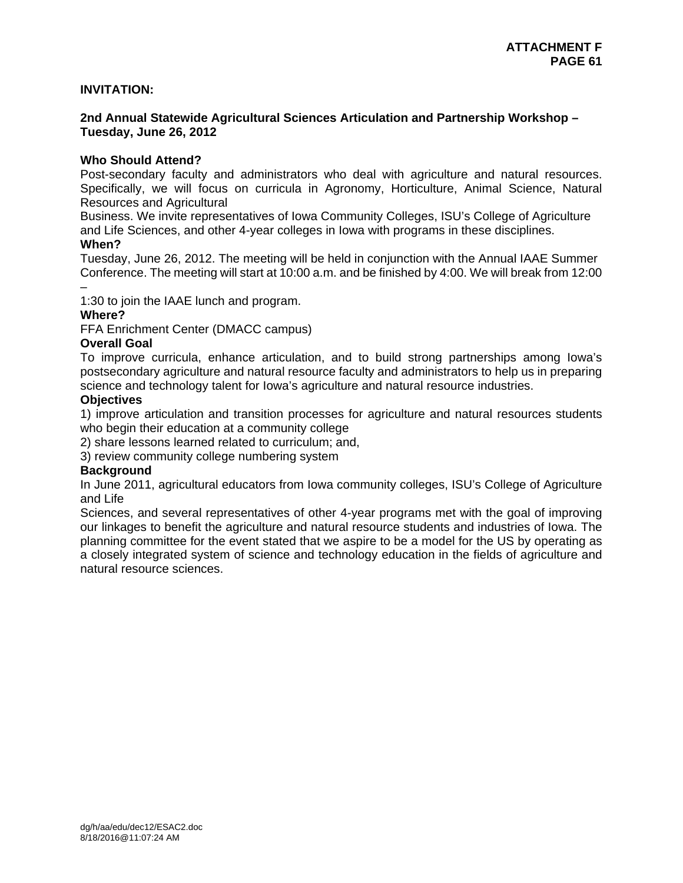**INVITATION:**

**2nd Annual Statewide Agricultural Sciences Articulation and Partnership Workshop – Tuesday, June 26, 2012**

**Who Should Attend?**

Post-secondary faculty and administrators who deal with agriculture and natural resources. Specifically, we will focus on curricula in Agronomy, Horticulture, Animal Science, Natural Resources and Agricultural Business. We invite representatives of Iowa Community Colleges, ISU's College of Agriculture and Life Sciences, and other 4-year colleges in Iowa with programs in these disciplines.

**When?**

Tuesday, June 26, 2012. The meeting will be held in conjunction with the Annual IAAE Summer Conference. The meeting will start at 10:00 a.m. and be finished by 4:00. We will break from 12:00 – 1:30 to join the IAAE lunch and program.

**Where?**

FFA Enrichment Center (DMACC campus)

**Overall Goal**

To improve curricula, enhance articulation, and to build strong partnerships among Iowa's postsecondary agriculture and natural resource faculty and administrators to help us in preparing science and technology talent for Iowa's agriculture and natural resource industries.

**Objectives**

1) improve articulation and transition processes for agriculture and natural resources students who begin their education at a community college
2) share lessons learned related to curriculum; and,
3) review community college numbering system

**Background**

In June 2011, agricultural educators from Iowa community colleges, ISU's College of Agriculture and Life Sciences, and several representatives of other 4-year programs met with the goal of improving our linkages to benefit the agriculture and natural resource students and industries of Iowa. The planning committee for the event stated that we aspire to be a model for the US by operating as a closely integrated system of science and technology education in the fields of agriculture and natural resource sciences.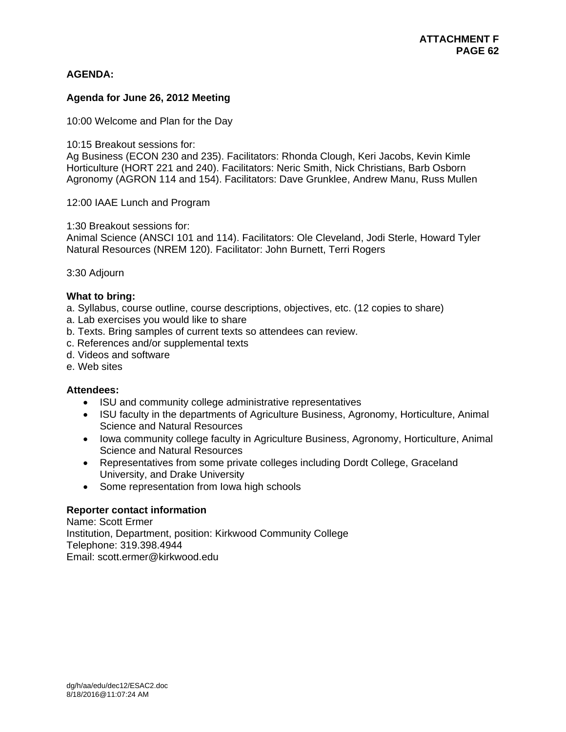**AGENDA:**

**Agenda for June 26, 2012 Meeting**

10:00 Welcome and Plan for the Day

10:15 Breakout sessions for:
Ag Business (ECON 230 and 235). Facilitators: Rhonda Clough, Keri Jacobs, Kevin Kimle
Horticulture (HORT 221 and 240). Facilitators: Neric Smith, Nick Christians, Barb Osborn
Agronomy (AGRON 114 and 154). Facilitators: Dave Grunklee, Andrew Manu, Russ Mullen

12:00 IAAE Lunch and Program

1:30 Breakout sessions for:
Animal Science (ANSCI 101 and 114). Facilitators: Ole Cleveland, Jodi Sterle, Howard Tyler
Natural Resources (NREM 120). Facilitator: John Burnett, Terri Rogers

3:30 Adjourn

**What to bring:**

a. Syllabus, course outline, course descriptions, objectives, etc. (12 copies to share)
a. Lab exercises you would like to share
b. Texts. Bring samples of current texts so attendees can review.
c. References and/or supplemental texts
d. Videos and software
e. Web sites

**Attendees:**

- ISU and community college administrative representatives
- ISU faculty in the departments of Agriculture Business, Agronomy, Horticulture, Animal Science and Natural Resources
- Iowa community college faculty in Agriculture Business, Agronomy, Horticulture, Animal Science and Natural Resources
- Representatives from some private colleges including Dordt College, Graceland University, and Drake University
- Some representation from Iowa high schools

**Reporter contact information**

Name: Scott Ermer
Institution, Department, position: Kirkwood Community College
Telephone: 319.398.4944
Email: scott.ermer@kirkwood.edu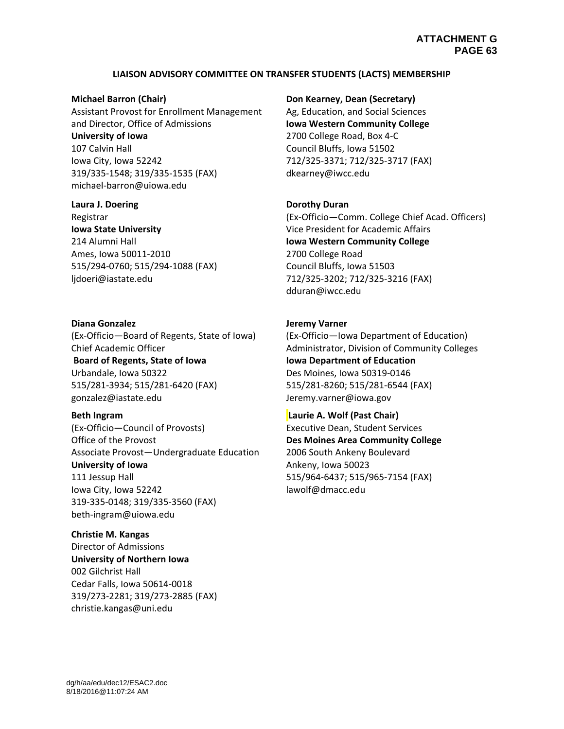**ATTACHMENT G**

## LIAISON ADVISORY COMMITTEE ON TRANSFER STUDENTS (LACTS) MEMBERSHIP

**Michael Barron (Chair)**
Assistant Provost for Enrollment Management and Director, Office of Admissions
**University of Iowa**
107 Calvin Hall
Iowa City, Iowa 52242
319/335-1548; 319/335-1535 (FAX)
michael-barron@uiowa.edu

**Laura J. Doering**
Registrar
**Iowa State University**
214 Alumni Hall
Ames, Iowa 50011-2010
515/294-0760; 515/294-1088 (FAX)
ljdoeri@iastate.edu

**Diana Gonzalez**
(Ex-Officio—Board of Regents, State of Iowa)
Chief Academic Officer
**Board of Regents, State of Iowa**
Urbandale, Iowa 50322
515/281-3934; 515/281-6420 (FAX)
gonzalez@iastate.edu

**Beth Ingram**
(Ex-Officio—Council of Provosts)
Office of the Provost
Associate Provost—Undergraduate Education
**University of Iowa**
111 Jessup Hall
Iowa City, Iowa 52242
319-335-0148; 319/335-3560 (FAX)
beth-ingram@uiowa.edu

**Christie M. Kangas**
Director of Admissions
**University of Northern Iowa**
002 Gilchrist Hall
Cedar Falls, Iowa 50614-0018
319/273-2281; 319/273-2885 (FAX)
christie.kangas@uni.edu

**Don Kearney, Dean (Secretary)**
Ag, Education, and Social Sciences
**Iowa Western Community College**
2700 College Road, Box 4-C
Council Bluffs, Iowa 51502
712/325-3371; 712/325-3717 (FAX)
dkearney@iwcc.edu

**Dorothy Duran**
(Ex-Officio—Comm. College Chief Acad. Officers)
Vice President for Academic Affairs
**Iowa Western Community College**
2700 College Road
Council Bluffs, Iowa 51503
712/325-3202; 712/325-3216 (FAX)
dduran@iwcc.edu

**Jeremy Varner**
(Ex-Officio—Iowa Department of Education)
Administrator, Division of Community Colleges
**Iowa Department of Education**
Des Moines, Iowa 50319-0146
515/281-8260; 515/281-6544 (FAX)
Jeremy.varner@iowa.gov

**Laurie A. Wolf (Past Chair)**
Executive Dean, Student Services
**Des Moines Area Community College**
2006 South Ankeny Boulevard
Ankeny, Iowa 50023
515/964-6437; 515/965-7154 (FAX)
lawolf@dmacc.edu

dg/h/aa/edu/dec12/ESAC2.doc
8/18/2016@11:07:24 AM